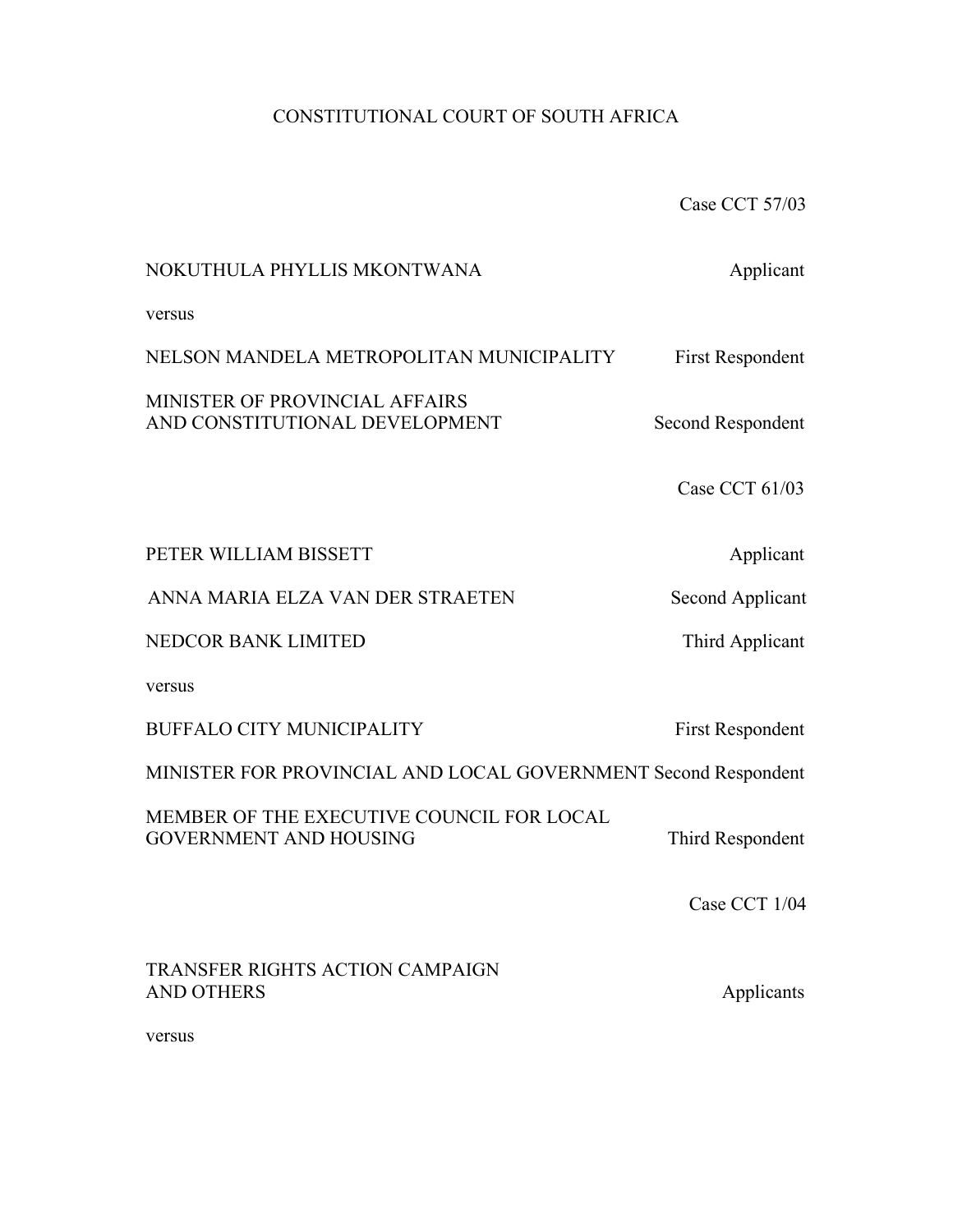# CONSTITUTIONAL COURT OF SOUTH AFRICA

Case CCT 57/03

NOKUTHULA PHYLLIS MKONTWANA — Applicant

versus

NELSON MANDELA METROPOLITAN MUNICIPALITY — First Respondent

MINISTER OF PROVINCIAL AFFAIRS AND CONSTITUTIONAL DEVELOPMENT — Second Respondent

Case CCT 61/03

PETER WILLIAM BISSETT — Applicant

ANNA MARIA ELZA VAN DER STRAETEN — Second Applicant

NEDCOR BANK LIMITED — Third Applicant

versus

BUFFALO CITY MUNICIPALITY — First Respondent

MINISTER FOR PROVINCIAL AND LOCAL GOVERNMENT — Second Respondent

MEMBER OF THE EXECUTIVE COUNCIL FOR LOCAL GOVERNMENT AND HOUSING — Third Respondent

Case CCT 1/04

TRANSFER RIGHTS ACTION CAMPAIGN AND OTHERS — Applicants

versus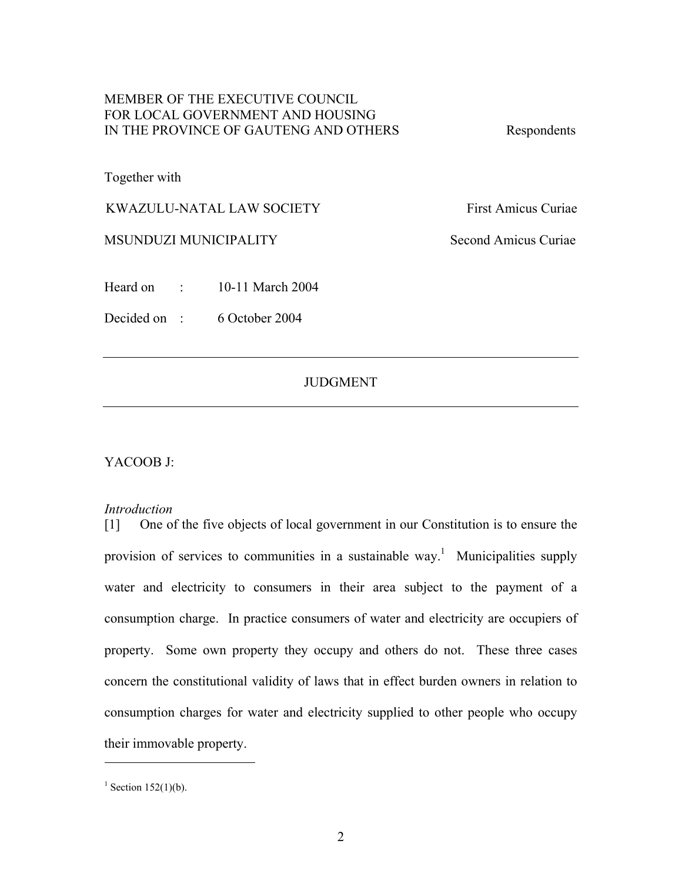MEMBER OF THE EXECUTIVE COUNCIL
FOR LOCAL GOVERNMENT AND HOUSING
IN THE PROVINCE OF GAUTENG AND OTHERS Respondents

Together with

KWAZULU-NATAL LAW SOCIETY First Amicus Curiae

MSUNDUZI MUNICIPALITY Second Amicus Curiae

Heard on : 10-11 March 2004

Decided on : 6 October 2004

---

JUDGMENT

---

YACOOB J:

*Introduction*

[1] One of the five objects of local government in our Constitution is to ensure the provision of services to communities in a sustainable way.[1] Municipalities supply water and electricity to consumers in their area subject to the payment of a consumption charge. In practice consumers of water and electricity are occupiers of property. Some own property they occupy and others do not. These three cases concern the constitutional validity of laws that in effect burden owners in relation to consumption charges for water and electricity supplied to other people who occupy their immovable property.

---

[1] Section 152(1)(b).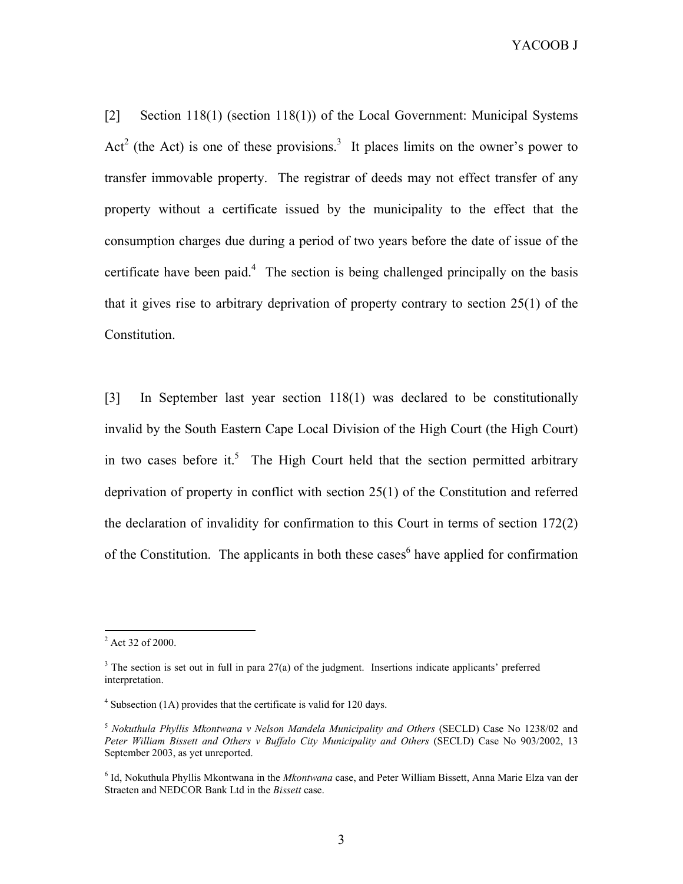[2] Section 118(1) (section 118(1)) of the Local Government: Municipal Systems Act[2] (the Act) is one of these provisions.[3] It places limits on the owner's power to transfer immovable property. The registrar of deeds may not effect transfer of any property without a certificate issued by the municipality to the effect that the consumption charges due during a period of two years before the date of issue of the certificate have been paid.[4] The section is being challenged principally on the basis that it gives rise to arbitrary deprivation of property contrary to section 25(1) of the Constitution.

[3] In September last year section 118(1) was declared to be constitutionally invalid by the South Eastern Cape Local Division of the High Court (the High Court) in two cases before it.[5] The High Court held that the section permitted arbitrary deprivation of property in conflict with section 25(1) of the Constitution and referred the declaration of invalidity for confirmation to this Court in terms of section 172(2) of the Constitution. The applicants in both these cases[6] have applied for confirmation

---

[2] Act 32 of 2000.

[3] The section is set out in full in para 27(a) of the judgment. Insertions indicate applicants' preferred interpretation.

[4] Subsection (1A) provides that the certificate is valid for 120 days.

[5] *Nokuthula Phyllis Mkontwana v Nelson Mandela Municipality and Others* (SECLD) Case No 1238/02 and *Peter William Bissett and Others v Buffalo City Municipality and Others* (SECLD) Case No 903/2002, 13 September 2003, as yet unreported.

[6] Id, Nokuthula Phyllis Mkontwana in the *Mkontwana* case, and Peter William Bissett, Anna Marie Elza van der Straeten and NEDCOR Bank Ltd in the *Bissett* case.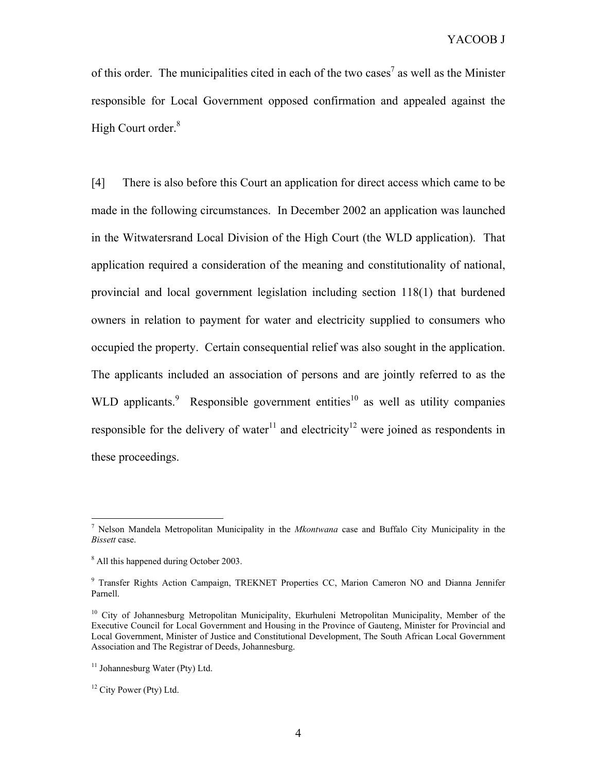of this order. The municipalities cited in each of the two cases[7] as well as the Minister responsible for Local Government opposed confirmation and appealed against the High Court order.[8]

[4] There is also before this Court an application for direct access which came to be made in the following circumstances. In December 2002 an application was launched in the Witwatersrand Local Division of the High Court (the WLD application). That application required a consideration of the meaning and constitutionality of national, provincial and local government legislation including section 118(1) that burdened owners in relation to payment for water and electricity supplied to consumers who occupied the property. Certain consequential relief was also sought in the application. The applicants included an association of persons and are jointly referred to as the WLD applicants.[9] Responsible government entities[10] as well as utility companies responsible for the delivery of water[11] and electricity[12] were joined as respondents in these proceedings.

---

[7] Nelson Mandela Metropolitan Municipality in the *Mkontwana* case and Buffalo City Municipality in the *Bissett* case.

[8] All this happened during October 2003.

[9] Transfer Rights Action Campaign, TREKNET Properties CC, Marion Cameron NO and Dianna Jennifer Parnell.

[10] City of Johannesburg Metropolitan Municipality, Ekurhuleni Metropolitan Municipality, Member of the Executive Council for Local Government and Housing in the Province of Gauteng, Minister for Provincial and Local Government, Minister of Justice and Constitutional Development, The South African Local Government Association and The Registrar of Deeds, Johannesburg.

[11] Johannesburg Water (Pty) Ltd.

[12] City Power (Pty) Ltd.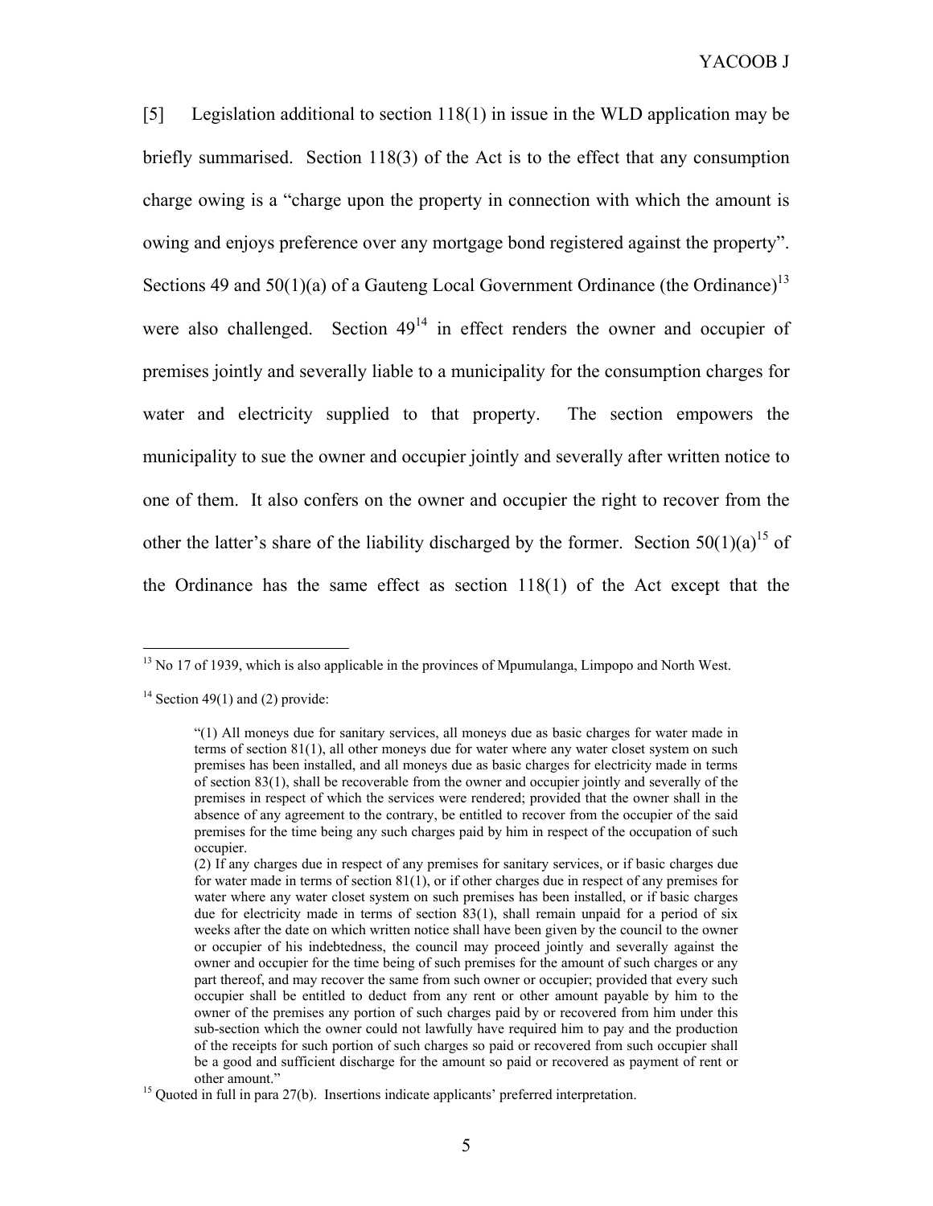[5] Legislation additional to section 118(1) in issue in the WLD application may be briefly summarised. Section 118(3) of the Act is to the effect that any consumption charge owing is a "charge upon the property in connection with which the amount is owing and enjoys preference over any mortgage bond registered against the property". Sections 49 and 50(1)(a) of a Gauteng Local Government Ordinance (the Ordinance)[13] were also challenged. Section 49[14] in effect renders the owner and occupier of premises jointly and severally liable to a municipality for the consumption charges for water and electricity supplied to that property. The section empowers the municipality to sue the owner and occupier jointly and severally after written notice to one of them. It also confers on the owner and occupier the right to recover from the other the latter's share of the liability discharged by the former. Section 50(1)(a)[15] of the Ordinance has the same effect as section 118(1) of the Act except that the

---

[13] No 17 of 1939, which is also applicable in the provinces of Mpumulanga, Limpopo and North West.

[14] Section 49(1) and (2) provide:

> "(1) All moneys due for sanitary services, all moneys due as basic charges for water made in terms of section 81(1), all other moneys due for water where any water closet system on such premises has been installed, and all moneys due as basic charges for electricity made in terms of section 83(1), shall be recoverable from the owner and occupier jointly and severally of the premises in respect of which the services were rendered; provided that the owner shall in the absence of any agreement to the contrary, be entitled to recover from the occupier of the said premises for the time being any such charges paid by him in respect of the occupation of such occupier.
> (2) If any charges due in respect of any premises for sanitary services, or if basic charges due for water made in terms of section 81(1), or if other charges due in respect of any premises for water where any water closet system on such premises has been installed, or if basic charges due for electricity made in terms of section 83(1), shall remain unpaid for a period of six weeks after the date on which written notice shall have been given by the council to the owner or occupier of his indebtedness, the council may proceed jointly and severally against the owner and occupier for the time being of such premises for the amount of such charges or any part thereof, and may recover the same from such owner or occupier; provided that every such occupier shall be entitled to deduct from any rent or other amount payable by him to the owner of the premises any portion of such charges paid by or recovered from him under this sub-section which the owner could not lawfully have required him to pay and the production of the receipts for such portion of such charges so paid or recovered from such occupier shall be a good and sufficient discharge for the amount so paid or recovered as payment of rent or other amount."

[15] Quoted in full in para 27(b). Insertions indicate applicants' preferred interpretation.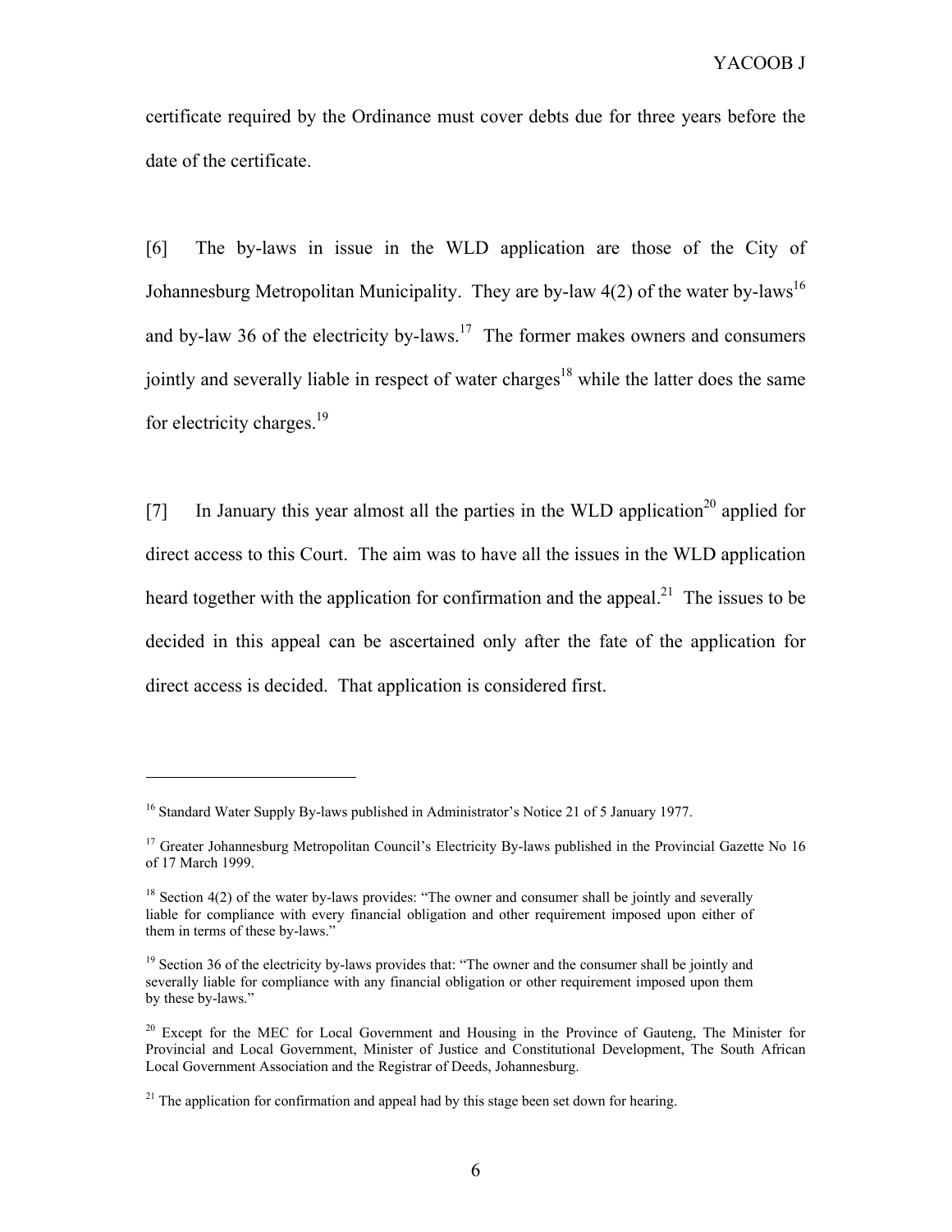certificate required by the Ordinance must cover debts due for three years before the date of the certificate.

[6] The by-laws in issue in the WLD application are those of the City of Johannesburg Metropolitan Municipality. They are by-law 4(2) of the water by-laws[16] and by-law 36 of the electricity by-laws.[17] The former makes owners and consumers jointly and severally liable in respect of water charges[18] while the latter does the same for electricity charges.[19]

[7] In January this year almost all the parties in the WLD application[20] applied for direct access to this Court. The aim was to have all the issues in the WLD application heard together with the application for confirmation and the appeal.[21] The issues to be decided in this appeal can be ascertained only after the fate of the application for direct access is decided. That application is considered first.

---

[16] Standard Water Supply By-laws published in Administrator's Notice 21 of 5 January 1977.

[17] Greater Johannesburg Metropolitan Council's Electricity By-laws published in the Provincial Gazette No 16 of 17 March 1999.

[18] Section 4(2) of the water by-laws provides: "The owner and consumer shall be jointly and severally liable for compliance with every financial obligation and other requirement imposed upon either of them in terms of these by-laws."

[19] Section 36 of the electricity by-laws provides that: "The owner and the consumer shall be jointly and severally liable for compliance with any financial obligation or other requirement imposed upon them by these by-laws."

[20] Except for the MEC for Local Government and Housing in the Province of Gauteng, The Minister for Provincial and Local Government, Minister of Justice and Constitutional Development, The South African Local Government Association and the Registrar of Deeds, Johannesburg.

[21] The application for confirmation and appeal had by this stage been set down for hearing.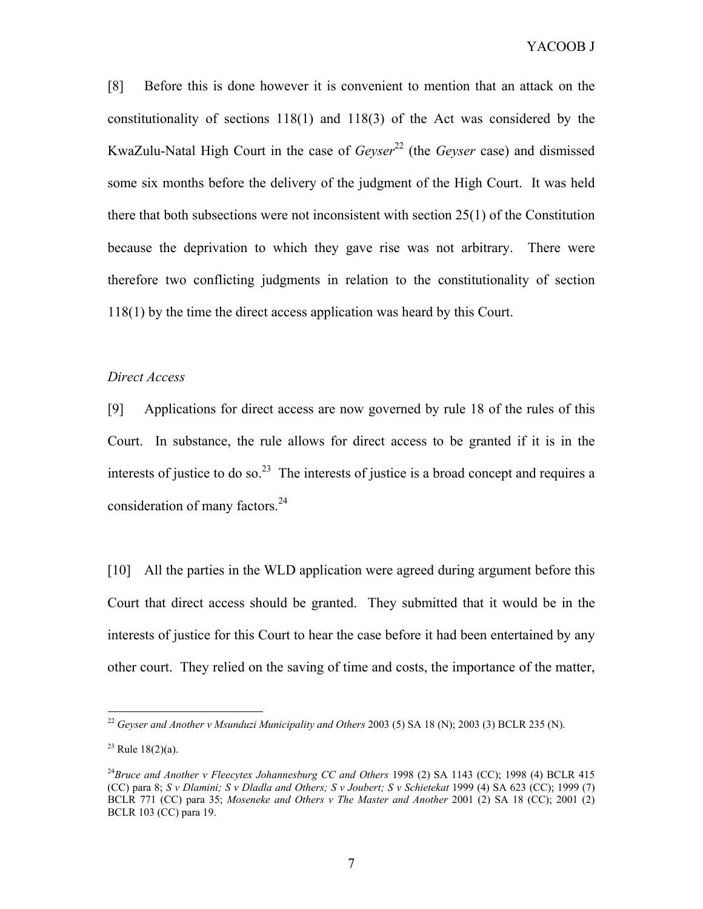[8] Before this is done however it is convenient to mention that an attack on the constitutionality of sections 118(1) and 118(3) of the Act was considered by the KwaZulu-Natal High Court in the case of *Geyser*[22] (the *Geyser* case) and dismissed some six months before the delivery of the judgment of the High Court. It was held there that both subsections were not inconsistent with section 25(1) of the Constitution because the deprivation to which they gave rise was not arbitrary. There were therefore two conflicting judgments in relation to the constitutionality of section 118(1) by the time the direct access application was heard by this Court.

*Direct Access*

[9] Applications for direct access are now governed by rule 18 of the rules of this Court. In substance, the rule allows for direct access to be granted if it is in the interests of justice to do so.[23] The interests of justice is a broad concept and requires a consideration of many factors.[24]

[10] All the parties in the WLD application were agreed during argument before this Court that direct access should be granted. They submitted that it would be in the interests of justice for this Court to hear the case before it had been entertained by any other court. They relied on the saving of time and costs, the importance of the matter,

---

[22] *Geyser and Another v Msunduzi Municipality and Others* 2003 (5) SA 18 (N); 2003 (3) BCLR 235 (N).

[23] Rule 18(2)(a).

[24] *Bruce and Another v Fleecytex Johannesburg CC and Others* 1998 (2) SA 1143 (CC); 1998 (4) BCLR 415 (CC) para 8; *S v Dlamini; S v Dladla and Others; S v Joubert; S v Schietekat* 1999 (4) SA 623 (CC); 1999 (7) BCLR 771 (CC) para 35; *Moseneke and Others v The Master and Another* 2001 (2) SA 18 (CC); 2001 (2) BCLR 103 (CC) para 19.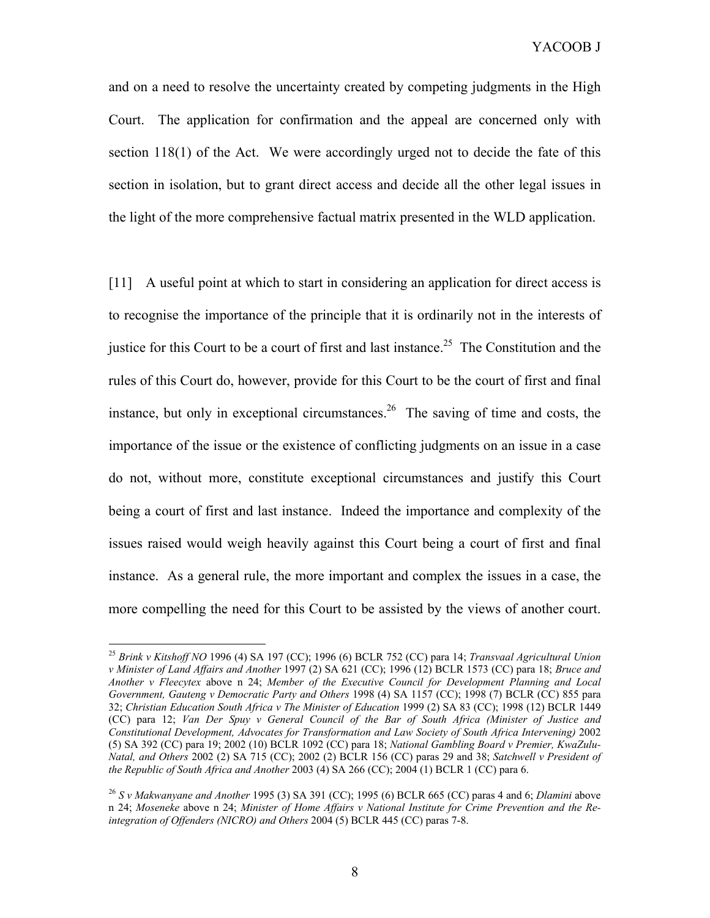and on a need to resolve the uncertainty created by competing judgments in the High Court. The application for confirmation and the appeal are concerned only with section 118(1) of the Act. We were accordingly urged not to decide the fate of this section in isolation, but to grant direct access and decide all the other legal issues in the light of the more comprehensive factual matrix presented in the WLD application.

[11] A useful point at which to start in considering an application for direct access is to recognise the importance of the principle that it is ordinarily not in the interests of justice for this Court to be a court of first and last instance.[25] The Constitution and the rules of this Court do, however, provide for this Court to be the court of first and final instance, but only in exceptional circumstances.[26] The saving of time and costs, the importance of the issue or the existence of conflicting judgments on an issue in a case do not, without more, constitute exceptional circumstances and justify this Court being a court of first and last instance. Indeed the importance and complexity of the issues raised would weigh heavily against this Court being a court of first and final instance. As a general rule, the more important and complex the issues in a case, the more compelling the need for this Court to be assisted by the views of another court.

---

[25] *Brink v Kitshoff NO* 1996 (4) SA 197 (CC); 1996 (6) BCLR 752 (CC) para 14; *Transvaal Agricultural Union v Minister of Land Affairs and Another* 1997 (2) SA 621 (CC); 1996 (12) BCLR 1573 (CC) para 18; *Bruce and Another v Fleecytex* above n 24; *Member of the Executive Council for Development Planning and Local Government, Gauteng v Democratic Party and Others* 1998 (4) SA 1157 (CC); 1998 (7) BCLR (CC) 855 para 32; *Christian Education South Africa v The Minister of Education* 1999 (2) SA 83 (CC); 1998 (12) BCLR 1449 (CC) para 12; *Van Der Spuy v General Council of the Bar of South Africa (Minister of Justice and Constitutional Development, Advocates for Transformation and Law Society of South Africa Intervening)* 2002 (5) SA 392 (CC) para 19; 2002 (10) BCLR 1092 (CC) para 18; *National Gambling Board v Premier, KwaZulu-Natal, and Others* 2002 (2) SA 715 (CC); 2002 (2) BCLR 156 (CC) paras 29 and 38; *Satchwell v President of the Republic of South Africa and Another* 2003 (4) SA 266 (CC); 2004 (1) BCLR 1 (CC) para 6.

[26] *S v Makwanyane and Another* 1995 (3) SA 391 (CC); 1995 (6) BCLR 665 (CC) paras 4 and 6; *Dlamini* above n 24; *Moseneke* above n 24; *Minister of Home Affairs v National Institute for Crime Prevention and the Re-integration of Offenders (NICRO) and Others* 2004 (5) BCLR 445 (CC) paras 7-8.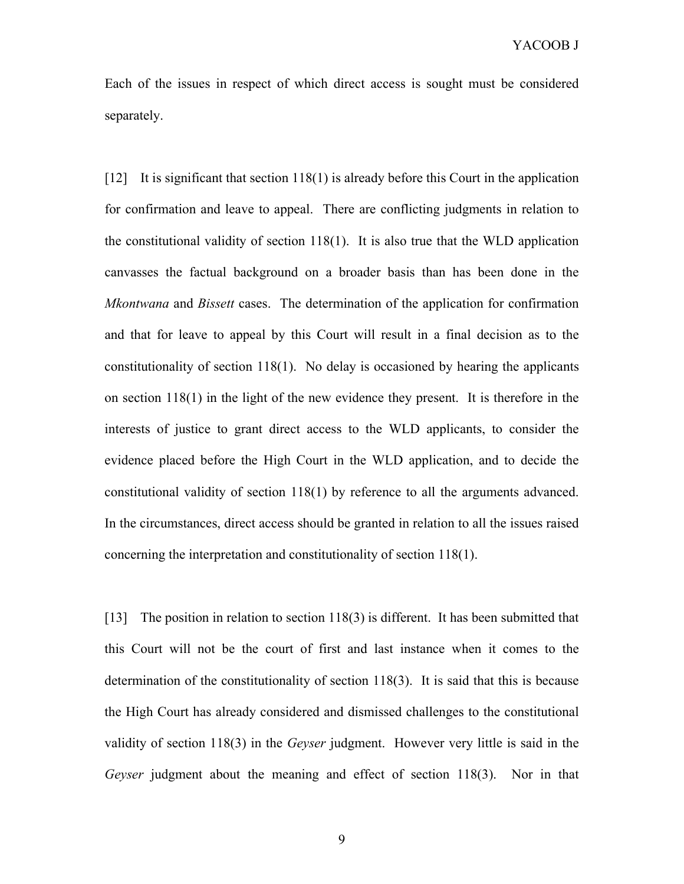Each of the issues in respect of which direct access is sought must be considered separately.

[12] It is significant that section 118(1) is already before this Court in the application for confirmation and leave to appeal. There are conflicting judgments in relation to the constitutional validity of section 118(1). It is also true that the WLD application canvasses the factual background on a broader basis than has been done in the *Mkontwana* and *Bissett* cases. The determination of the application for confirmation and that for leave to appeal by this Court will result in a final decision as to the constitutionality of section 118(1). No delay is occasioned by hearing the applicants on section 118(1) in the light of the new evidence they present. It is therefore in the interests of justice to grant direct access to the WLD applicants, to consider the evidence placed before the High Court in the WLD application, and to decide the constitutional validity of section 118(1) by reference to all the arguments advanced. In the circumstances, direct access should be granted in relation to all the issues raised concerning the interpretation and constitutionality of section 118(1).

[13] The position in relation to section 118(3) is different. It has been submitted that this Court will not be the court of first and last instance when it comes to the determination of the constitutionality of section 118(3). It is said that this is because the High Court has already considered and dismissed challenges to the constitutional validity of section 118(3) in the *Geyser* judgment. However very little is said in the *Geyser* judgment about the meaning and effect of section 118(3). Nor in that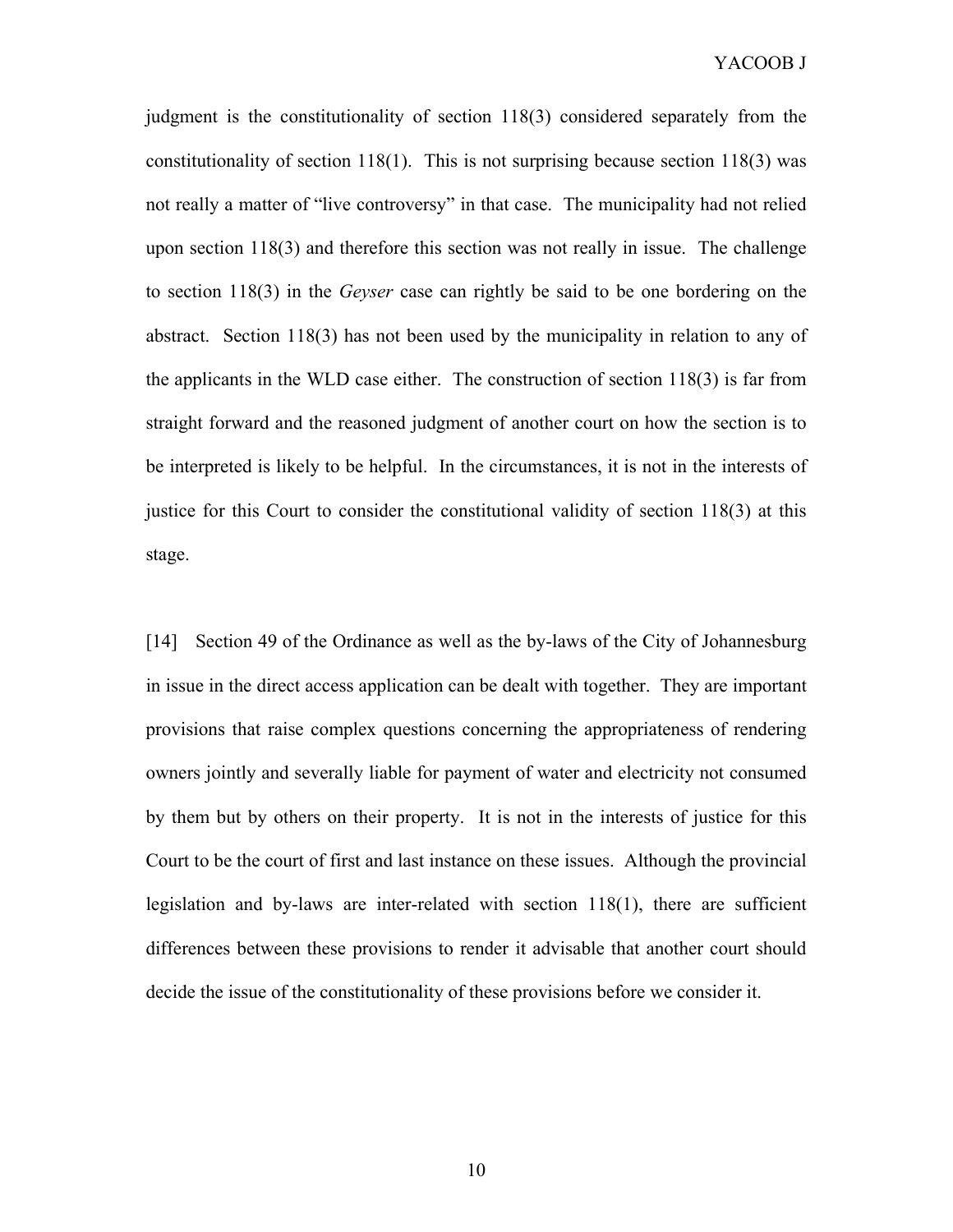judgment is the constitutionality of section 118(3) considered separately from the constitutionality of section 118(1). This is not surprising because section 118(3) was not really a matter of "live controversy" in that case. The municipality had not relied upon section 118(3) and therefore this section was not really in issue. The challenge to section 118(3) in the *Geyser* case can rightly be said to be one bordering on the abstract. Section 118(3) has not been used by the municipality in relation to any of the applicants in the WLD case either. The construction of section 118(3) is far from straight forward and the reasoned judgment of another court on how the section is to be interpreted is likely to be helpful. In the circumstances, it is not in the interests of justice for this Court to consider the constitutional validity of section 118(3) at this stage.

[14] Section 49 of the Ordinance as well as the by-laws of the City of Johannesburg in issue in the direct access application can be dealt with together. They are important provisions that raise complex questions concerning the appropriateness of rendering owners jointly and severally liable for payment of water and electricity not consumed by them but by others on their property. It is not in the interests of justice for this Court to be the court of first and last instance on these issues. Although the provincial legislation and by-laws are inter-related with section 118(1), there are sufficient differences between these provisions to render it advisable that another court should decide the issue of the constitutionality of these provisions before we consider it.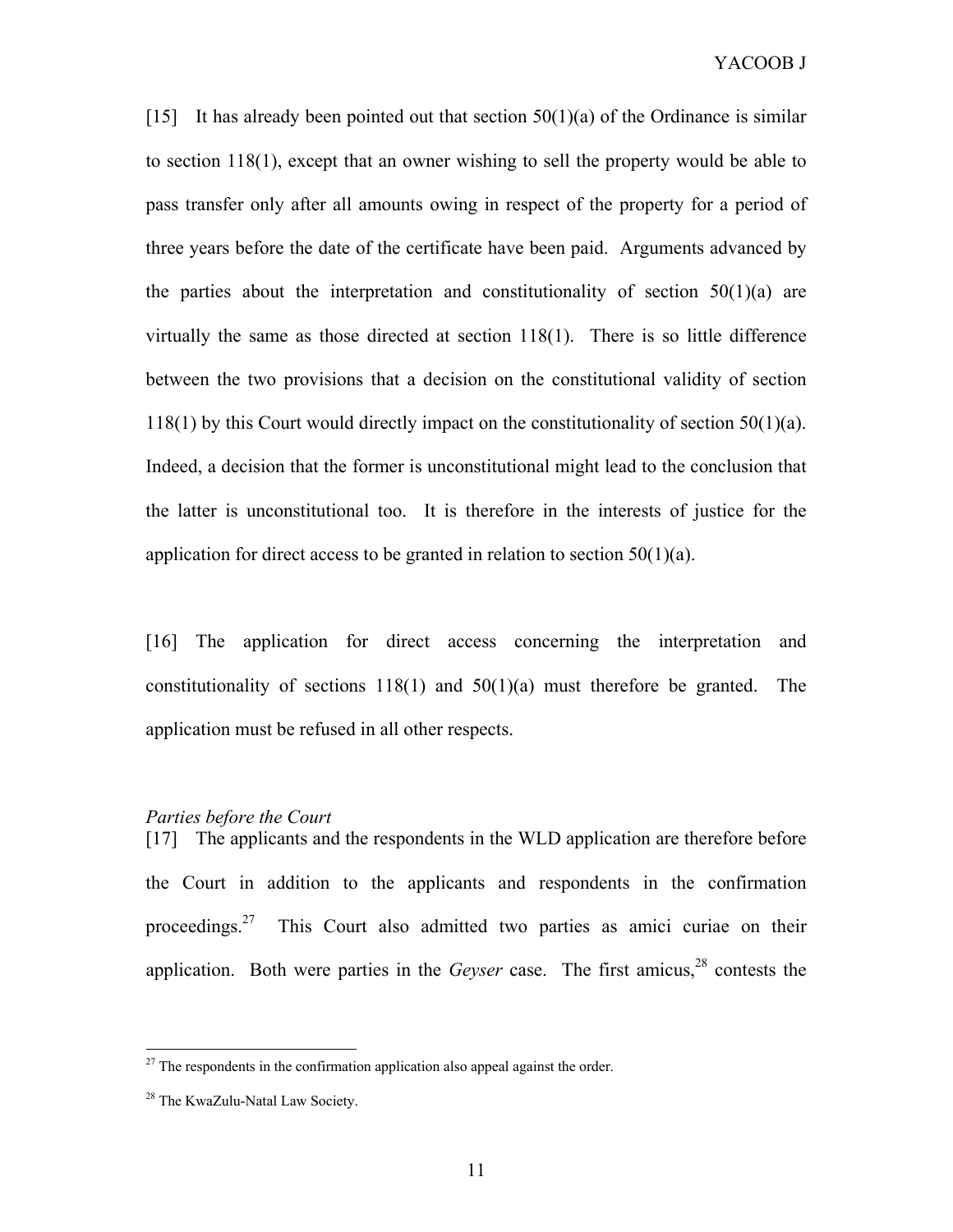[15] It has already been pointed out that section 50(1)(a) of the Ordinance is similar to section 118(1), except that an owner wishing to sell the property would be able to pass transfer only after all amounts owing in respect of the property for a period of three years before the date of the certificate have been paid. Arguments advanced by the parties about the interpretation and constitutionality of section 50(1)(a) are virtually the same as those directed at section 118(1). There is so little difference between the two provisions that a decision on the constitutional validity of section 118(1) by this Court would directly impact on the constitutionality of section 50(1)(a). Indeed, a decision that the former is unconstitutional might lead to the conclusion that the latter is unconstitutional too. It is therefore in the interests of justice for the application for direct access to be granted in relation to section 50(1)(a).

[16] The application for direct access concerning the interpretation and constitutionality of sections 118(1) and 50(1)(a) must therefore be granted. The application must be refused in all other respects.

*Parties before the Court*

[17] The applicants and the respondents in the WLD application are therefore before the Court in addition to the applicants and respondents in the confirmation proceedings.[27] This Court also admitted two parties as amici curiae on their application. Both were parties in the *Geyser* case. The first amicus,[28] contests the

[27] The respondents in the confirmation application also appeal against the order.

[28] The KwaZulu-Natal Law Society.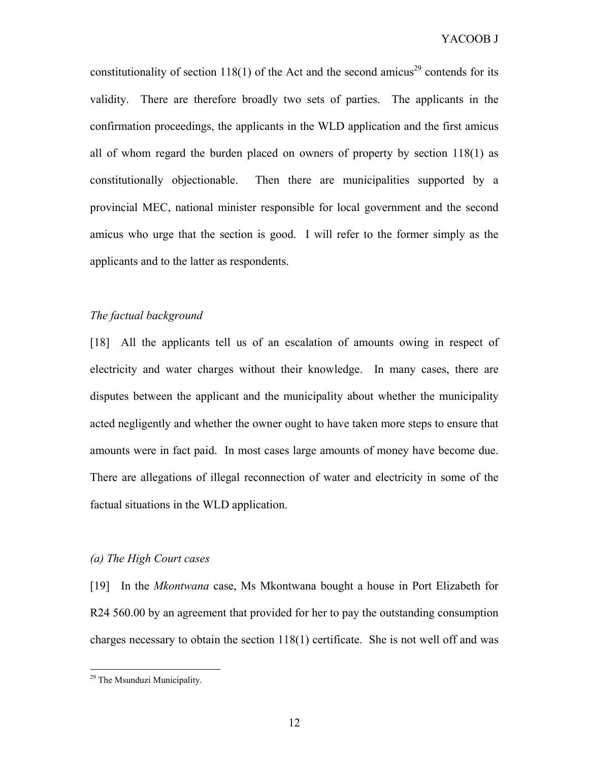constitutionality of section 118(1) of the Act and the second amicus[29] contends for its validity. There are therefore broadly two sets of parties. The applicants in the confirmation proceedings, the applicants in the WLD application and the first amicus all of whom regard the burden placed on owners of property by section 118(1) as constitutionally objectionable. Then there are municipalities supported by a provincial MEC, national minister responsible for local government and the second amicus who urge that the section is good. I will refer to the former simply as the applicants and to the latter as respondents.

*The factual background*

[18] All the applicants tell us of an escalation of amounts owing in respect of electricity and water charges without their knowledge. In many cases, there are disputes between the applicant and the municipality about whether the municipality acted negligently and whether the owner ought to have taken more steps to ensure that amounts were in fact paid. In most cases large amounts of money have become due. There are allegations of illegal reconnection of water and electricity in some of the factual situations in the WLD application.

*(a) The High Court cases*

[19] In the *Mkontwana* case, Ms Mkontwana bought a house in Port Elizabeth for R24 560.00 by an agreement that provided for her to pay the outstanding consumption charges necessary to obtain the section 118(1) certificate. She is not well off and was

---

[29] The Msunduzi Municipality.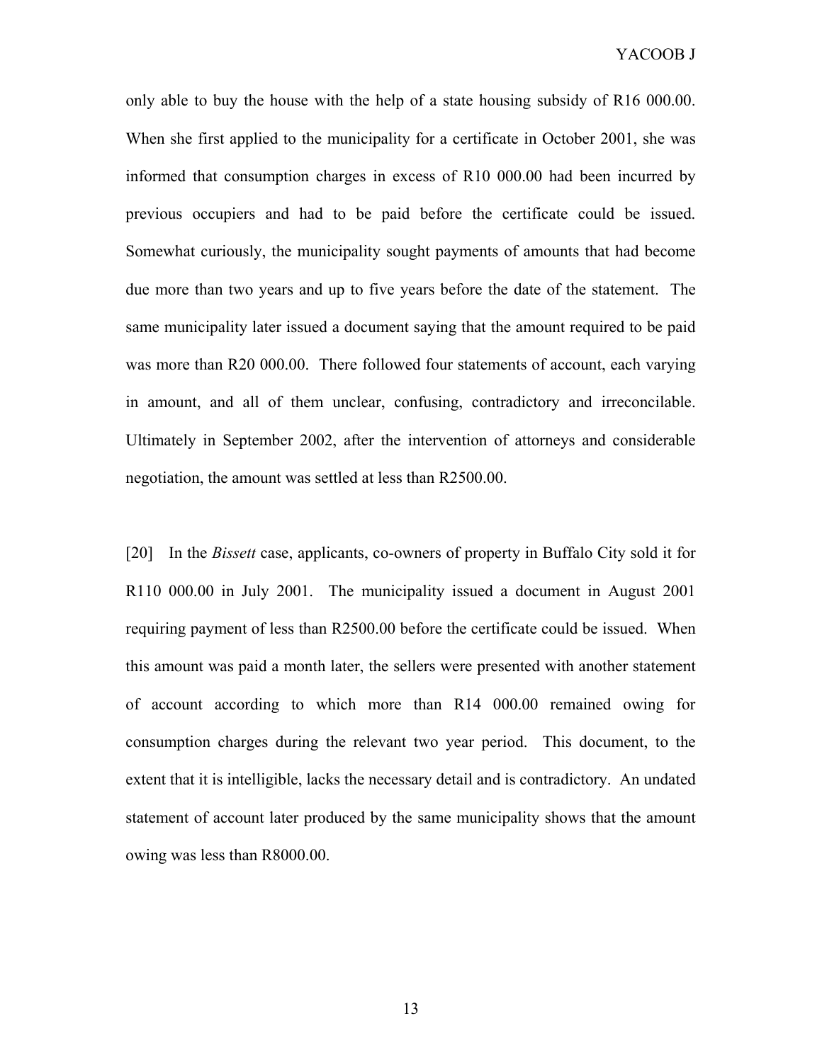only able to buy the house with the help of a state housing subsidy of R16 000.00. When she first applied to the municipality for a certificate in October 2001, she was informed that consumption charges in excess of R10 000.00 had been incurred by previous occupiers and had to be paid before the certificate could be issued. Somewhat curiously, the municipality sought payments of amounts that had become due more than two years and up to five years before the date of the statement. The same municipality later issued a document saying that the amount required to be paid was more than R20 000.00. There followed four statements of account, each varying in amount, and all of them unclear, confusing, contradictory and irreconcilable. Ultimately in September 2002, after the intervention of attorneys and considerable negotiation, the amount was settled at less than R2500.00.

[20] In the *Bissett* case, applicants, co-owners of property in Buffalo City sold it for R110 000.00 in July 2001. The municipality issued a document in August 2001 requiring payment of less than R2500.00 before the certificate could be issued. When this amount was paid a month later, the sellers were presented with another statement of account according to which more than R14 000.00 remained owing for consumption charges during the relevant two year period. This document, to the extent that it is intelligible, lacks the necessary detail and is contradictory. An undated statement of account later produced by the same municipality shows that the amount owing was less than R8000.00.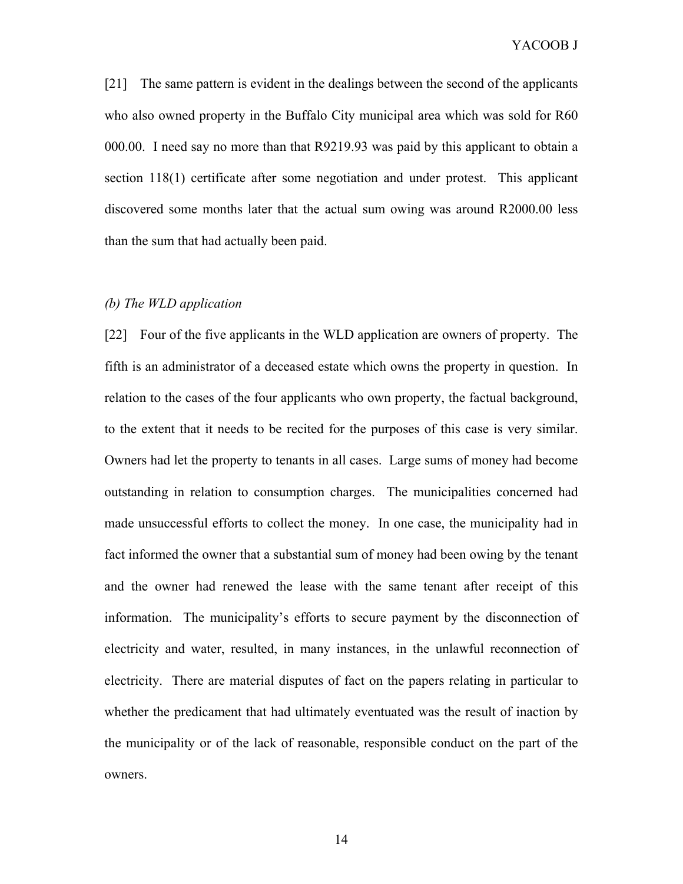[21] The same pattern is evident in the dealings between the second of the applicants who also owned property in the Buffalo City municipal area which was sold for R60 000.00. I need say no more than that R9219.93 was paid by this applicant to obtain a section 118(1) certificate after some negotiation and under protest. This applicant discovered some months later that the actual sum owing was around R2000.00 less than the sum that had actually been paid.

*(b) The WLD application*

[22] Four of the five applicants in the WLD application are owners of property. The fifth is an administrator of a deceased estate which owns the property in question. In relation to the cases of the four applicants who own property, the factual background, to the extent that it needs to be recited for the purposes of this case is very similar. Owners had let the property to tenants in all cases. Large sums of money had become outstanding in relation to consumption charges. The municipalities concerned had made unsuccessful efforts to collect the money. In one case, the municipality had in fact informed the owner that a substantial sum of money had been owing by the tenant and the owner had renewed the lease with the same tenant after receipt of this information. The municipality's efforts to secure payment by the disconnection of electricity and water, resulted, in many instances, in the unlawful reconnection of electricity. There are material disputes of fact on the papers relating in particular to whether the predicament that had ultimately eventuated was the result of inaction by the municipality or of the lack of reasonable, responsible conduct on the part of the owners.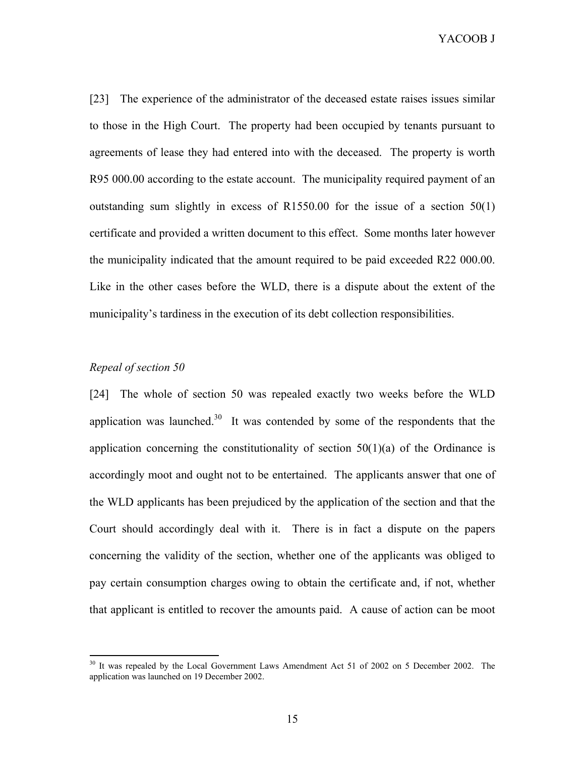[23] The experience of the administrator of the deceased estate raises issues similar to those in the High Court. The property had been occupied by tenants pursuant to agreements of lease they had entered into with the deceased. The property is worth R95 000.00 according to the estate account. The municipality required payment of an outstanding sum slightly in excess of R1550.00 for the issue of a section 50(1) certificate and provided a written document to this effect. Some months later however the municipality indicated that the amount required to be paid exceeded R22 000.00. Like in the other cases before the WLD, there is a dispute about the extent of the municipality's tardiness in the execution of its debt collection responsibilities.

*Repeal of section 50*

[24] The whole of section 50 was repealed exactly two weeks before the WLD application was launched.[30] It was contended by some of the respondents that the application concerning the constitutionality of section 50(1)(a) of the Ordinance is accordingly moot and ought not to be entertained. The applicants answer that one of the WLD applicants has been prejudiced by the application of the section and that the Court should accordingly deal with it. There is in fact a dispute on the papers concerning the validity of the section, whether one of the applicants was obliged to pay certain consumption charges owing to obtain the certificate and, if not, whether that applicant is entitled to recover the amounts paid. A cause of action can be moot

[30] It was repealed by the Local Government Laws Amendment Act 51 of 2002 on 5 December 2002. The application was launched on 19 December 2002.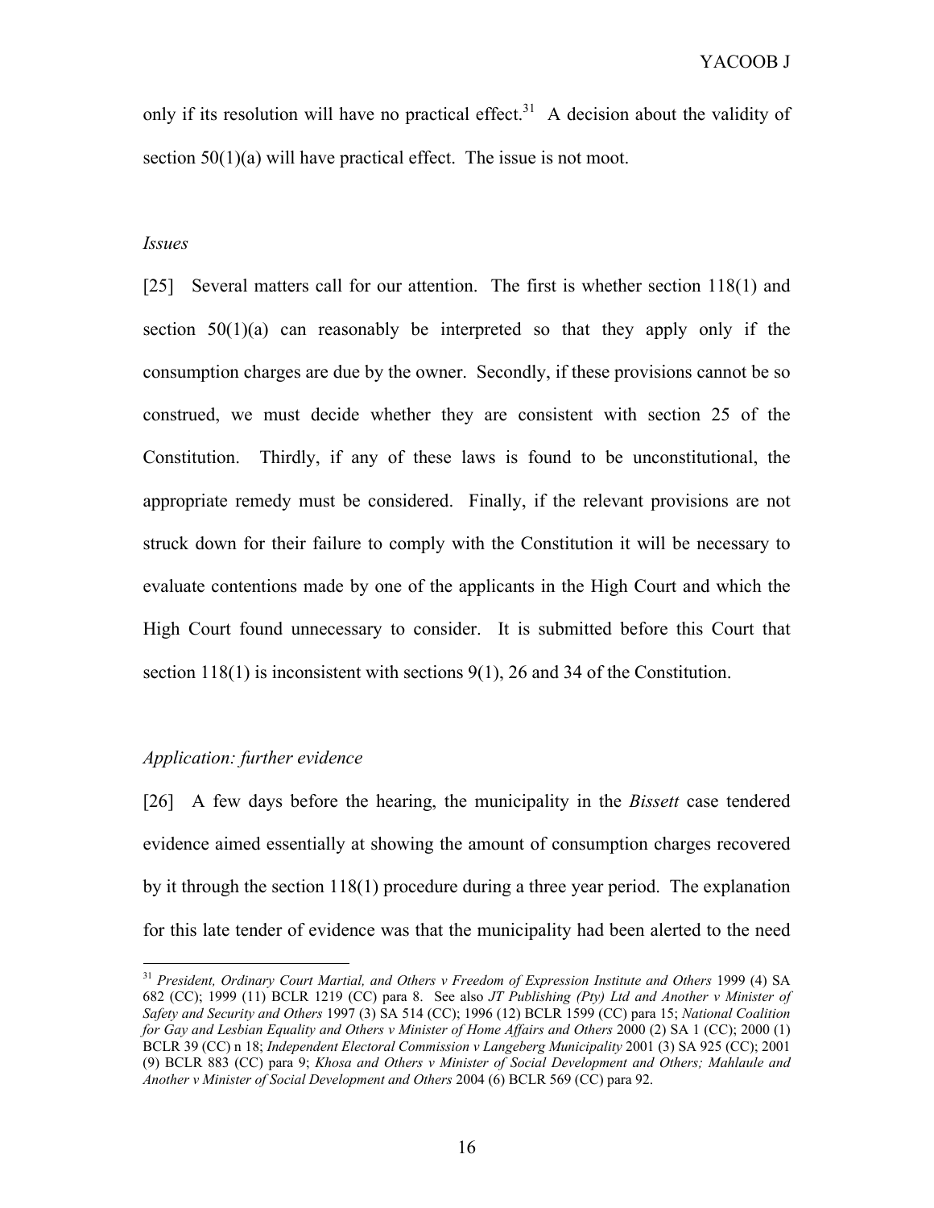only if its resolution will have no practical effect.[31] A decision about the validity of section 50(1)(a) will have practical effect. The issue is not moot.

*Issues*

[25] Several matters call for our attention. The first is whether section 118(1) and section 50(1)(a) can reasonably be interpreted so that they apply only if the consumption charges are due by the owner. Secondly, if these provisions cannot be so construed, we must decide whether they are consistent with section 25 of the Constitution. Thirdly, if any of these laws is found to be unconstitutional, the appropriate remedy must be considered. Finally, if the relevant provisions are not struck down for their failure to comply with the Constitution it will be necessary to evaluate contentions made by one of the applicants in the High Court and which the High Court found unnecessary to consider. It is submitted before this Court that section 118(1) is inconsistent with sections 9(1), 26 and 34 of the Constitution.

*Application: further evidence*

[26] A few days before the hearing, the municipality in the *Bissett* case tendered evidence aimed essentially at showing the amount of consumption charges recovered by it through the section 118(1) procedure during a three year period. The explanation for this late tender of evidence was that the municipality had been alerted to the need

---

[31] *President, Ordinary Court Martial, and Others v Freedom of Expression Institute and Others* 1999 (4) SA 682 (CC); 1999 (11) BCLR 1219 (CC) para 8. See also *JT Publishing (Pty) Ltd and Another v Minister of Safety and Security and Others* 1997 (3) SA 514 (CC); 1996 (12) BCLR 1599 (CC) para 15; *National Coalition for Gay and Lesbian Equality and Others v Minister of Home Affairs and Others* 2000 (2) SA 1 (CC); 2000 (1) BCLR 39 (CC) n 18; *Independent Electoral Commission v Langeberg Municipality* 2001 (3) SA 925 (CC); 2001 (9) BCLR 883 (CC) para 9; *Khosa and Others v Minister of Social Development and Others; Mahlaule and Another v Minister of Social Development and Others* 2004 (6) BCLR 569 (CC) para 92.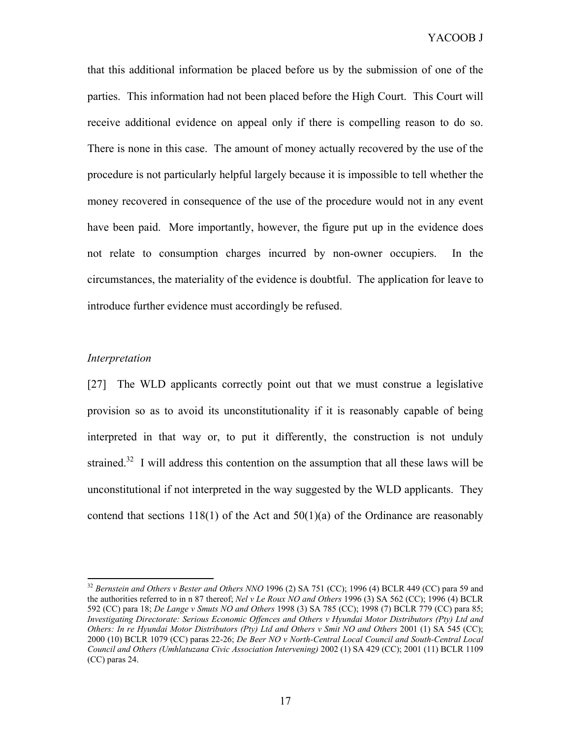that this additional information be placed before us by the submission of one of the parties. This information had not been placed before the High Court. This Court will receive additional evidence on appeal only if there is compelling reason to do so. There is none in this case. The amount of money actually recovered by the use of the procedure is not particularly helpful largely because it is impossible to tell whether the money recovered in consequence of the use of the procedure would not in any event have been paid. More importantly, however, the figure put up in the evidence does not relate to consumption charges incurred by non-owner occupiers. In the circumstances, the materiality of the evidence is doubtful. The application for leave to introduce further evidence must accordingly be refused.

*Interpretation*

[27] The WLD applicants correctly point out that we must construe a legislative provision so as to avoid its unconstitutionality if it is reasonably capable of being interpreted in that way or, to put it differently, the construction is not unduly strained.[32] I will address this contention on the assumption that all these laws will be unconstitutional if not interpreted in the way suggested by the WLD applicants. They contend that sections 118(1) of the Act and 50(1)(a) of the Ordinance are reasonably

---

[32] *Bernstein and Others v Bester and Others NNO* 1996 (2) SA 751 (CC); 1996 (4) BCLR 449 (CC) para 59 and the authorities referred to in n 87 thereof; *Nel v Le Roux NO and Others* 1996 (3) SA 562 (CC); 1996 (4) BCLR 592 (CC) para 18; *De Lange v Smuts NO and Others* 1998 (3) SA 785 (CC); 1998 (7) BCLR 779 (CC) para 85; *Investigating Directorate: Serious Economic Offences and Others v Hyundai Motor Distributors (Pty) Ltd and Others: In re Hyundai Motor Distributors (Pty) Ltd and Others v Smit NO and Others* 2001 (1) SA 545 (CC); 2000 (10) BCLR 1079 (CC) paras 22-26; *De Beer NO v North-Central Local Council and South-Central Local Council and Others (Umhlatuzana Civic Association Intervening)* 2002 (1) SA 429 (CC); 2001 (11) BCLR 1109 (CC) paras 24.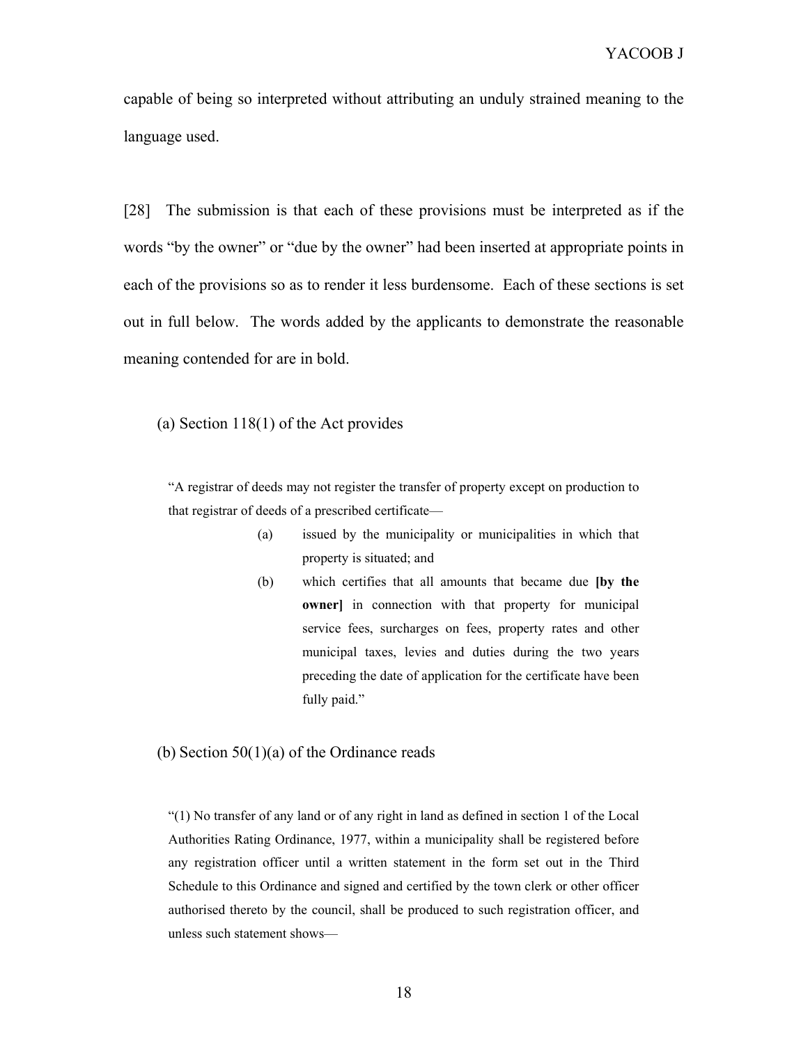capable of being so interpreted without attributing an unduly strained meaning to the language used.

[28] The submission is that each of these provisions must be interpreted as if the words "by the owner" or "due by the owner" had been inserted at appropriate points in each of the provisions so as to render it less burdensome. Each of these sections is set out in full below. The words added by the applicants to demonstrate the reasonable meaning contended for are in bold.

(a) Section 118(1) of the Act provides

> "A registrar of deeds may not register the transfer of property except on production to that registrar of deeds of a prescribed certificate—
>
> (a) issued by the municipality or municipalities in which that property is situated; and
>
> (b) which certifies that all amounts that became due **[by the owner]** in connection with that property for municipal service fees, surcharges on fees, property rates and other municipal taxes, levies and duties during the two years preceding the date of application for the certificate have been fully paid."

(b) Section 50(1)(a) of the Ordinance reads

> "(1) No transfer of any land or of any right in land as defined in section 1 of the Local Authorities Rating Ordinance, 1977, within a municipality shall be registered before any registration officer until a written statement in the form set out in the Third Schedule to this Ordinance and signed and certified by the town clerk or other officer authorised thereto by the council, shall be produced to such registration officer, and unless such statement shows—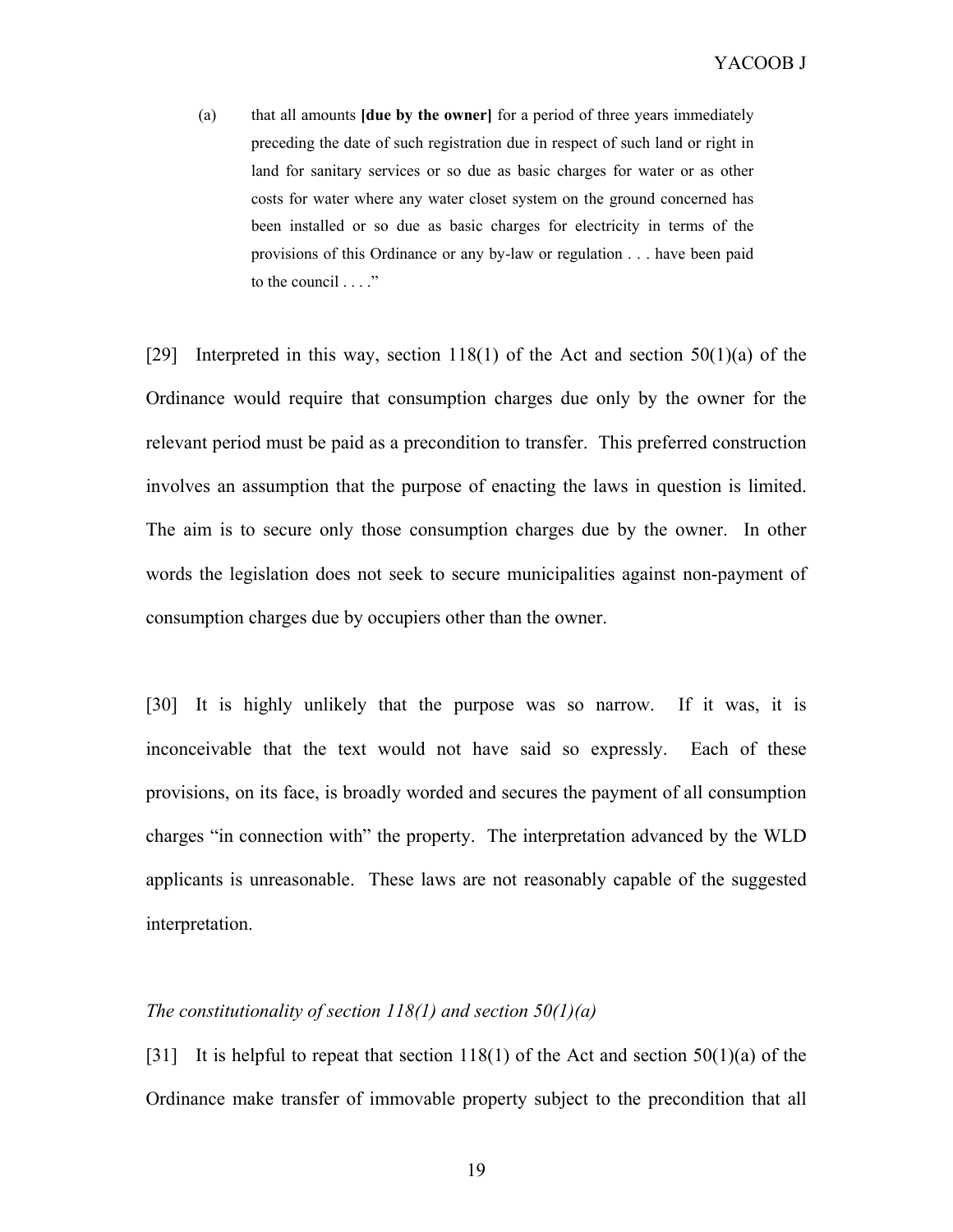> (a) that all amounts **[due by the owner]** for a period of three years immediately preceding the date of such registration due in respect of such land or right in land for sanitary services or so due as basic charges for water or as other costs for water where any water closet system on the ground concerned has been installed or so due as basic charges for electricity in terms of the provisions of this Ordinance or any by-law or regulation . . . have been paid to the council . . . ."

[29] Interpreted in this way, section 118(1) of the Act and section 50(1)(a) of the Ordinance would require that consumption charges due only by the owner for the relevant period must be paid as a precondition to transfer. This preferred construction involves an assumption that the purpose of enacting the laws in question is limited. The aim is to secure only those consumption charges due by the owner. In other words the legislation does not seek to secure municipalities against non-payment of consumption charges due by occupiers other than the owner.

[30] It is highly unlikely that the purpose was so narrow. If it was, it is inconceivable that the text would not have said so expressly. Each of these provisions, on its face, is broadly worded and secures the payment of all consumption charges "in connection with" the property. The interpretation advanced by the WLD applicants is unreasonable. These laws are not reasonably capable of the suggested interpretation.

*The constitutionality of section 118(1) and section 50(1)(a)*

[31] It is helpful to repeat that section 118(1) of the Act and section 50(1)(a) of the Ordinance make transfer of immovable property subject to the precondition that all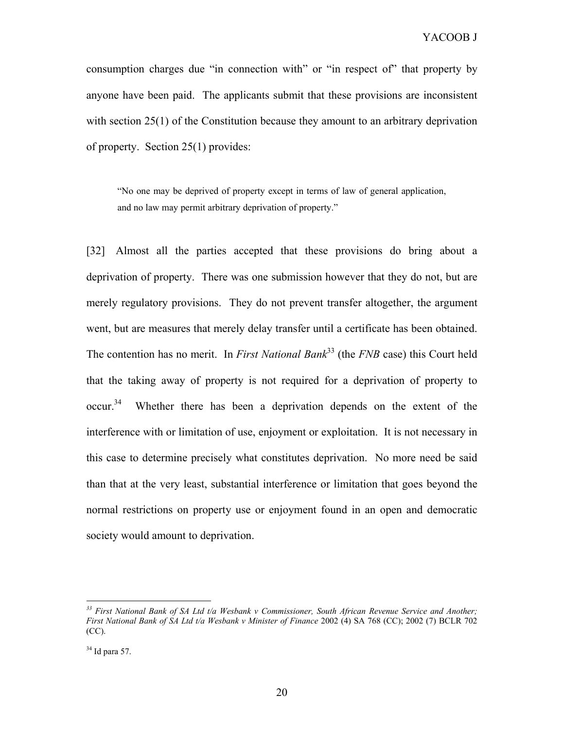consumption charges due "in connection with" or "in respect of" that property by anyone have been paid. The applicants submit that these provisions are inconsistent with section 25(1) of the Constitution because they amount to an arbitrary deprivation of property. Section 25(1) provides:

> "No one may be deprived of property except in terms of law of general application, and no law may permit arbitrary deprivation of property."

[32] Almost all the parties accepted that these provisions do bring about a deprivation of property. There was one submission however that they do not, but are merely regulatory provisions. They do not prevent transfer altogether, the argument went, but are measures that merely delay transfer until a certificate has been obtained. The contention has no merit. In *First National Bank*[33] (the *FNB* case) this Court held that the taking away of property is not required for a deprivation of property to occur.[34] Whether there has been a deprivation depends on the extent of the interference with or limitation of use, enjoyment or exploitation. It is not necessary in this case to determine precisely what constitutes deprivation. No more need be said than that at the very least, substantial interference or limitation that goes beyond the normal restrictions on property use or enjoyment found in an open and democratic society would amount to deprivation.

---

[33] *First National Bank of SA Ltd t/a Wesbank v Commissioner, South African Revenue Service and Another; First National Bank of SA Ltd t/a Wesbank v Minister of Finance* 2002 (4) SA 768 (CC); 2002 (7) BCLR 702 (CC).

[34] Id para 57.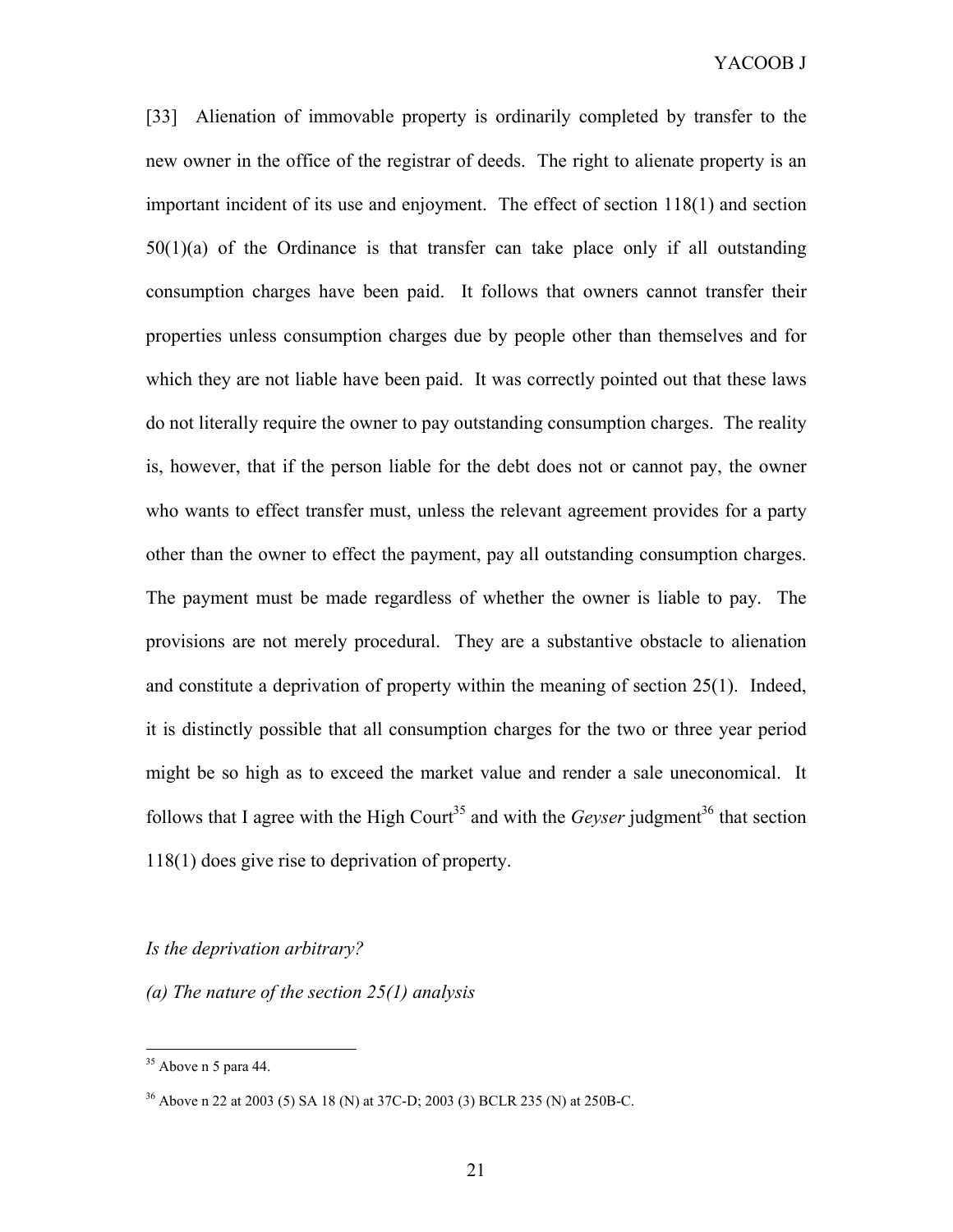[33] Alienation of immovable property is ordinarily completed by transfer to the new owner in the office of the registrar of deeds. The right to alienate property is an important incident of its use and enjoyment. The effect of section 118(1) and section 50(1)(a) of the Ordinance is that transfer can take place only if all outstanding consumption charges have been paid. It follows that owners cannot transfer their properties unless consumption charges due by people other than themselves and for which they are not liable have been paid. It was correctly pointed out that these laws do not literally require the owner to pay outstanding consumption charges. The reality is, however, that if the person liable for the debt does not or cannot pay, the owner who wants to effect transfer must, unless the relevant agreement provides for a party other than the owner to effect the payment, pay all outstanding consumption charges. The payment must be made regardless of whether the owner is liable to pay. The provisions are not merely procedural. They are a substantive obstacle to alienation and constitute a deprivation of property within the meaning of section 25(1). Indeed, it is distinctly possible that all consumption charges for the two or three year period might be so high as to exceed the market value and render a sale uneconomical. It follows that I agree with the High Court[35] and with the *Geyser* judgment[36] that section 118(1) does give rise to deprivation of property.

*Is the deprivation arbitrary?*

*(a) The nature of the section 25(1) analysis*

---

[35] Above n 5 para 44.

[36] Above n 22 at 2003 (5) SA 18 (N) at 37C-D; 2003 (3) BCLR 235 (N) at 250B-C.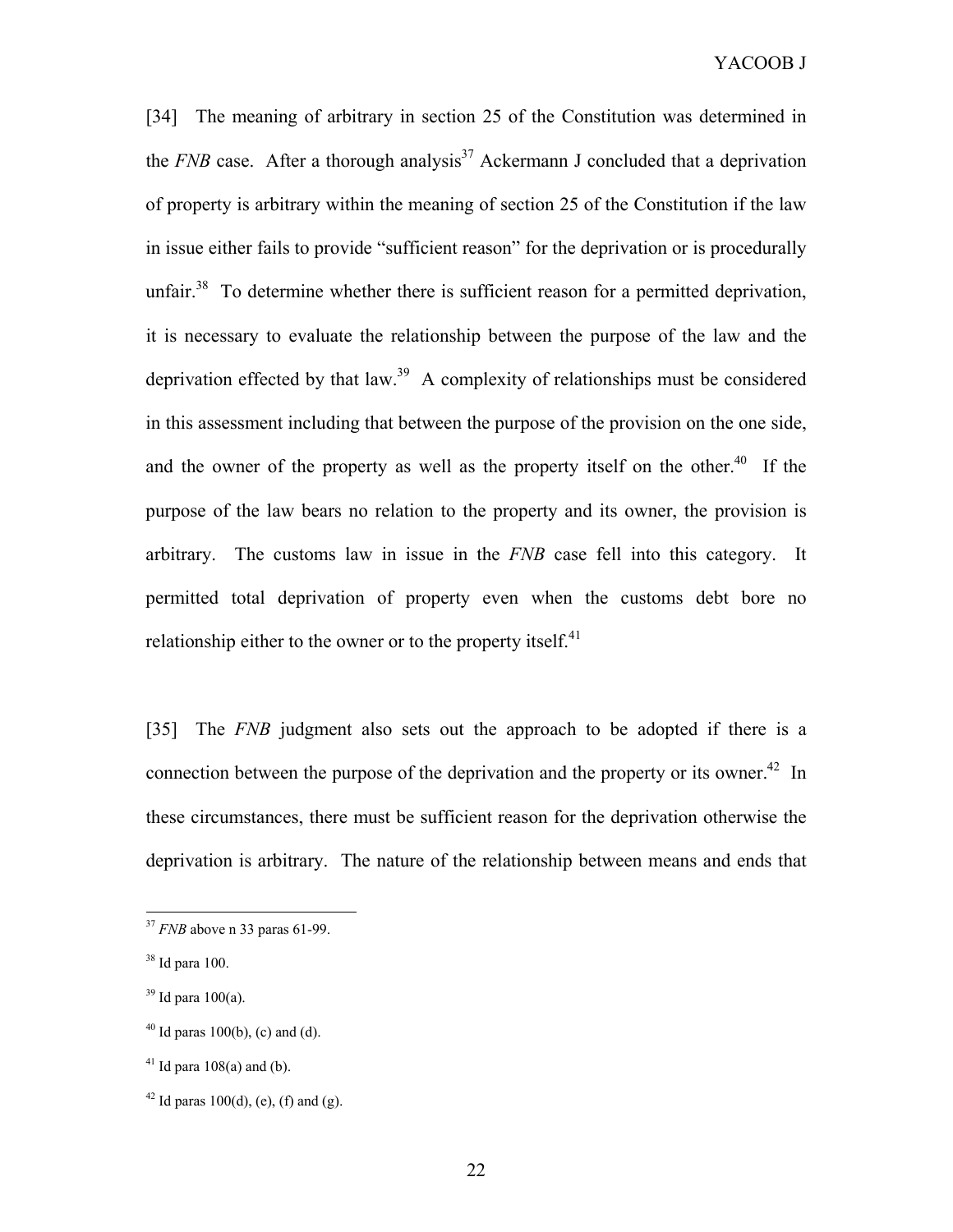[34] The meaning of arbitrary in section 25 of the Constitution was determined in the *FNB* case. After a thorough analysis[37] Ackermann J concluded that a deprivation of property is arbitrary within the meaning of section 25 of the Constitution if the law in issue either fails to provide "sufficient reason" for the deprivation or is procedurally unfair.[38] To determine whether there is sufficient reason for a permitted deprivation, it is necessary to evaluate the relationship between the purpose of the law and the deprivation effected by that law.[39] A complexity of relationships must be considered in this assessment including that between the purpose of the provision on the one side, and the owner of the property as well as the property itself on the other.[40] If the purpose of the law bears no relation to the property and its owner, the provision is arbitrary. The customs law in issue in the *FNB* case fell into this category. It permitted total deprivation of property even when the customs debt bore no relationship either to the owner or to the property itself.[41]

[35] The *FNB* judgment also sets out the approach to be adopted if there is a connection between the purpose of the deprivation and the property or its owner.[42] In these circumstances, there must be sufficient reason for the deprivation otherwise the deprivation is arbitrary. The nature of the relationship between means and ends that

---

[37] *FNB* above n 33 paras 61-99.

[38] Id para 100.

[39] Id para 100(a).

[40] Id paras 100(b), (c) and (d).

[41] Id para 108(a) and (b).

[42] Id paras 100(d), (e), (f) and (g).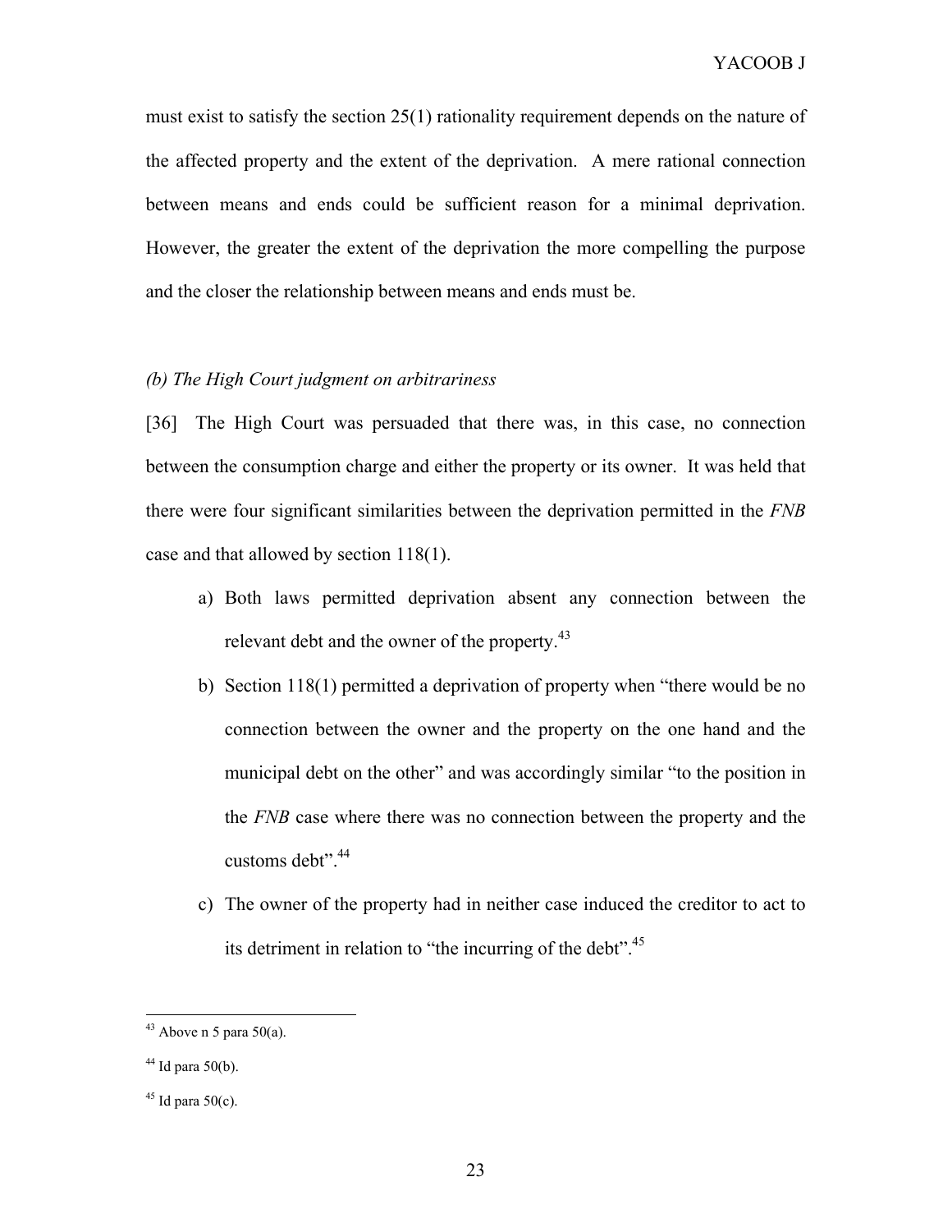must exist to satisfy the section 25(1) rationality requirement depends on the nature of the affected property and the extent of the deprivation. A mere rational connection between means and ends could be sufficient reason for a minimal deprivation. However, the greater the extent of the deprivation the more compelling the purpose and the closer the relationship between means and ends must be.

*(b) The High Court judgment on arbitrariness*

[36] The High Court was persuaded that there was, in this case, no connection between the consumption charge and either the property or its owner. It was held that there were four significant similarities between the deprivation permitted in the *FNB* case and that allowed by section 118(1).

a) Both laws permitted deprivation absent any connection between the relevant debt and the owner of the property.[43]

b) Section 118(1) permitted a deprivation of property when "there would be no connection between the owner and the property on the one hand and the municipal debt on the other" and was accordingly similar "to the position in the *FNB* case where there was no connection between the property and the customs debt".[44]

c) The owner of the property had in neither case induced the creditor to act to its detriment in relation to "the incurring of the debt".[45]

---

[43] Above n 5 para 50(a).

[44] Id para 50(b).

[45] Id para 50(c).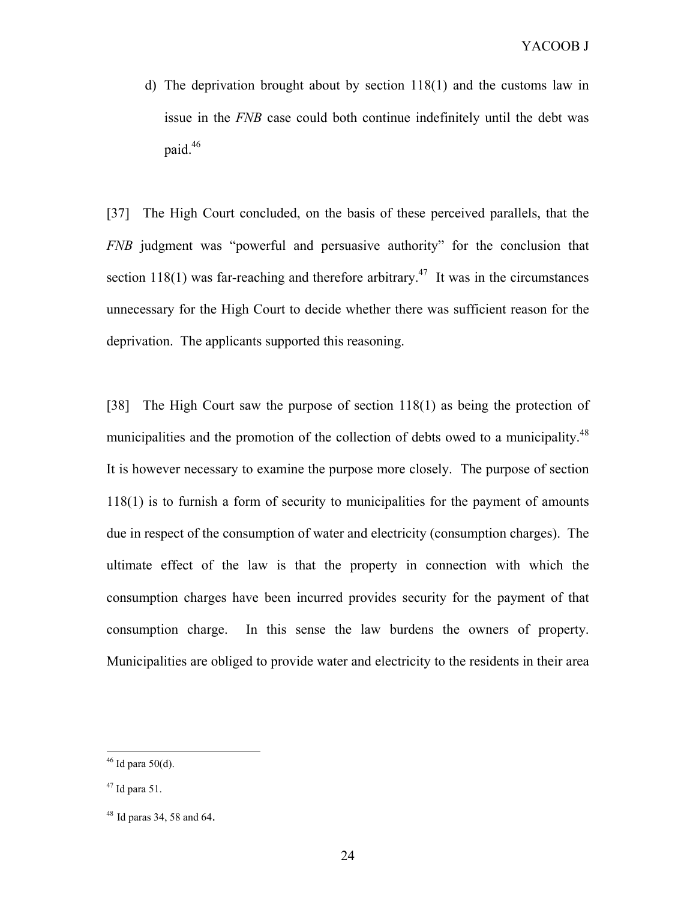d) The deprivation brought about by section 118(1) and the customs law in issue in the *FNB* case could both continue indefinitely until the debt was paid.[46]

[37] The High Court concluded, on the basis of these perceived parallels, that the *FNB* judgment was "powerful and persuasive authority" for the conclusion that section 118(1) was far-reaching and therefore arbitrary.[47] It was in the circumstances unnecessary for the High Court to decide whether there was sufficient reason for the deprivation. The applicants supported this reasoning.

[38] The High Court saw the purpose of section 118(1) as being the protection of municipalities and the promotion of the collection of debts owed to a municipality.[48] It is however necessary to examine the purpose more closely. The purpose of section 118(1) is to furnish a form of security to municipalities for the payment of amounts due in respect of the consumption of water and electricity (consumption charges). The ultimate effect of the law is that the property in connection with which the consumption charges have been incurred provides security for the payment of that consumption charge. In this sense the law burdens the owners of property. Municipalities are obliged to provide water and electricity to the residents in their area

---

[46] Id para 50(d).

[47] Id para 51.

[48] Id paras 34, 58 and 64.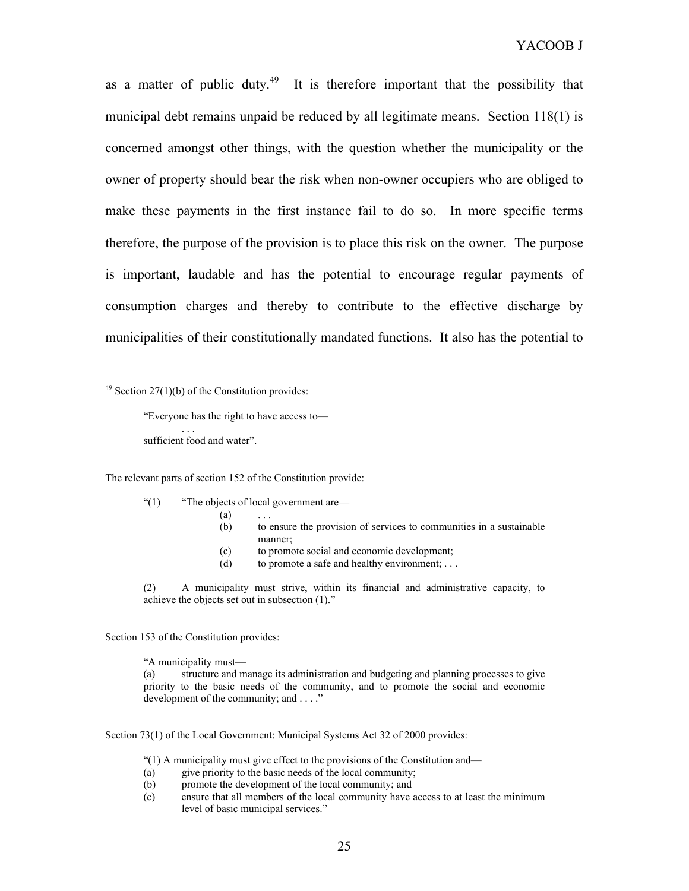as a matter of public duty.[49] It is therefore important that the possibility that municipal debt remains unpaid be reduced by all legitimate means. Section 118(1) is concerned amongst other things, with the question whether the municipality or the owner of property should bear the risk when non-owner occupiers who are obliged to make these payments in the first instance fail to do so. In more specific terms therefore, the purpose of the provision is to place this risk on the owner. The purpose is important, laudable and has the potential to encourage regular payments of consumption charges and thereby to contribute to the effective discharge by municipalities of their constitutionally mandated functions. It also has the potential to

---

[49] Section 27(1)(b) of the Constitution provides:

> "Everyone has the right to have access to—
> . . .
> sufficient food and water".

The relevant parts of section 152 of the Constitution provide:

> "(1) "The objects of local government are—
> (a) . . .
> (b) to ensure the provision of services to communities in a sustainable manner;
> (c) to promote social and economic development;
> (d) to promote a safe and healthy environment; . . .
>
> (2) A municipality must strive, within its financial and administrative capacity, to achieve the objects set out in subsection (1)."

Section 153 of the Constitution provides:

> "A municipality must—
> (a) structure and manage its administration and budgeting and planning processes to give priority to the basic needs of the community, and to promote the social and economic development of the community; and . . . ."

Section 73(1) of the Local Government: Municipal Systems Act 32 of 2000 provides:

> "(1) A municipality must give effect to the provisions of the Constitution and—
> (a) give priority to the basic needs of the local community;
> (b) promote the development of the local community; and
> (c) ensure that all members of the local community have access to at least the minimum level of basic municipal services."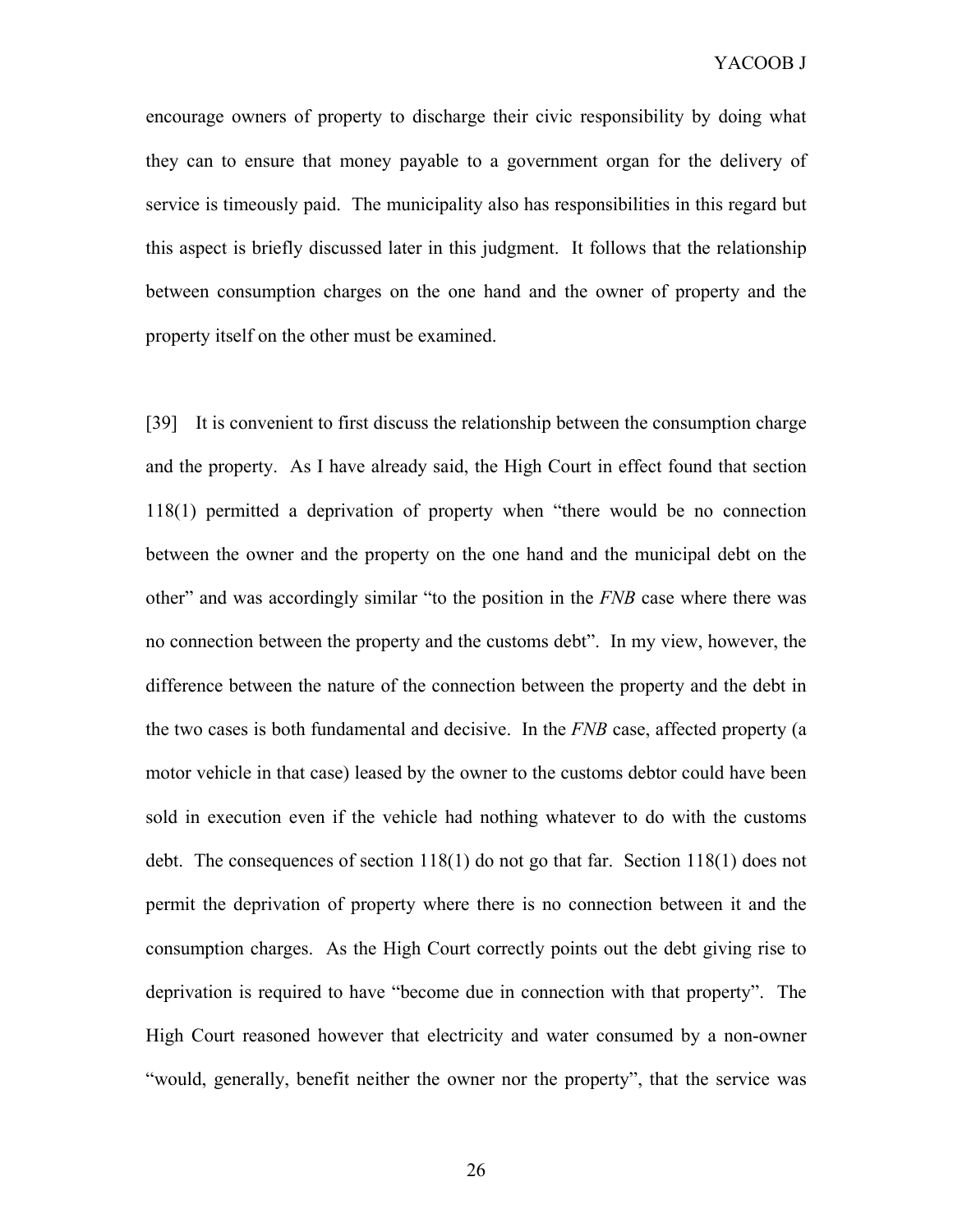encourage owners of property to discharge their civic responsibility by doing what they can to ensure that money payable to a government organ for the delivery of service is timeously paid. The municipality also has responsibilities in this regard but this aspect is briefly discussed later in this judgment. It follows that the relationship between consumption charges on the one hand and the owner of property and the property itself on the other must be examined.

[39] It is convenient to first discuss the relationship between the consumption charge and the property. As I have already said, the High Court in effect found that section 118(1) permitted a deprivation of property when "there would be no connection between the owner and the property on the one hand and the municipal debt on the other" and was accordingly similar "to the position in the *FNB* case where there was no connection between the property and the customs debt". In my view, however, the difference between the nature of the connection between the property and the debt in the two cases is both fundamental and decisive. In the *FNB* case, affected property (a motor vehicle in that case) leased by the owner to the customs debtor could have been sold in execution even if the vehicle had nothing whatever to do with the customs debt. The consequences of section 118(1) do not go that far. Section 118(1) does not permit the deprivation of property where there is no connection between it and the consumption charges. As the High Court correctly points out the debt giving rise to deprivation is required to have "become due in connection with that property". The High Court reasoned however that electricity and water consumed by a non-owner "would, generally, benefit neither the owner nor the property", that the service was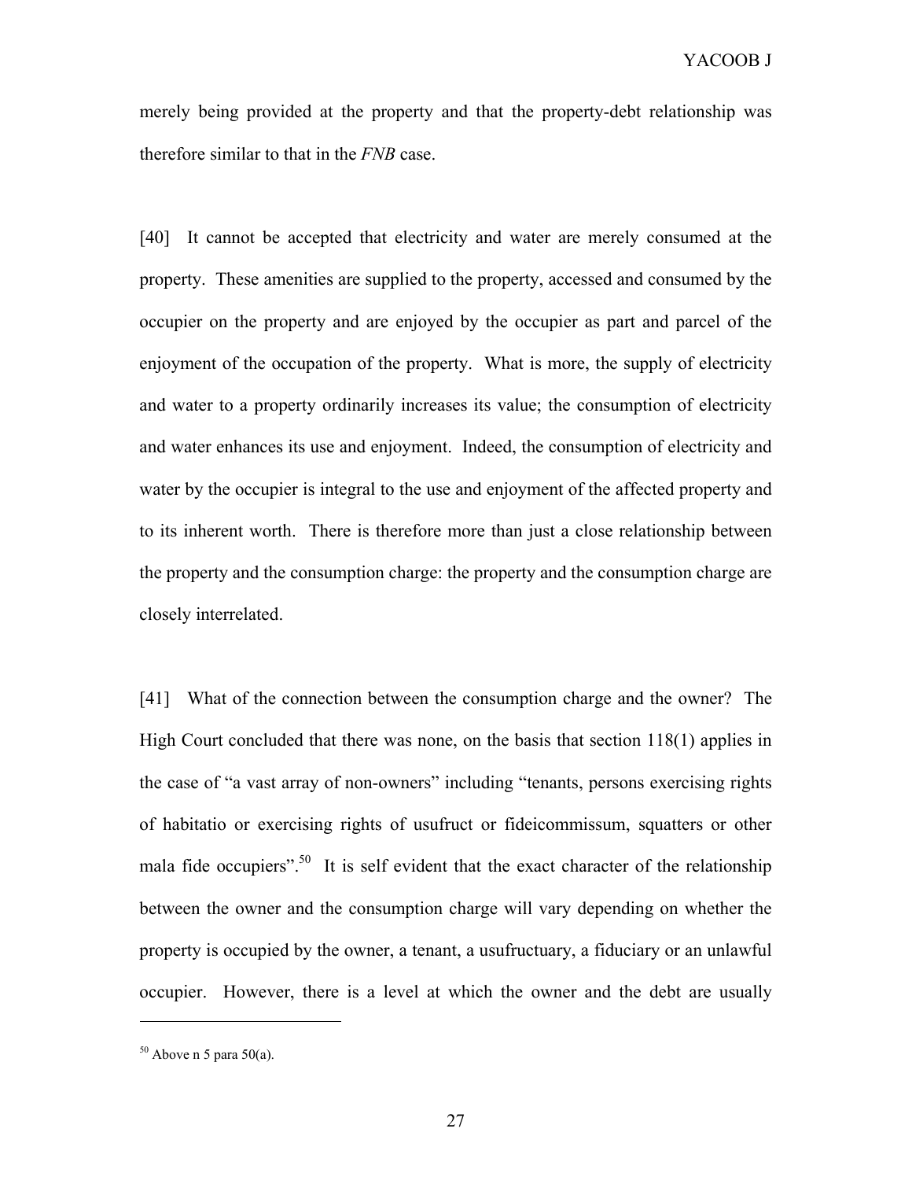merely being provided at the property and that the property-debt relationship was therefore similar to that in the *FNB* case.

[40] It cannot be accepted that electricity and water are merely consumed at the property. These amenities are supplied to the property, accessed and consumed by the occupier on the property and are enjoyed by the occupier as part and parcel of the enjoyment of the occupation of the property. What is more, the supply of electricity and water to a property ordinarily increases its value; the consumption of electricity and water enhances its use and enjoyment. Indeed, the consumption of electricity and water by the occupier is integral to the use and enjoyment of the affected property and to its inherent worth. There is therefore more than just a close relationship between the property and the consumption charge: the property and the consumption charge are closely interrelated.

[41] What of the connection between the consumption charge and the owner? The High Court concluded that there was none, on the basis that section 118(1) applies in the case of "a vast array of non-owners" including "tenants, persons exercising rights of habitatio or exercising rights of usufruct or fideicommissum, squatters or other mala fide occupiers".[50] It is self evident that the exact character of the relationship between the owner and the consumption charge will vary depending on whether the property is occupied by the owner, a tenant, a usufructuary, a fiduciary or an unlawful occupier. However, there is a level at which the owner and the debt are usually

[50] Above n 5 para 50(a).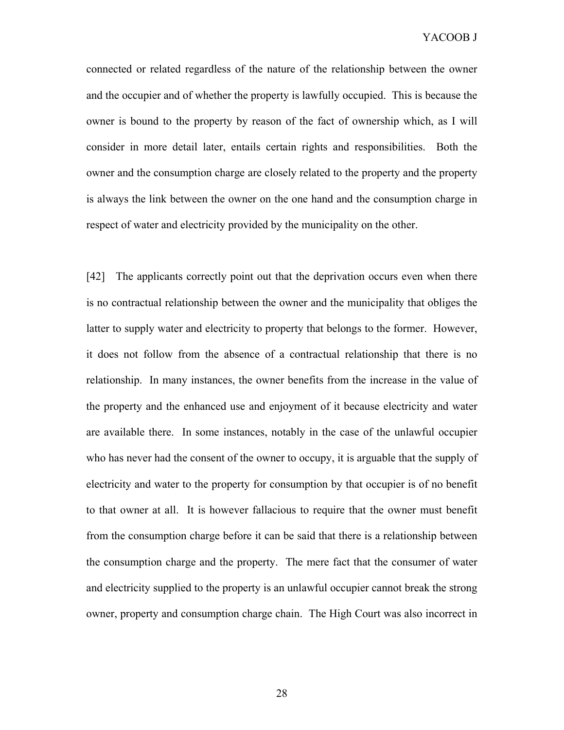connected or related regardless of the nature of the relationship between the owner and the occupier and of whether the property is lawfully occupied. This is because the owner is bound to the property by reason of the fact of ownership which, as I will consider in more detail later, entails certain rights and responsibilities. Both the owner and the consumption charge are closely related to the property and the property is always the link between the owner on the one hand and the consumption charge in respect of water and electricity provided by the municipality on the other.

[42] The applicants correctly point out that the deprivation occurs even when there is no contractual relationship between the owner and the municipality that obliges the latter to supply water and electricity to property that belongs to the former. However, it does not follow from the absence of a contractual relationship that there is no relationship. In many instances, the owner benefits from the increase in the value of the property and the enhanced use and enjoyment of it because electricity and water are available there. In some instances, notably in the case of the unlawful occupier who has never had the consent of the owner to occupy, it is arguable that the supply of electricity and water to the property for consumption by that occupier is of no benefit to that owner at all. It is however fallacious to require that the owner must benefit from the consumption charge before it can be said that there is a relationship between the consumption charge and the property. The mere fact that the consumer of water and electricity supplied to the property is an unlawful occupier cannot break the strong owner, property and consumption charge chain. The High Court was also incorrect in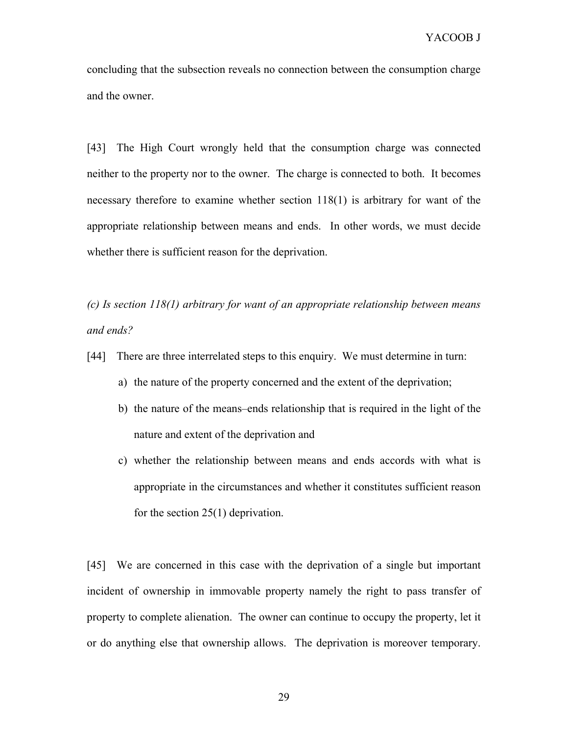concluding that the subsection reveals no connection between the consumption charge and the owner.

[43] The High Court wrongly held that the consumption charge was connected neither to the property nor to the owner. The charge is connected to both. It becomes necessary therefore to examine whether section 118(1) is arbitrary for want of the appropriate relationship between means and ends. In other words, we must decide whether there is sufficient reason for the deprivation.

*(c) Is section 118(1) arbitrary for want of an appropriate relationship between means and ends?*

[44] There are three interrelated steps to this enquiry. We must determine in turn:

a) the nature of the property concerned and the extent of the deprivation;
b) the nature of the means–ends relationship that is required in the light of the nature and extent of the deprivation and
c) whether the relationship between means and ends accords with what is appropriate in the circumstances and whether it constitutes sufficient reason for the section 25(1) deprivation.

[45] We are concerned in this case with the deprivation of a single but important incident of ownership in immovable property namely the right to pass transfer of property to complete alienation. The owner can continue to occupy the property, let it or do anything else that ownership allows. The deprivation is moreover temporary.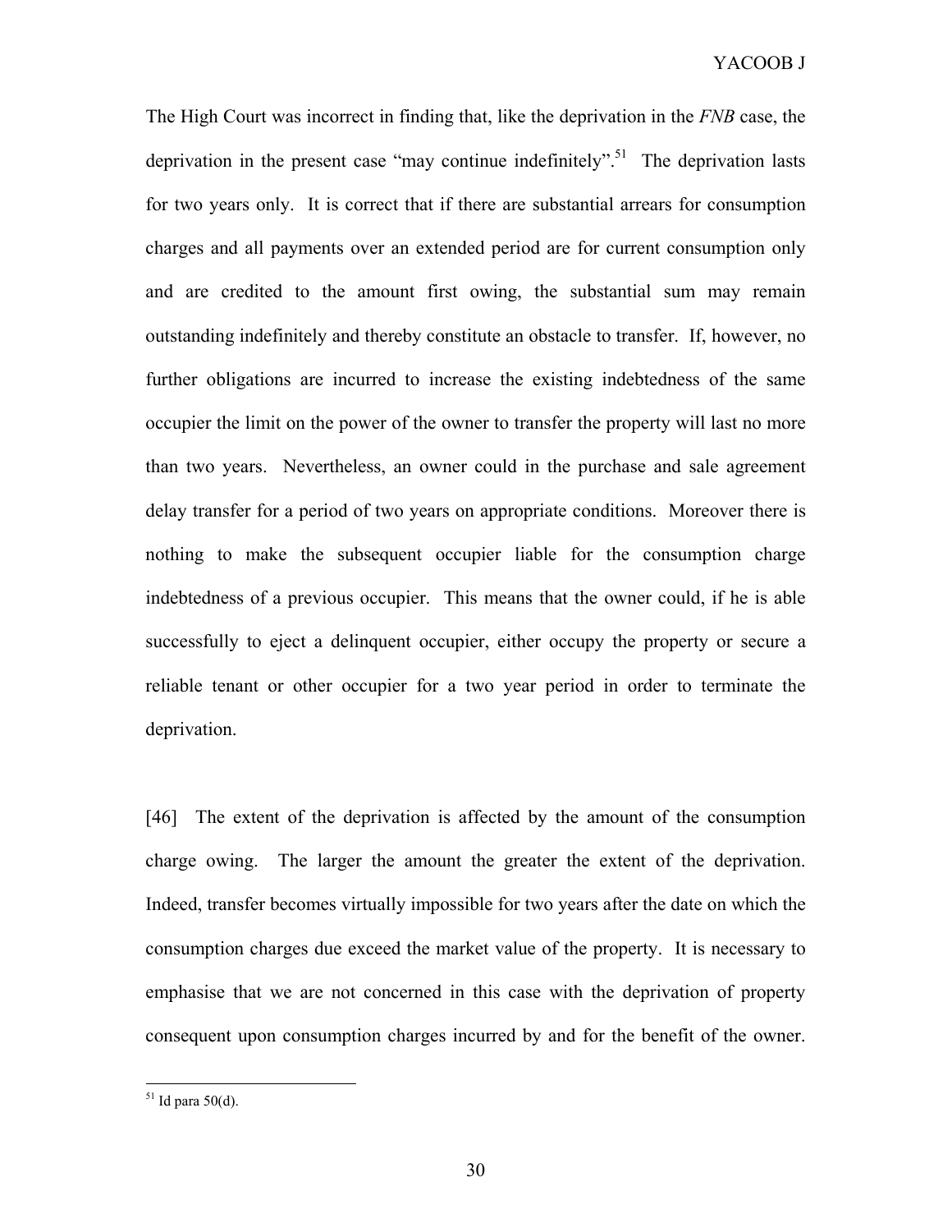The High Court was incorrect in finding that, like the deprivation in the *FNB* case, the deprivation in the present case "may continue indefinitely".[51] The deprivation lasts for two years only. It is correct that if there are substantial arrears for consumption charges and all payments over an extended period are for current consumption only and are credited to the amount first owing, the substantial sum may remain outstanding indefinitely and thereby constitute an obstacle to transfer. If, however, no further obligations are incurred to increase the existing indebtedness of the same occupier the limit on the power of the owner to transfer the property will last no more than two years. Nevertheless, an owner could in the purchase and sale agreement delay transfer for a period of two years on appropriate conditions. Moreover there is nothing to make the subsequent occupier liable for the consumption charge indebtedness of a previous occupier. This means that the owner could, if he is able successfully to eject a delinquent occupier, either occupy the property or secure a reliable tenant or other occupier for a two year period in order to terminate the deprivation.

[46] The extent of the deprivation is affected by the amount of the consumption charge owing. The larger the amount the greater the extent of the deprivation. Indeed, transfer becomes virtually impossible for two years after the date on which the consumption charges due exceed the market value of the property. It is necessary to emphasise that we are not concerned in this case with the deprivation of property consequent upon consumption charges incurred by and for the benefit of the owner.

[51] Id para 50(d).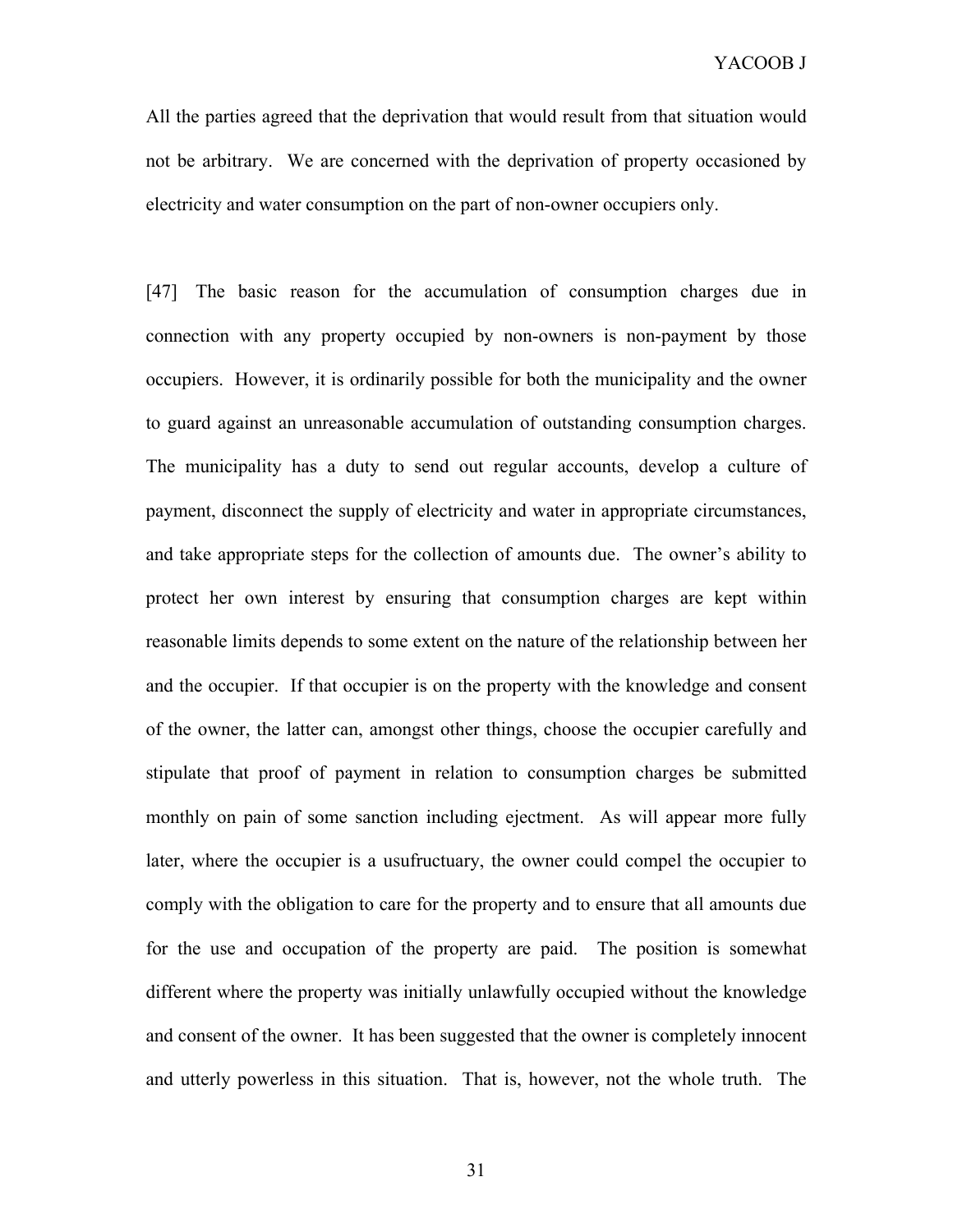All the parties agreed that the deprivation that would result from that situation would not be arbitrary. We are concerned with the deprivation of property occasioned by electricity and water consumption on the part of non-owner occupiers only.

[47] The basic reason for the accumulation of consumption charges due in connection with any property occupied by non-owners is non-payment by those occupiers. However, it is ordinarily possible for both the municipality and the owner to guard against an unreasonable accumulation of outstanding consumption charges. The municipality has a duty to send out regular accounts, develop a culture of payment, disconnect the supply of electricity and water in appropriate circumstances, and take appropriate steps for the collection of amounts due. The owner's ability to protect her own interest by ensuring that consumption charges are kept within reasonable limits depends to some extent on the nature of the relationship between her and the occupier. If that occupier is on the property with the knowledge and consent of the owner, the latter can, amongst other things, choose the occupier carefully and stipulate that proof of payment in relation to consumption charges be submitted monthly on pain of some sanction including ejectment. As will appear more fully later, where the occupier is a usufructuary, the owner could compel the occupier to comply with the obligation to care for the property and to ensure that all amounts due for the use and occupation of the property are paid. The position is somewhat different where the property was initially unlawfully occupied without the knowledge and consent of the owner. It has been suggested that the owner is completely innocent and utterly powerless in this situation. That is, however, not the whole truth. The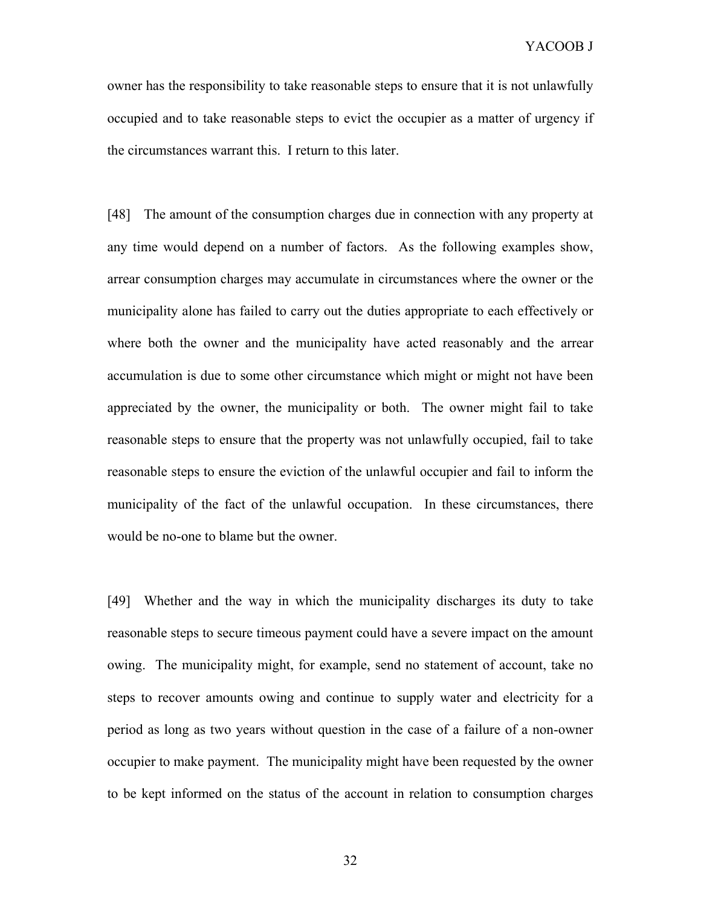owner has the responsibility to take reasonable steps to ensure that it is not unlawfully occupied and to take reasonable steps to evict the occupier as a matter of urgency if the circumstances warrant this. I return to this later.

[48] The amount of the consumption charges due in connection with any property at any time would depend on a number of factors. As the following examples show, arrear consumption charges may accumulate in circumstances where the owner or the municipality alone has failed to carry out the duties appropriate to each effectively or where both the owner and the municipality have acted reasonably and the arrear accumulation is due to some other circumstance which might or might not have been appreciated by the owner, the municipality or both. The owner might fail to take reasonable steps to ensure that the property was not unlawfully occupied, fail to take reasonable steps to ensure the eviction of the unlawful occupier and fail to inform the municipality of the fact of the unlawful occupation. In these circumstances, there would be no-one to blame but the owner.

[49] Whether and the way in which the municipality discharges its duty to take reasonable steps to secure timeous payment could have a severe impact on the amount owing. The municipality might, for example, send no statement of account, take no steps to recover amounts owing and continue to supply water and electricity for a period as long as two years without question in the case of a failure of a non-owner occupier to make payment. The municipality might have been requested by the owner to be kept informed on the status of the account in relation to consumption charges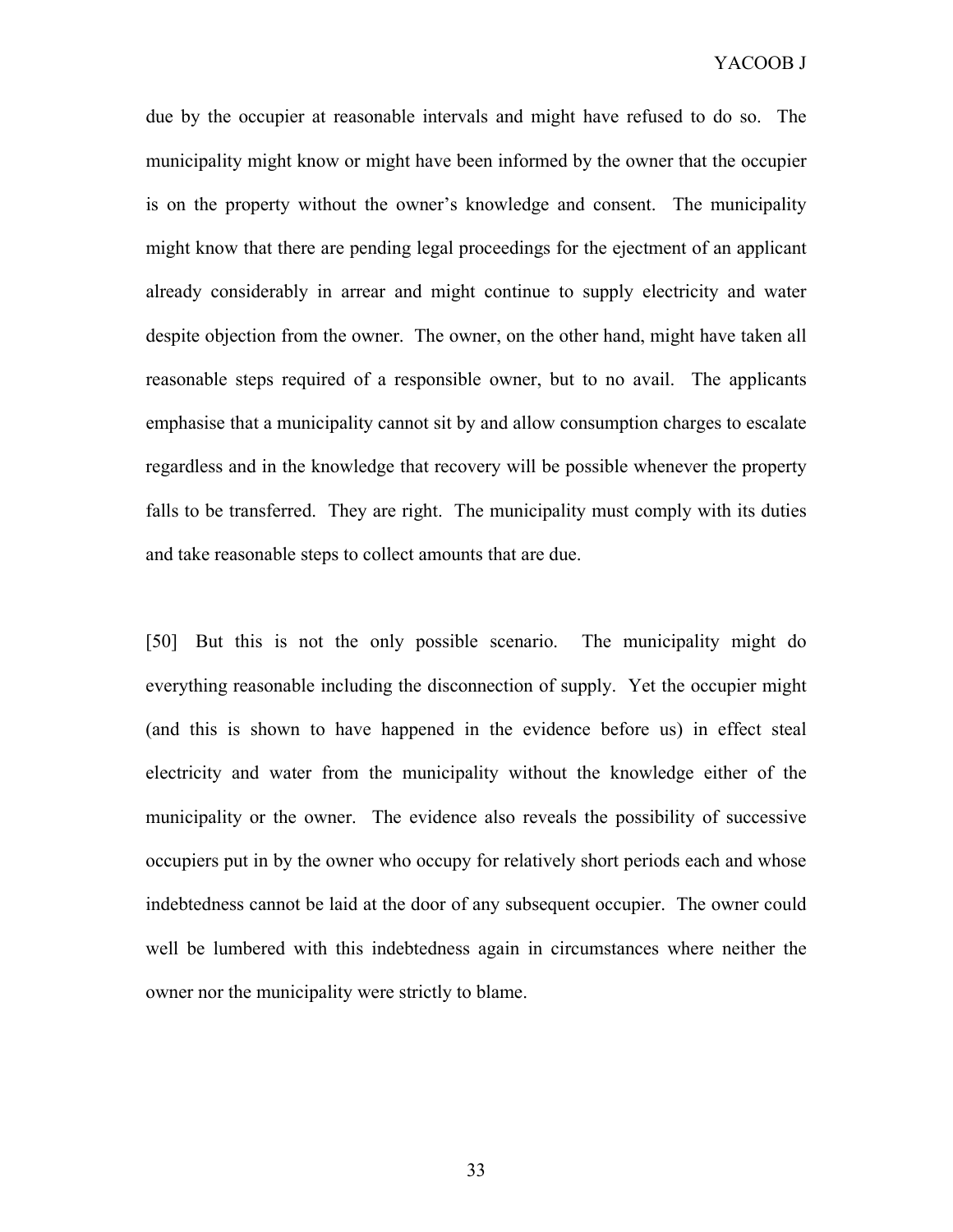due by the occupier at reasonable intervals and might have refused to do so. The municipality might know or might have been informed by the owner that the occupier is on the property without the owner's knowledge and consent. The municipality might know that there are pending legal proceedings for the ejectment of an applicant already considerably in arrear and might continue to supply electricity and water despite objection from the owner. The owner, on the other hand, might have taken all reasonable steps required of a responsible owner, but to no avail. The applicants emphasise that a municipality cannot sit by and allow consumption charges to escalate regardless and in the knowledge that recovery will be possible whenever the property falls to be transferred. They are right. The municipality must comply with its duties and take reasonable steps to collect amounts that are due.

[50] But this is not the only possible scenario. The municipality might do everything reasonable including the disconnection of supply. Yet the occupier might (and this is shown to have happened in the evidence before us) in effect steal electricity and water from the municipality without the knowledge either of the municipality or the owner. The evidence also reveals the possibility of successive occupiers put in by the owner who occupy for relatively short periods each and whose indebtedness cannot be laid at the door of any subsequent occupier. The owner could well be lumbered with this indebtedness again in circumstances where neither the owner nor the municipality were strictly to blame.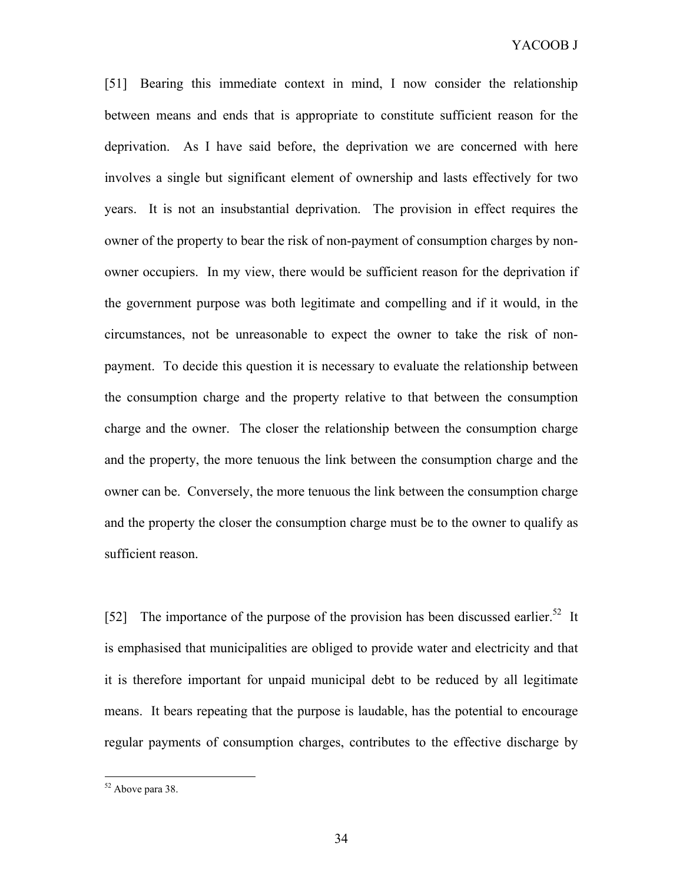[51] Bearing this immediate context in mind, I now consider the relationship between means and ends that is appropriate to constitute sufficient reason for the deprivation. As I have said before, the deprivation we are concerned with here involves a single but significant element of ownership and lasts effectively for two years. It is not an insubstantial deprivation. The provision in effect requires the owner of the property to bear the risk of non-payment of consumption charges by non-owner occupiers. In my view, there would be sufficient reason for the deprivation if the government purpose was both legitimate and compelling and if it would, in the circumstances, not be unreasonable to expect the owner to take the risk of non-payment. To decide this question it is necessary to evaluate the relationship between the consumption charge and the property relative to that between the consumption charge and the owner. The closer the relationship between the consumption charge and the property, the more tenuous the link between the consumption charge and the owner can be. Conversely, the more tenuous the link between the consumption charge and the property the closer the consumption charge must be to the owner to qualify as sufficient reason.

[52] The importance of the purpose of the provision has been discussed earlier.[52] It is emphasised that municipalities are obliged to provide water and electricity and that it is therefore important for unpaid municipal debt to be reduced by all legitimate means. It bears repeating that the purpose is laudable, has the potential to encourage regular payments of consumption charges, contributes to the effective discharge by

[52] Above para 38.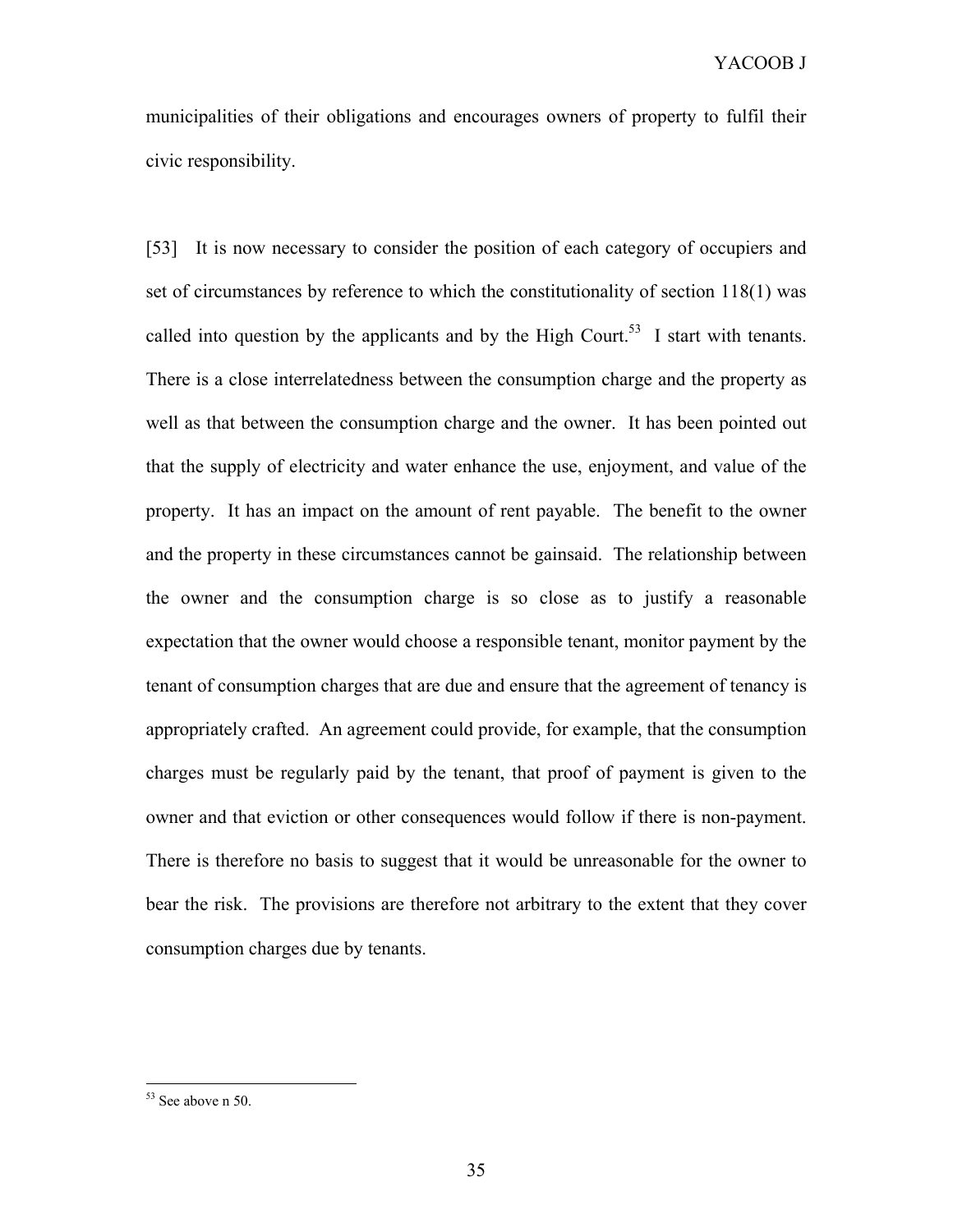municipalities of their obligations and encourages owners of property to fulfil their civic responsibility.

[53] It is now necessary to consider the position of each category of occupiers and set of circumstances by reference to which the constitutionality of section 118(1) was called into question by the applicants and by the High Court.[53] I start with tenants. There is a close interrelatedness between the consumption charge and the property as well as that between the consumption charge and the owner. It has been pointed out that the supply of electricity and water enhance the use, enjoyment, and value of the property. It has an impact on the amount of rent payable. The benefit to the owner and the property in these circumstances cannot be gainsaid. The relationship between the owner and the consumption charge is so close as to justify a reasonable expectation that the owner would choose a responsible tenant, monitor payment by the tenant of consumption charges that are due and ensure that the agreement of tenancy is appropriately crafted. An agreement could provide, for example, that the consumption charges must be regularly paid by the tenant, that proof of payment is given to the owner and that eviction or other consequences would follow if there is non-payment. There is therefore no basis to suggest that it would be unreasonable for the owner to bear the risk. The provisions are therefore not arbitrary to the extent that they cover consumption charges due by tenants.

[53] See above n 50.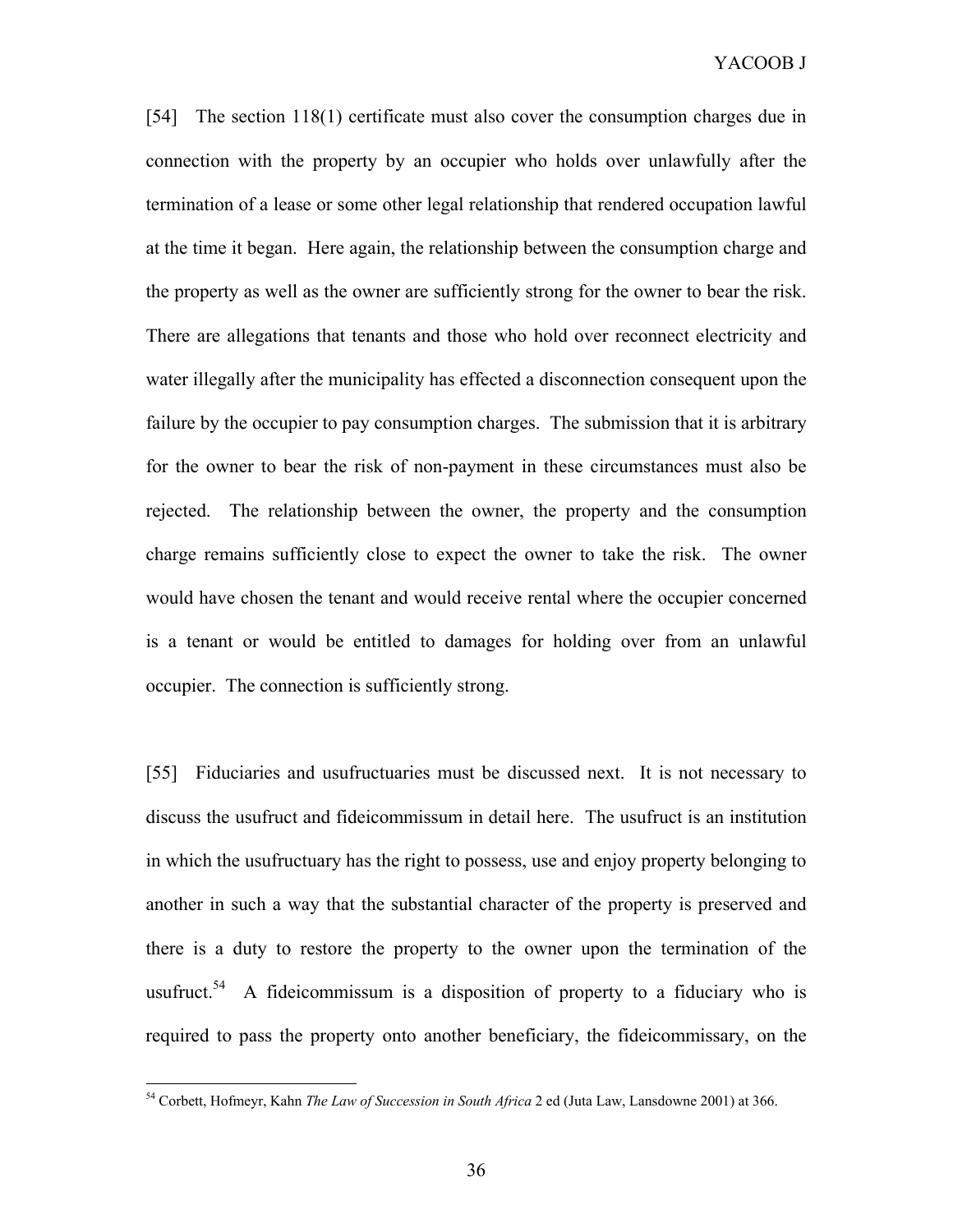[54] The section 118(1) certificate must also cover the consumption charges due in connection with the property by an occupier who holds over unlawfully after the termination of a lease or some other legal relationship that rendered occupation lawful at the time it began. Here again, the relationship between the consumption charge and the property as well as the owner are sufficiently strong for the owner to bear the risk. There are allegations that tenants and those who hold over reconnect electricity and water illegally after the municipality has effected a disconnection consequent upon the failure by the occupier to pay consumption charges. The submission that it is arbitrary for the owner to bear the risk of non-payment in these circumstances must also be rejected. The relationship between the owner, the property and the consumption charge remains sufficiently close to expect the owner to take the risk. The owner would have chosen the tenant and would receive rental where the occupier concerned is a tenant or would be entitled to damages for holding over from an unlawful occupier. The connection is sufficiently strong.

[55] Fiduciaries and usufructuaries must be discussed next. It is not necessary to discuss the usufruct and fideicommissum in detail here. The usufruct is an institution in which the usufructuary has the right to possess, use and enjoy property belonging to another in such a way that the substantial character of the property is preserved and there is a duty to restore the property to the owner upon the termination of the usufruct.[54] A fideicommissum is a disposition of property to a fiduciary who is required to pass the property onto another beneficiary, the fideicommissary, on the

---

[54] Corbett, Hofmeyr, Kahn *The Law of Succession in South Africa* 2 ed (Juta Law, Lansdowne 2001) at 366.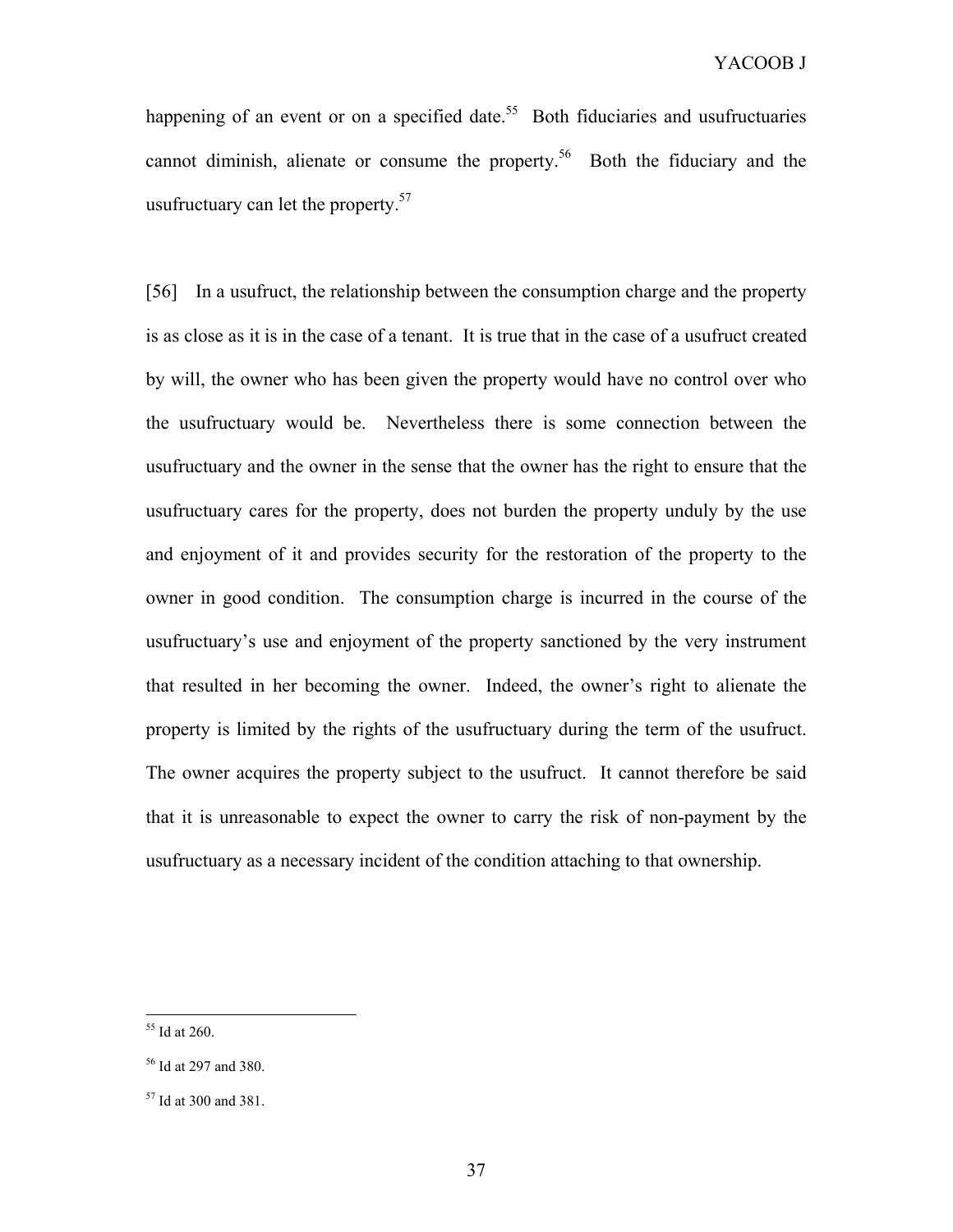happening of an event or on a specified date.[55] Both fiduciaries and usufructuaries cannot diminish, alienate or consume the property.[56] Both the fiduciary and the usufructuary can let the property.[57]

[56] In a usufruct, the relationship between the consumption charge and the property is as close as it is in the case of a tenant. It is true that in the case of a usufruct created by will, the owner who has been given the property would have no control over who the usufructuary would be. Nevertheless there is some connection between the usufructuary and the owner in the sense that the owner has the right to ensure that the usufructuary cares for the property, does not burden the property unduly by the use and enjoyment of it and provides security for the restoration of the property to the owner in good condition. The consumption charge is incurred in the course of the usufructuary's use and enjoyment of the property sanctioned by the very instrument that resulted in her becoming the owner. Indeed, the owner's right to alienate the property is limited by the rights of the usufructuary during the term of the usufruct. The owner acquires the property subject to the usufruct. It cannot therefore be said that it is unreasonable to expect the owner to carry the risk of non-payment by the usufructuary as a necessary incident of the condition attaching to that ownership.

---

[55] Id at 260.

[56] Id at 297 and 380.

[57] Id at 300 and 381.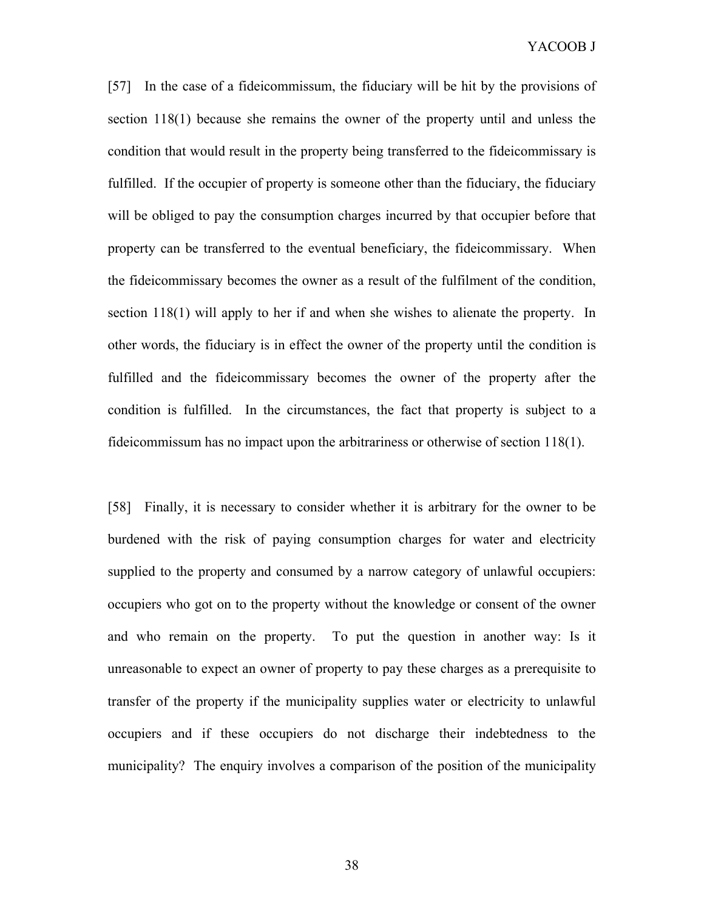[57] In the case of a fideicommissum, the fiduciary will be hit by the provisions of section 118(1) because she remains the owner of the property until and unless the condition that would result in the property being transferred to the fideicommissary is fulfilled. If the occupier of property is someone other than the fiduciary, the fiduciary will be obliged to pay the consumption charges incurred by that occupier before that property can be transferred to the eventual beneficiary, the fideicommissary. When the fideicommissary becomes the owner as a result of the fulfilment of the condition, section 118(1) will apply to her if and when she wishes to alienate the property. In other words, the fiduciary is in effect the owner of the property until the condition is fulfilled and the fideicommissary becomes the owner of the property after the condition is fulfilled. In the circumstances, the fact that property is subject to a fideicommissum has no impact upon the arbitrariness or otherwise of section 118(1).

[58] Finally, it is necessary to consider whether it is arbitrary for the owner to be burdened with the risk of paying consumption charges for water and electricity supplied to the property and consumed by a narrow category of unlawful occupiers: occupiers who got on to the property without the knowledge or consent of the owner and who remain on the property. To put the question in another way: Is it unreasonable to expect an owner of property to pay these charges as a prerequisite to transfer of the property if the municipality supplies water or electricity to unlawful occupiers and if these occupiers do not discharge their indebtedness to the municipality? The enquiry involves a comparison of the position of the municipality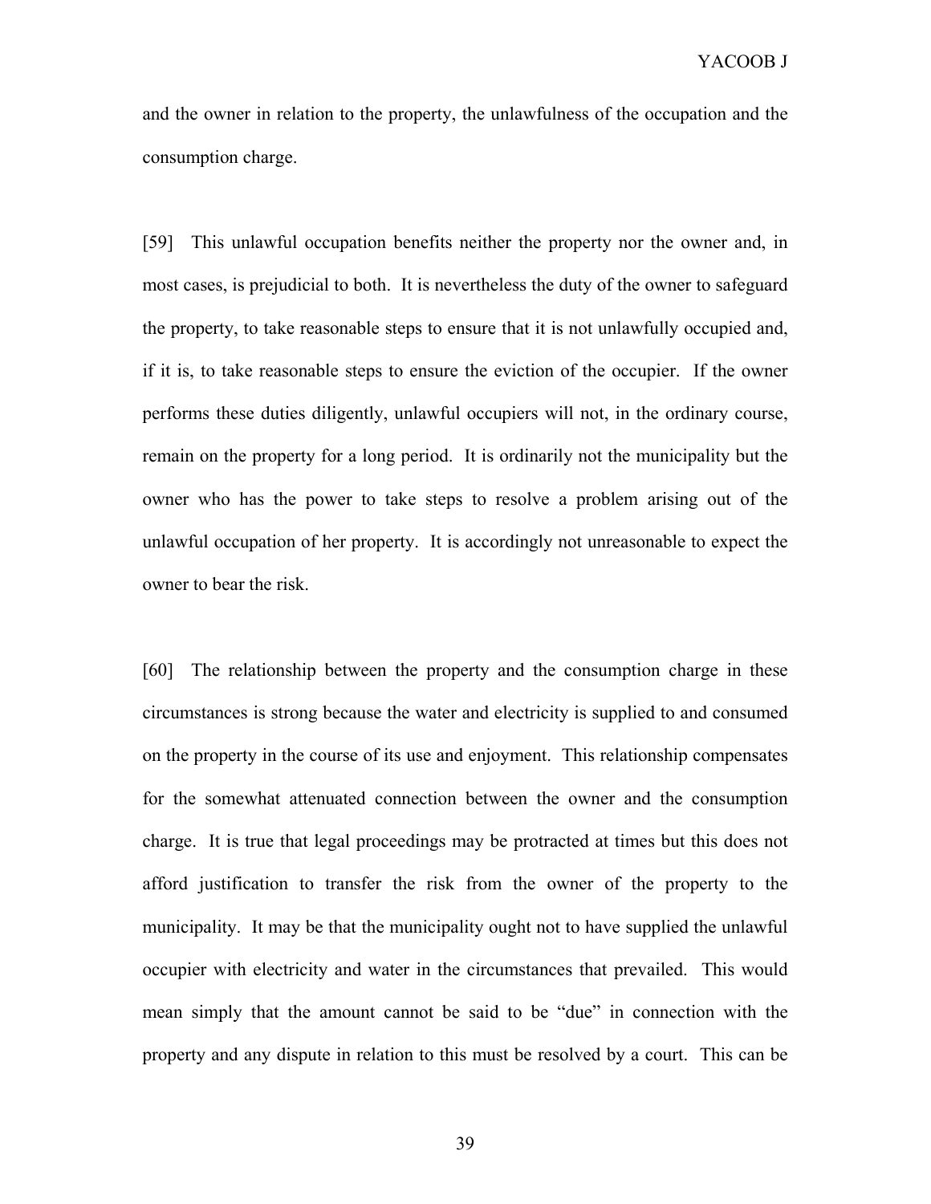and the owner in relation to the property, the unlawfulness of the occupation and the consumption charge.

[59] This unlawful occupation benefits neither the property nor the owner and, in most cases, is prejudicial to both. It is nevertheless the duty of the owner to safeguard the property, to take reasonable steps to ensure that it is not unlawfully occupied and, if it is, to take reasonable steps to ensure the eviction of the occupier. If the owner performs these duties diligently, unlawful occupiers will not, in the ordinary course, remain on the property for a long period. It is ordinarily not the municipality but the owner who has the power to take steps to resolve a problem arising out of the unlawful occupation of her property. It is accordingly not unreasonable to expect the owner to bear the risk.

[60] The relationship between the property and the consumption charge in these circumstances is strong because the water and electricity is supplied to and consumed on the property in the course of its use and enjoyment. This relationship compensates for the somewhat attenuated connection between the owner and the consumption charge. It is true that legal proceedings may be protracted at times but this does not afford justification to transfer the risk from the owner of the property to the municipality. It may be that the municipality ought not to have supplied the unlawful occupier with electricity and water in the circumstances that prevailed. This would mean simply that the amount cannot be said to be "due" in connection with the property and any dispute in relation to this must be resolved by a court. This can be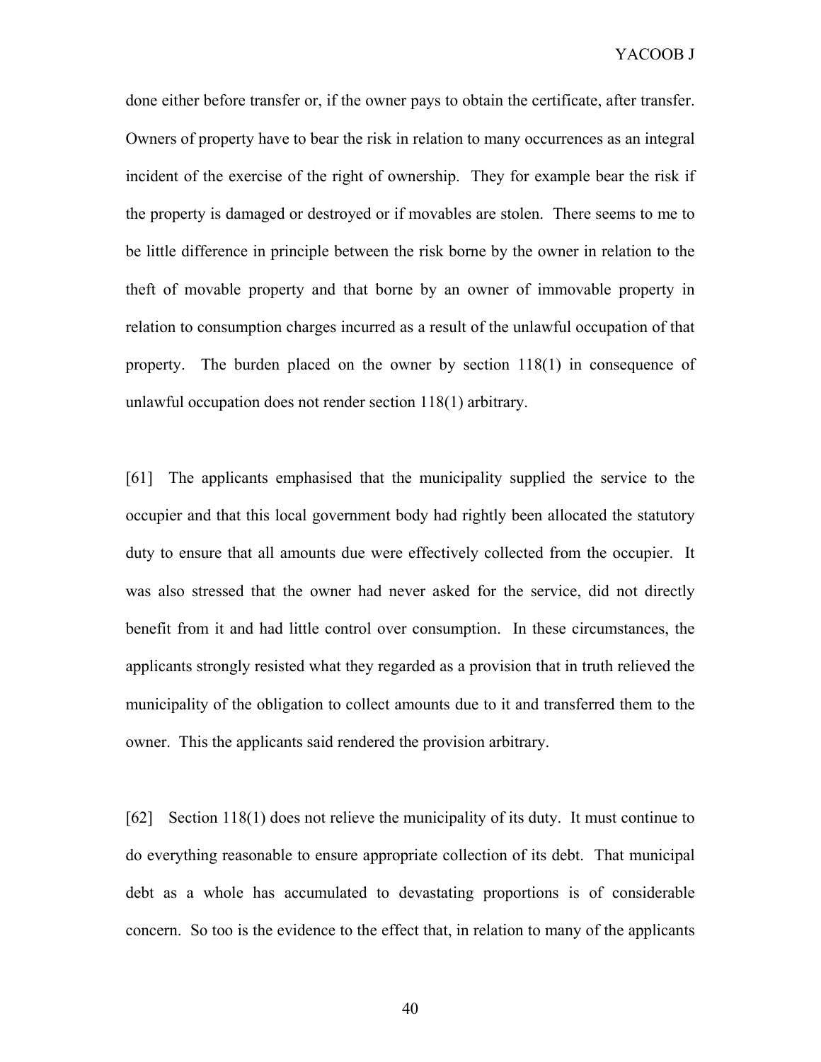done either before transfer or, if the owner pays to obtain the certificate, after transfer. Owners of property have to bear the risk in relation to many occurrences as an integral incident of the exercise of the right of ownership. They for example bear the risk if the property is damaged or destroyed or if movables are stolen. There seems to me to be little difference in principle between the risk borne by the owner in relation to the theft of movable property and that borne by an owner of immovable property in relation to consumption charges incurred as a result of the unlawful occupation of that property. The burden placed on the owner by section 118(1) in consequence of unlawful occupation does not render section 118(1) arbitrary.

[61] The applicants emphasised that the municipality supplied the service to the occupier and that this local government body had rightly been allocated the statutory duty to ensure that all amounts due were effectively collected from the occupier. It was also stressed that the owner had never asked for the service, did not directly benefit from it and had little control over consumption. In these circumstances, the applicants strongly resisted what they regarded as a provision that in truth relieved the municipality of the obligation to collect amounts due to it and transferred them to the owner. This the applicants said rendered the provision arbitrary.

[62] Section 118(1) does not relieve the municipality of its duty. It must continue to do everything reasonable to ensure appropriate collection of its debt. That municipal debt as a whole has accumulated to devastating proportions is of considerable concern. So too is the evidence to the effect that, in relation to many of the applicants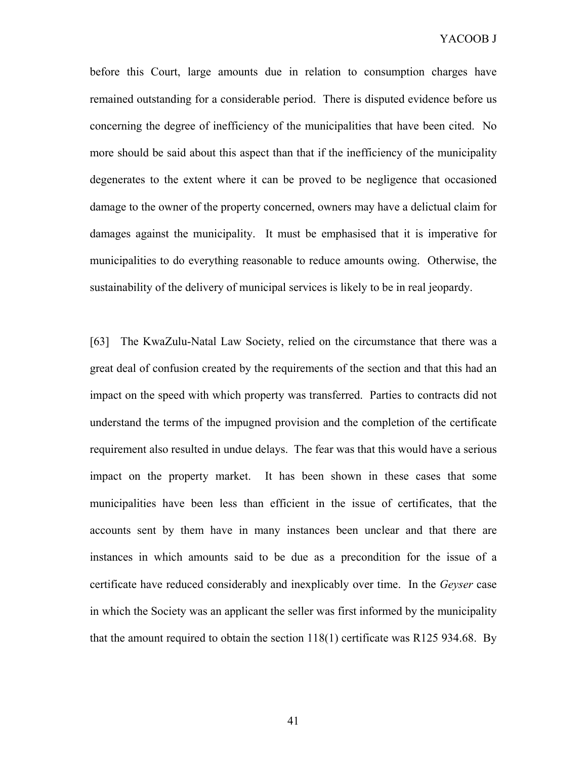before this Court, large amounts due in relation to consumption charges have remained outstanding for a considerable period. There is disputed evidence before us concerning the degree of inefficiency of the municipalities that have been cited. No more should be said about this aspect than that if the inefficiency of the municipality degenerates to the extent where it can be proved to be negligence that occasioned damage to the owner of the property concerned, owners may have a delictual claim for damages against the municipality. It must be emphasised that it is imperative for municipalities to do everything reasonable to reduce amounts owing. Otherwise, the sustainability of the delivery of municipal services is likely to be in real jeopardy.

[63] The KwaZulu-Natal Law Society, relied on the circumstance that there was a great deal of confusion created by the requirements of the section and that this had an impact on the speed with which property was transferred. Parties to contracts did not understand the terms of the impugned provision and the completion of the certificate requirement also resulted in undue delays. The fear was that this would have a serious impact on the property market. It has been shown in these cases that some municipalities have been less than efficient in the issue of certificates, that the accounts sent by them have in many instances been unclear and that there are instances in which amounts said to be due as a precondition for the issue of a certificate have reduced considerably and inexplicably over time. In the *Geyser* case in which the Society was an applicant the seller was first informed by the municipality that the amount required to obtain the section 118(1) certificate was R125 934.68. By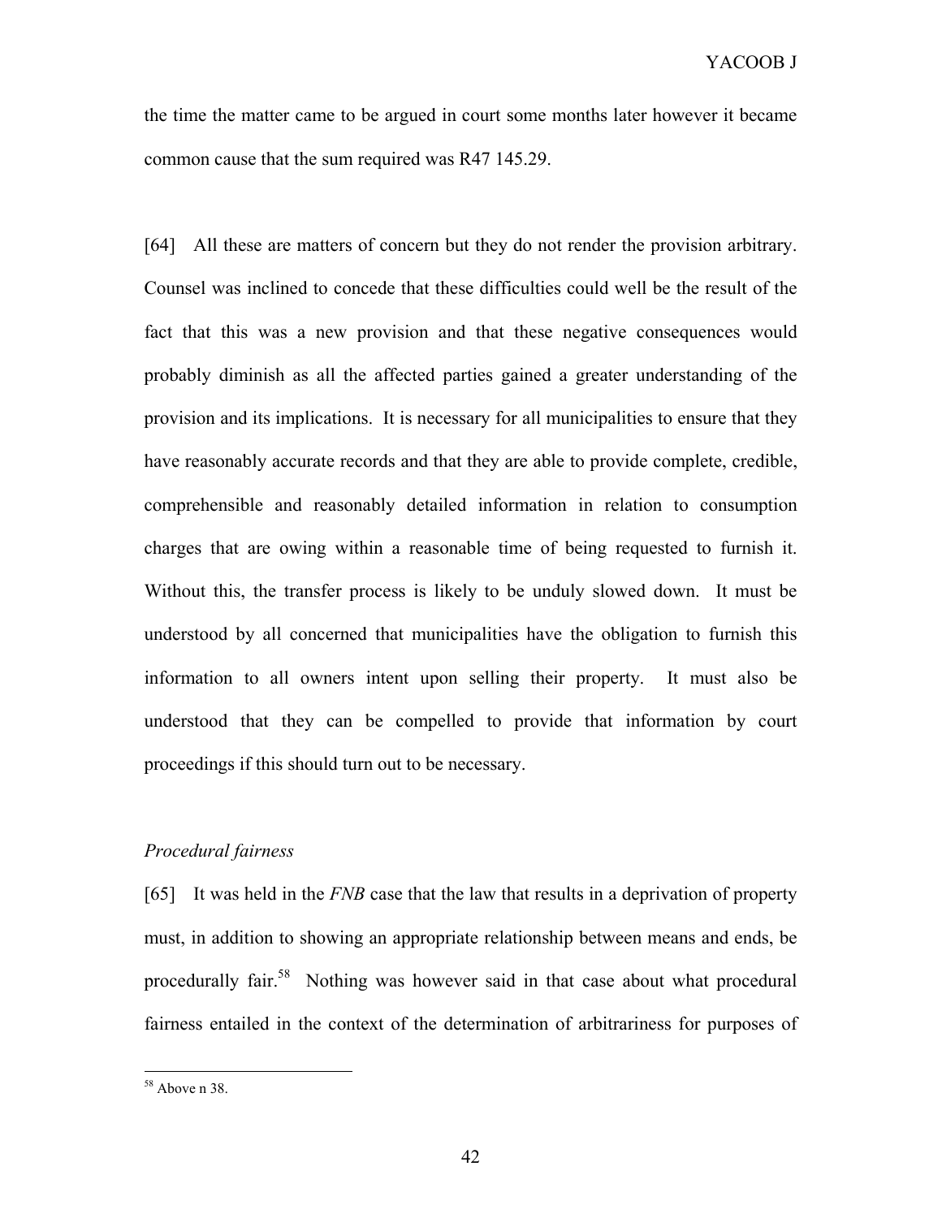the time the matter came to be argued in court some months later however it became common cause that the sum required was R47 145.29.

[64] All these are matters of concern but they do not render the provision arbitrary. Counsel was inclined to concede that these difficulties could well be the result of the fact that this was a new provision and that these negative consequences would probably diminish as all the affected parties gained a greater understanding of the provision and its implications. It is necessary for all municipalities to ensure that they have reasonably accurate records and that they are able to provide complete, credible, comprehensible and reasonably detailed information in relation to consumption charges that are owing within a reasonable time of being requested to furnish it. Without this, the transfer process is likely to be unduly slowed down. It must be understood by all concerned that municipalities have the obligation to furnish this information to all owners intent upon selling their property. It must also be understood that they can be compelled to provide that information by court proceedings if this should turn out to be necessary.

*Procedural fairness*

[65] It was held in the *FNB* case that the law that results in a deprivation of property must, in addition to showing an appropriate relationship between means and ends, be procedurally fair.[58] Nothing was however said in that case about what procedural fairness entailed in the context of the determination of arbitrariness for purposes of

[58] Above n 38.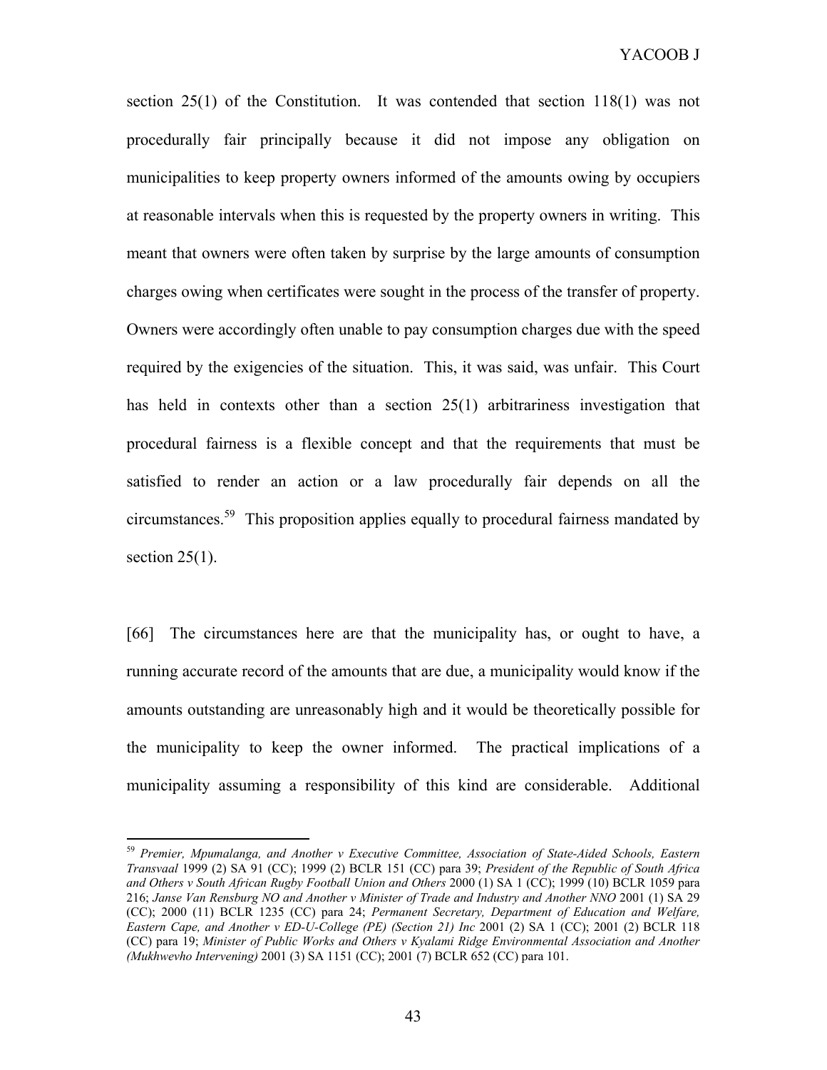section 25(1) of the Constitution. It was contended that section 118(1) was not procedurally fair principally because it did not impose any obligation on municipalities to keep property owners informed of the amounts owing by occupiers at reasonable intervals when this is requested by the property owners in writing. This meant that owners were often taken by surprise by the large amounts of consumption charges owing when certificates were sought in the process of the transfer of property. Owners were accordingly often unable to pay consumption charges due with the speed required by the exigencies of the situation. This, it was said, was unfair. This Court has held in contexts other than a section 25(1) arbitrariness investigation that procedural fairness is a flexible concept and that the requirements that must be satisfied to render an action or a law procedurally fair depends on all the circumstances.[59] This proposition applies equally to procedural fairness mandated by section 25(1).

[66] The circumstances here are that the municipality has, or ought to have, a running accurate record of the amounts that are due, a municipality would know if the amounts outstanding are unreasonably high and it would be theoretically possible for the municipality to keep the owner informed. The practical implications of a municipality assuming a responsibility of this kind are considerable. Additional

---

[59] *Premier, Mpumalanga, and Another v Executive Committee, Association of State-Aided Schools, Eastern Transvaal* 1999 (2) SA 91 (CC); 1999 (2) BCLR 151 (CC) para 39; *President of the Republic of South Africa and Others v South African Rugby Football Union and Others* 2000 (1) SA 1 (CC); 1999 (10) BCLR 1059 para 216; *Janse Van Rensburg NO and Another v Minister of Trade and Industry and Another NNO* 2001 (1) SA 29 (CC); 2000 (11) BCLR 1235 (CC) para 24; *Permanent Secretary, Department of Education and Welfare, Eastern Cape, and Another v ED-U-College (PE) (Section 21) Inc* 2001 (2) SA 1 (CC); 2001 (2) BCLR 118 (CC) para 19; *Minister of Public Works and Others v Kyalami Ridge Environmental Association and Another (Mukhwevho Intervening)* 2001 (3) SA 1151 (CC); 2001 (7) BCLR 652 (CC) para 101.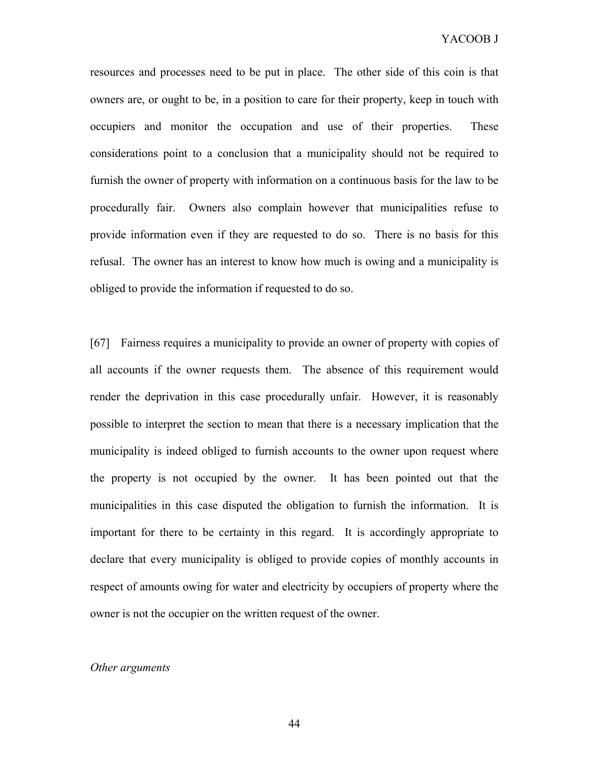resources and processes need to be put in place. The other side of this coin is that owners are, or ought to be, in a position to care for their property, keep in touch with occupiers and monitor the occupation and use of their properties. These considerations point to a conclusion that a municipality should not be required to furnish the owner of property with information on a continuous basis for the law to be procedurally fair. Owners also complain however that municipalities refuse to provide information even if they are requested to do so. There is no basis for this refusal. The owner has an interest to know how much is owing and a municipality is obliged to provide the information if requested to do so.

[67] Fairness requires a municipality to provide an owner of property with copies of all accounts if the owner requests them. The absence of this requirement would render the deprivation in this case procedurally unfair. However, it is reasonably possible to interpret the section to mean that there is a necessary implication that the municipality is indeed obliged to furnish accounts to the owner upon request where the property is not occupied by the owner. It has been pointed out that the municipalities in this case disputed the obligation to furnish the information. It is important for there to be certainty in this regard. It is accordingly appropriate to declare that every municipality is obliged to provide copies of monthly accounts in respect of amounts owing for water and electricity by occupiers of property where the owner is not the occupier on the written request of the owner.

*Other arguments*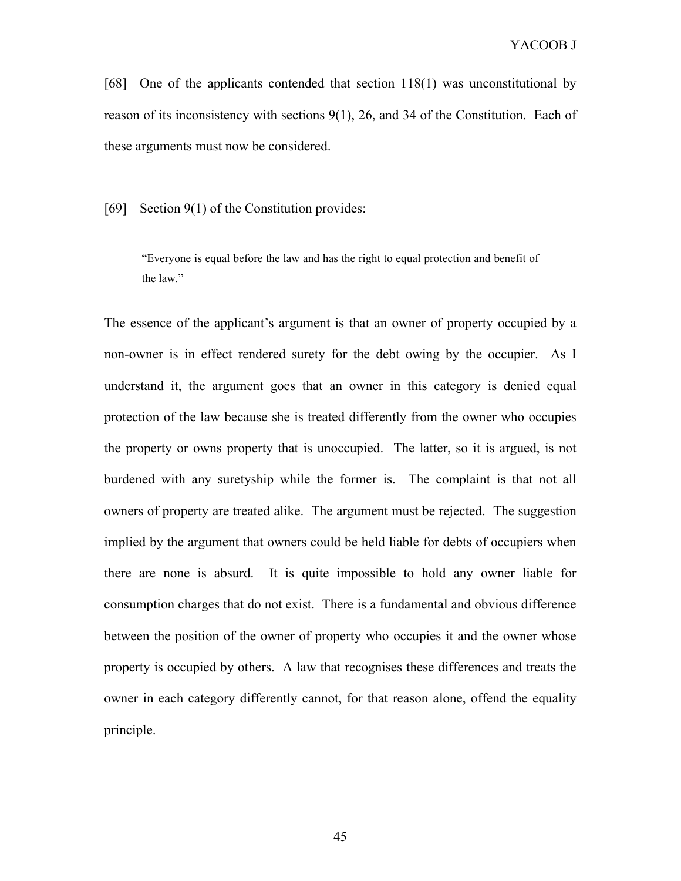[68] One of the applicants contended that section 118(1) was unconstitutional by reason of its inconsistency with sections 9(1), 26, and 34 of the Constitution. Each of these arguments must now be considered.

[69] Section 9(1) of the Constitution provides:

> "Everyone is equal before the law and has the right to equal protection and benefit of the law."

The essence of the applicant's argument is that an owner of property occupied by a non-owner is in effect rendered surety for the debt owing by the occupier. As I understand it, the argument goes that an owner in this category is denied equal protection of the law because she is treated differently from the owner who occupies the property or owns property that is unoccupied. The latter, so it is argued, is not burdened with any suretyship while the former is. The complaint is that not all owners of property are treated alike. The argument must be rejected. The suggestion implied by the argument that owners could be held liable for debts of occupiers when there are none is absurd. It is quite impossible to hold any owner liable for consumption charges that do not exist. There is a fundamental and obvious difference between the position of the owner of property who occupies it and the owner whose property is occupied by others. A law that recognises these differences and treats the owner in each category differently cannot, for that reason alone, offend the equality principle.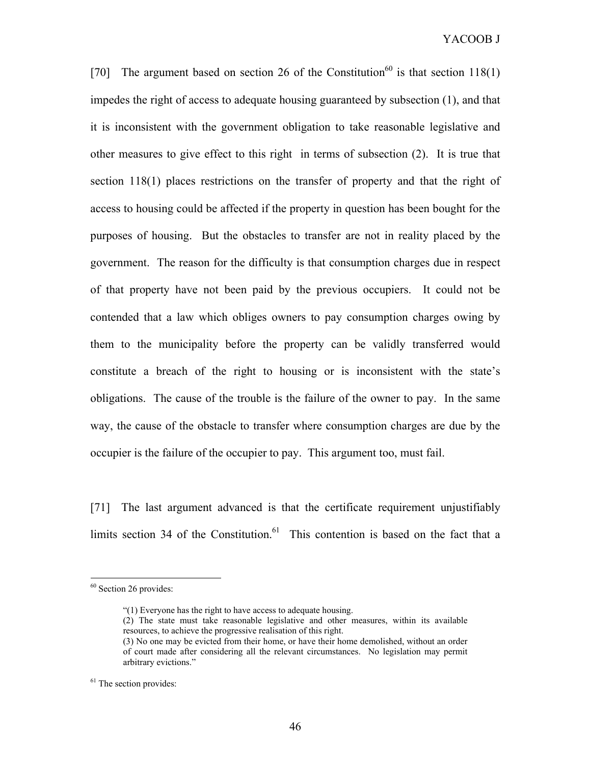[70] The argument based on section 26 of the Constitution[60] is that section 118(1) impedes the right of access to adequate housing guaranteed by subsection (1), and that it is inconsistent with the government obligation to take reasonable legislative and other measures to give effect to this right in terms of subsection (2). It is true that section 118(1) places restrictions on the transfer of property and that the right of access to housing could be affected if the property in question has been bought for the purposes of housing. But the obstacles to transfer are not in reality placed by the government. The reason for the difficulty is that consumption charges due in respect of that property have not been paid by the previous occupiers. It could not be contended that a law which obliges owners to pay consumption charges owing by them to the municipality before the property can be validly transferred would constitute a breach of the right to housing or is inconsistent with the state's obligations. The cause of the trouble is the failure of the owner to pay. In the same way, the cause of the obstacle to transfer where consumption charges are due by the occupier is the failure of the occupier to pay. This argument too, must fail.

[71] The last argument advanced is that the certificate requirement unjustifiably limits section 34 of the Constitution.[61] This contention is based on the fact that a

---

[60] Section 26 provides:

> "(1) Everyone has the right to have access to adequate housing.
> (2) The state must take reasonable legislative and other measures, within its available resources, to achieve the progressive realisation of this right.
> (3) No one may be evicted from their home, or have their home demolished, without an order of court made after considering all the relevant circumstances. No legislation may permit arbitrary evictions."

[61] The section provides: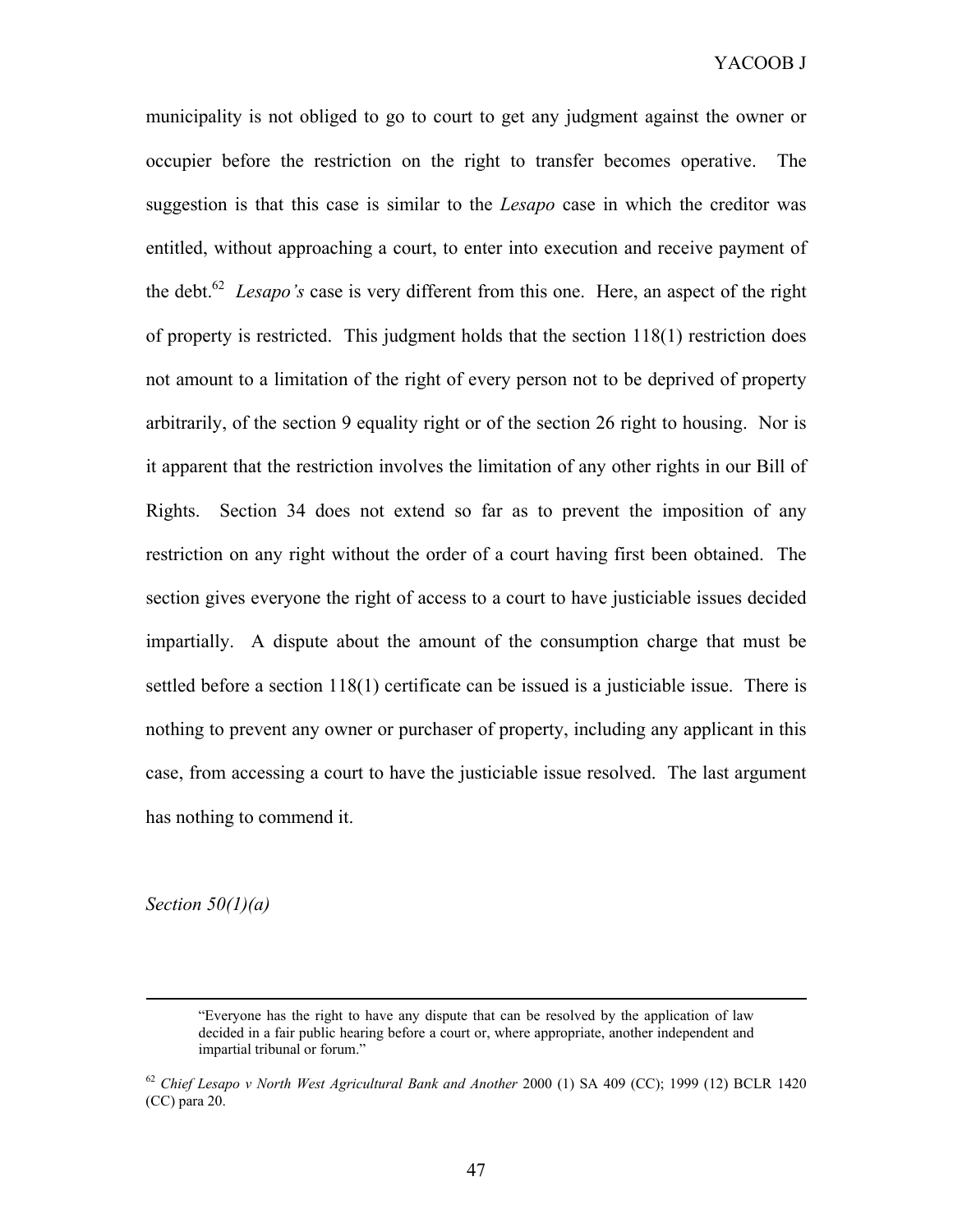municipality is not obliged to go to court to get any judgment against the owner or occupier before the restriction on the right to transfer becomes operative. The suggestion is that this case is similar to the *Lesapo* case in which the creditor was entitled, without approaching a court, to enter into execution and receive payment of the debt.[62] *Lesapo's* case is very different from this one. Here, an aspect of the right of property is restricted. This judgment holds that the section 118(1) restriction does not amount to a limitation of the right of every person not to be deprived of property arbitrarily, of the section 9 equality right or of the section 26 right to housing. Nor is it apparent that the restriction involves the limitation of any other rights in our Bill of Rights. Section 34 does not extend so far as to prevent the imposition of any restriction on any right without the order of a court having first been obtained. The section gives everyone the right of access to a court to have justiciable issues decided impartially. A dispute about the amount of the consumption charge that must be settled before a section 118(1) certificate can be issued is a justiciable issue. There is nothing to prevent any owner or purchaser of property, including any applicant in this case, from accessing a court to have the justiciable issue resolved. The last argument has nothing to commend it.

*Section 50(1)(a)*

---

> "Everyone has the right to have any dispute that can be resolved by the application of law decided in a fair public hearing before a court or, where appropriate, another independent and impartial tribunal or forum."

[62] *Chief Lesapo v North West Agricultural Bank and Another* 2000 (1) SA 409 (CC); 1999 (12) BCLR 1420 (CC) para 20.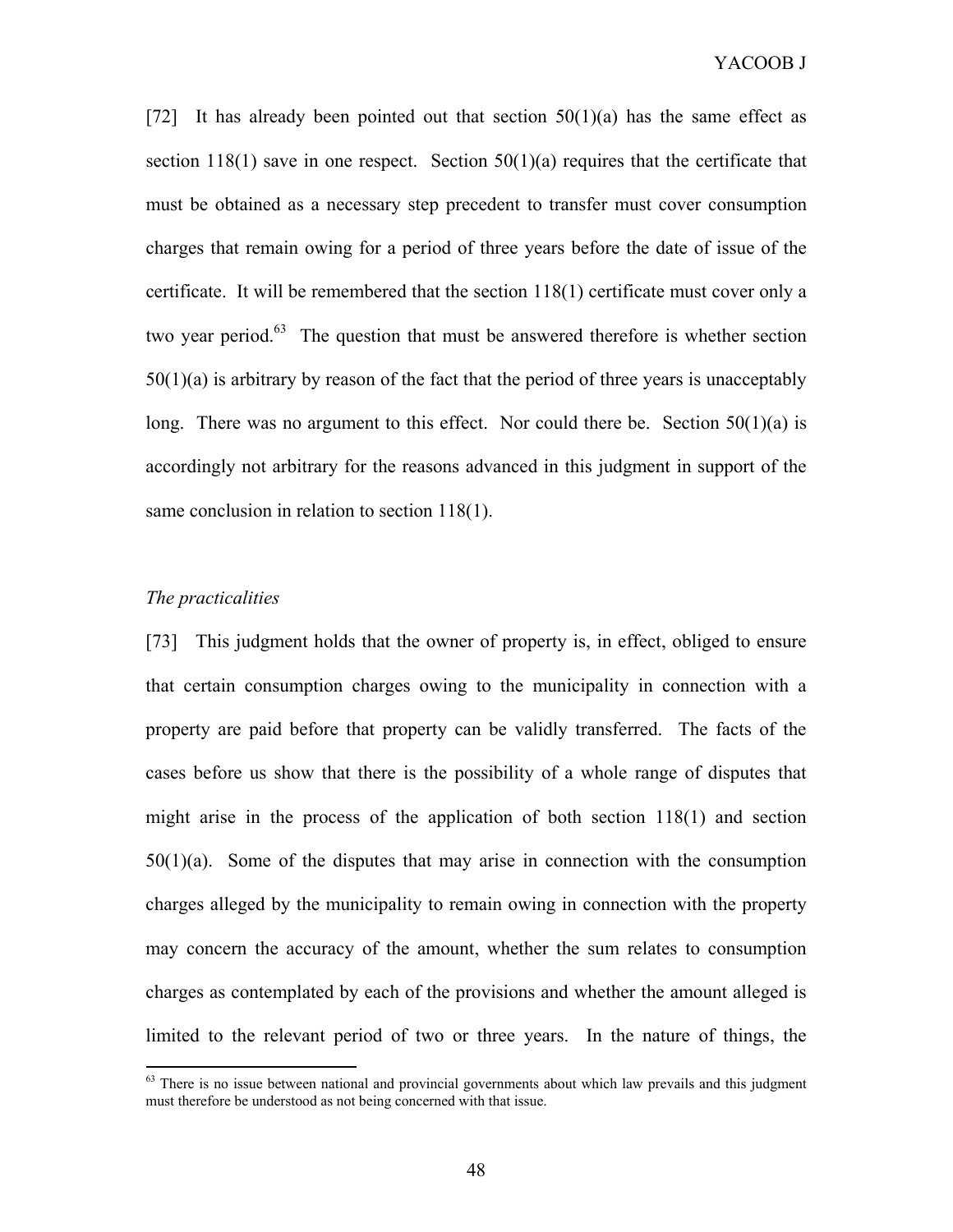[72] It has already been pointed out that section 50(1)(a) has the same effect as section 118(1) save in one respect. Section 50(1)(a) requires that the certificate that must be obtained as a necessary step precedent to transfer must cover consumption charges that remain owing for a period of three years before the date of issue of the certificate. It will be remembered that the section 118(1) certificate must cover only a two year period.[63] The question that must be answered therefore is whether section 50(1)(a) is arbitrary by reason of the fact that the period of three years is unacceptably long. There was no argument to this effect. Nor could there be. Section 50(1)(a) is accordingly not arbitrary for the reasons advanced in this judgment in support of the same conclusion in relation to section 118(1).

*The practicalities*

[73] This judgment holds that the owner of property is, in effect, obliged to ensure that certain consumption charges owing to the municipality in connection with a property are paid before that property can be validly transferred. The facts of the cases before us show that there is the possibility of a whole range of disputes that might arise in the process of the application of both section 118(1) and section 50(1)(a). Some of the disputes that may arise in connection with the consumption charges alleged by the municipality to remain owing in connection with the property may concern the accuracy of the amount, whether the sum relates to consumption charges as contemplated by each of the provisions and whether the amount alleged is limited to the relevant period of two or three years. In the nature of things, the

[63] There is no issue between national and provincial governments about which law prevails and this judgment must therefore be understood as not being concerned with that issue.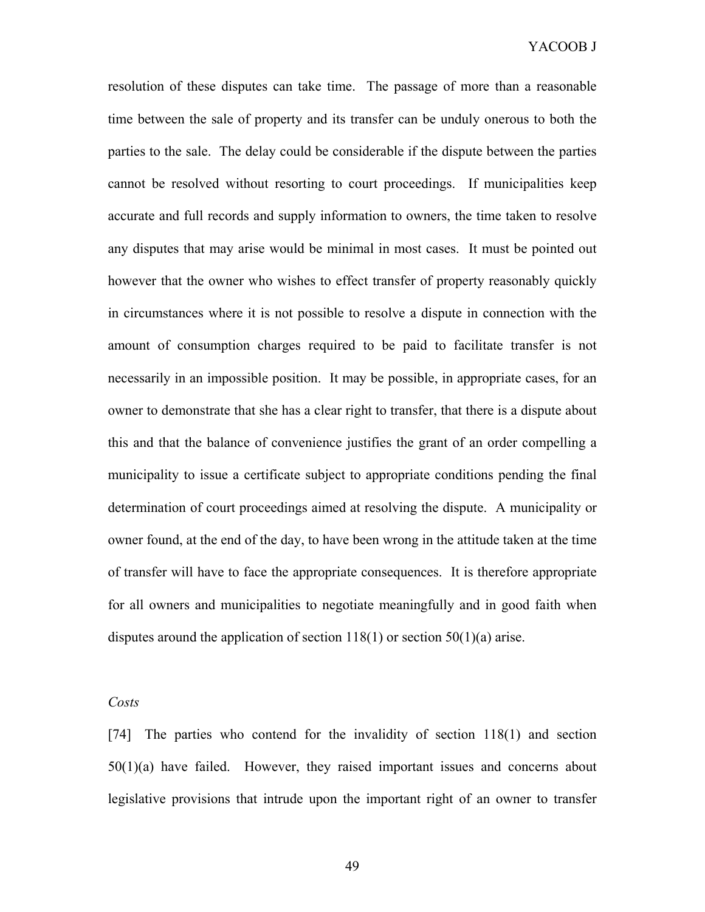resolution of these disputes can take time. The passage of more than a reasonable time between the sale of property and its transfer can be unduly onerous to both the parties to the sale. The delay could be considerable if the dispute between the parties cannot be resolved without resorting to court proceedings. If municipalities keep accurate and full records and supply information to owners, the time taken to resolve any disputes that may arise would be minimal in most cases. It must be pointed out however that the owner who wishes to effect transfer of property reasonably quickly in circumstances where it is not possible to resolve a dispute in connection with the amount of consumption charges required to be paid to facilitate transfer is not necessarily in an impossible position. It may be possible, in appropriate cases, for an owner to demonstrate that she has a clear right to transfer, that there is a dispute about this and that the balance of convenience justifies the grant of an order compelling a municipality to issue a certificate subject to appropriate conditions pending the final determination of court proceedings aimed at resolving the dispute. A municipality or owner found, at the end of the day, to have been wrong in the attitude taken at the time of transfer will have to face the appropriate consequences. It is therefore appropriate for all owners and municipalities to negotiate meaningfully and in good faith when disputes around the application of section 118(1) or section 50(1)(a) arise.

*Costs*

[74] The parties who contend for the invalidity of section 118(1) and section 50(1)(a) have failed. However, they raised important issues and concerns about legislative provisions that intrude upon the important right of an owner to transfer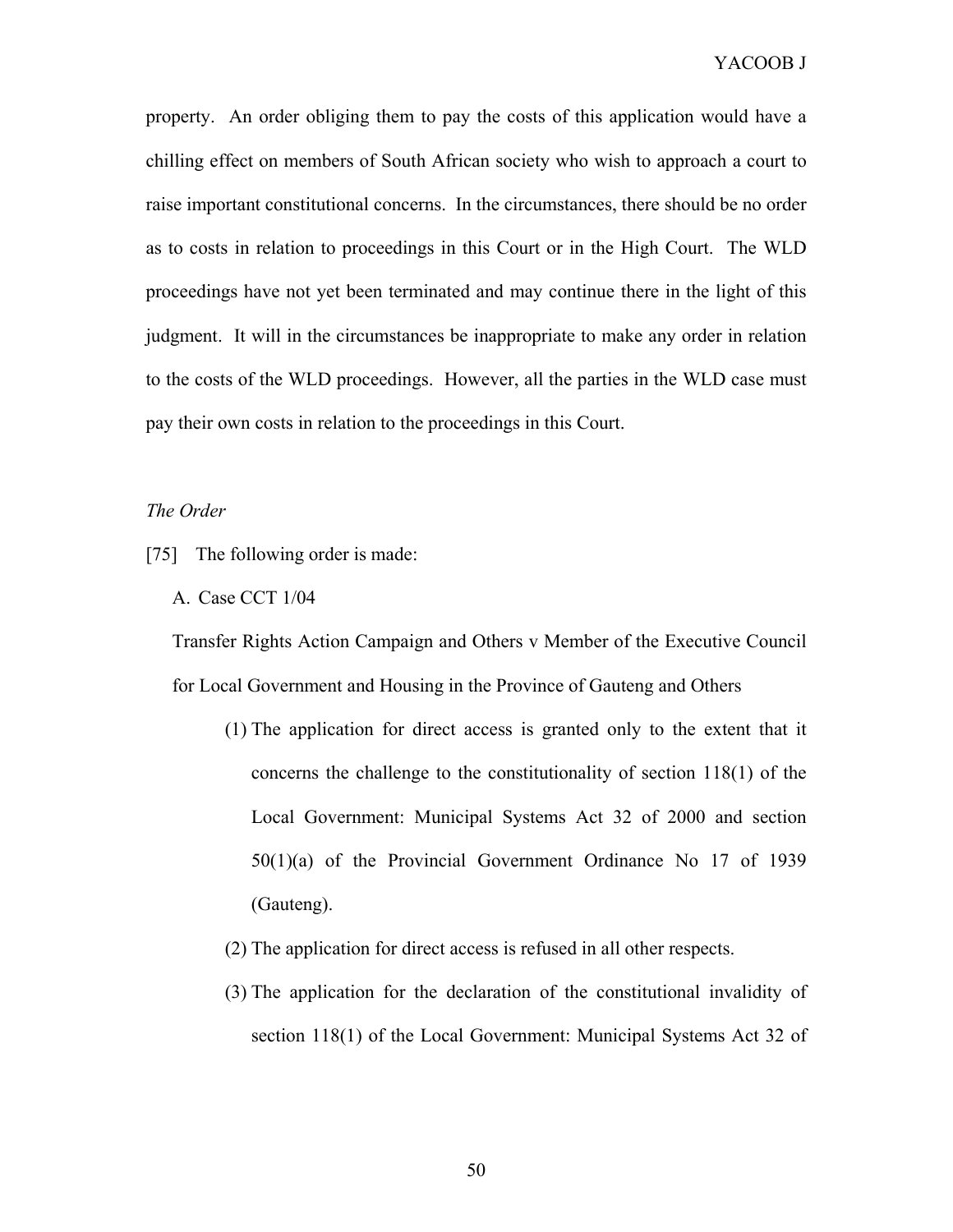property. An order obliging them to pay the costs of this application would have a chilling effect on members of South African society who wish to approach a court to raise important constitutional concerns. In the circumstances, there should be no order as to costs in relation to proceedings in this Court or in the High Court. The WLD proceedings have not yet been terminated and may continue there in the light of this judgment. It will in the circumstances be inappropriate to make any order in relation to the costs of the WLD proceedings. However, all the parties in the WLD case must pay their own costs in relation to the proceedings in this Court.

*The Order*

[75] The following order is made:

A. Case CCT 1/04

Transfer Rights Action Campaign and Others v Member of the Executive Council for Local Government and Housing in the Province of Gauteng and Others

(1) The application for direct access is granted only to the extent that it concerns the challenge to the constitutionality of section 118(1) of the Local Government: Municipal Systems Act 32 of 2000 and section 50(1)(a) of the Provincial Government Ordinance No 17 of 1939 (Gauteng).

(2) The application for direct access is refused in all other respects.

(3) The application for the declaration of the constitutional invalidity of section 118(1) of the Local Government: Municipal Systems Act 32 of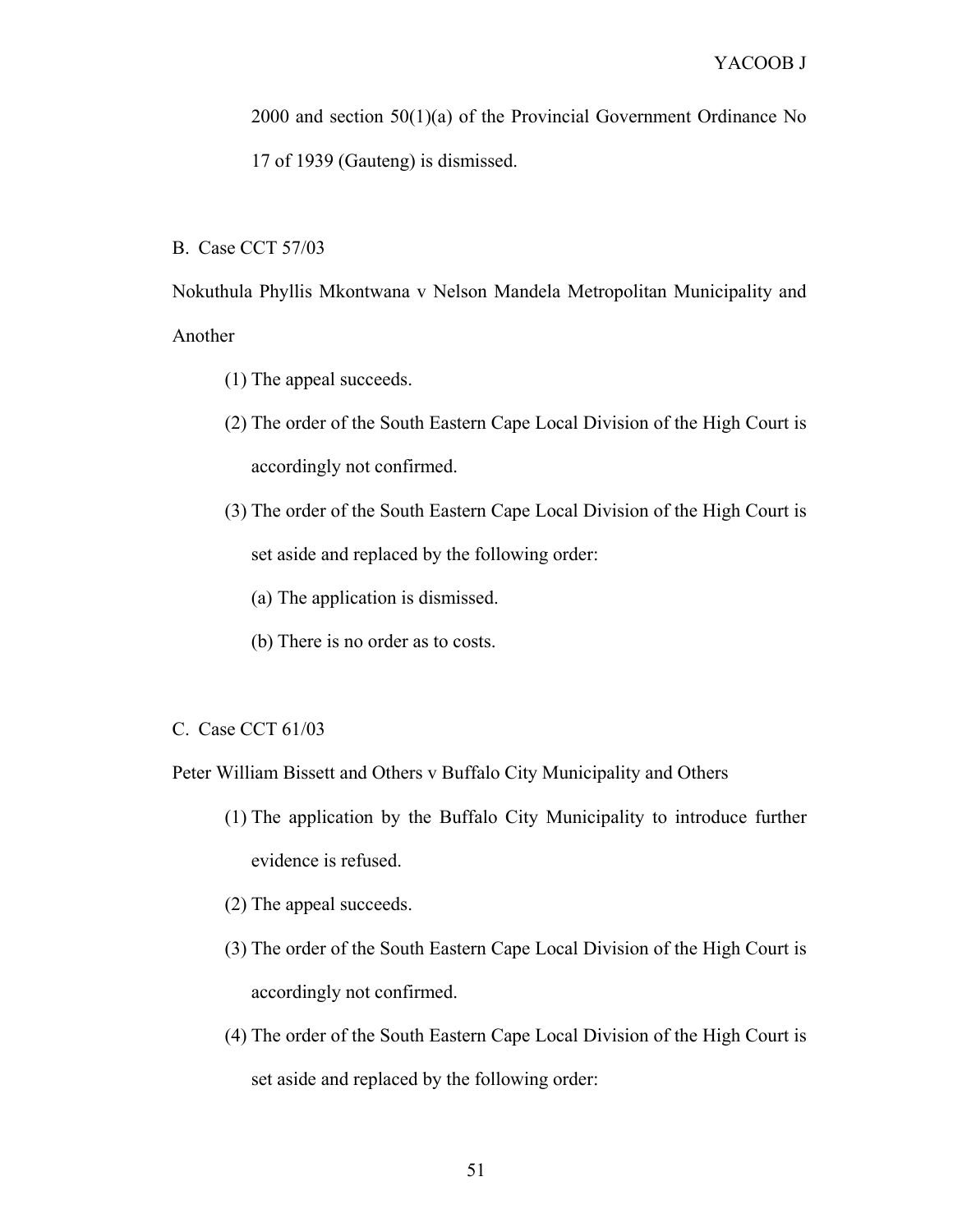2000 and section 50(1)(a) of the Provincial Government Ordinance No 17 of 1939 (Gauteng) is dismissed.

B. Case CCT 57/03

Nokuthula Phyllis Mkontwana v Nelson Mandela Metropolitan Municipality and Another

(1) The appeal succeeds.

(2) The order of the South Eastern Cape Local Division of the High Court is accordingly not confirmed.

(3) The order of the South Eastern Cape Local Division of the High Court is set aside and replaced by the following order:

(a) The application is dismissed.

(b) There is no order as to costs.

C. Case CCT 61/03

Peter William Bissett and Others v Buffalo City Municipality and Others

(1) The application by the Buffalo City Municipality to introduce further evidence is refused.

(2) The appeal succeeds.

(3) The order of the South Eastern Cape Local Division of the High Court is accordingly not confirmed.

(4) The order of the South Eastern Cape Local Division of the High Court is set aside and replaced by the following order: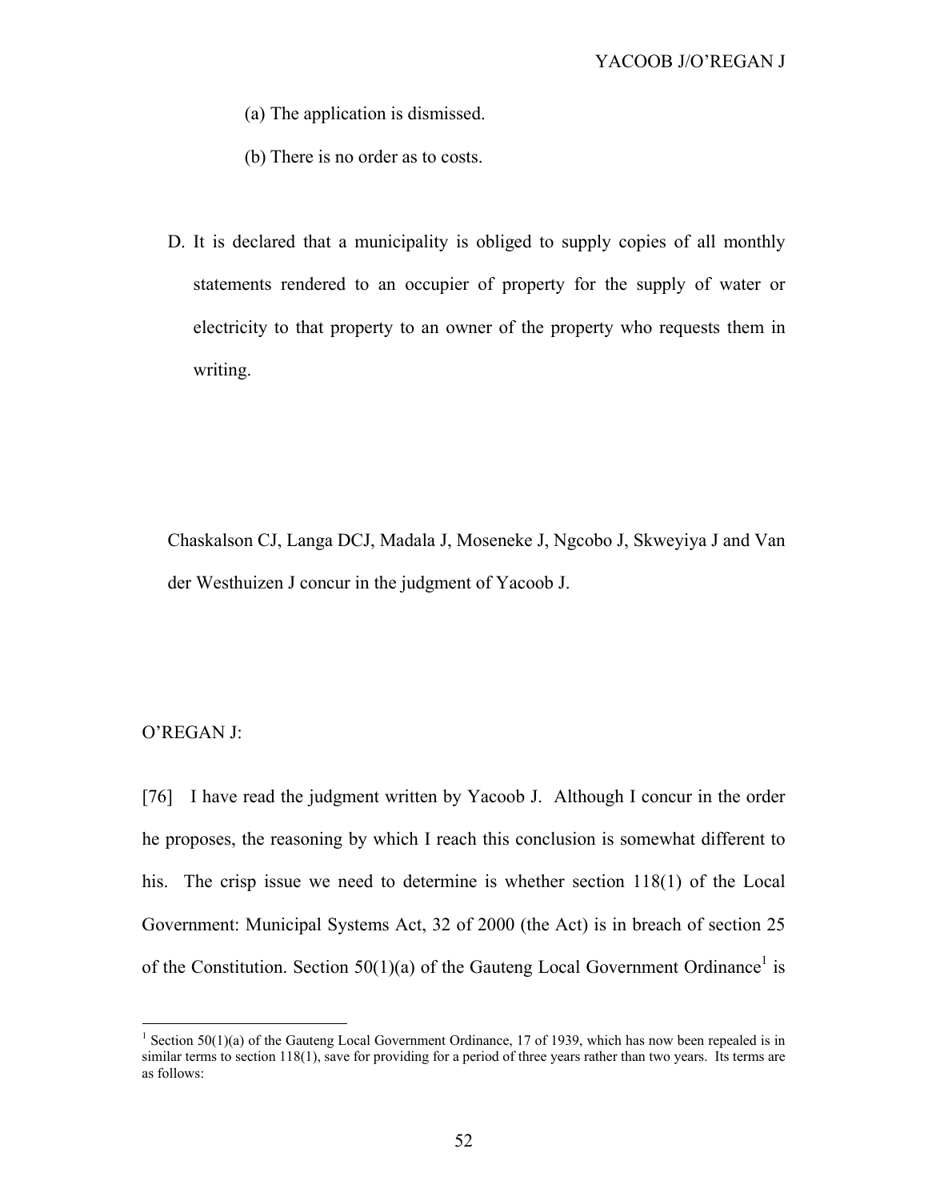(a) The application is dismissed.

(b) There is no order as to costs.

D. It is declared that a municipality is obliged to supply copies of all monthly statements rendered to an occupier of property for the supply of water or electricity to that property to an owner of the property who requests them in writing.

Chaskalson CJ, Langa DCJ, Madala J, Moseneke J, Ngcobo J, Skweyiya J and Van der Westhuizen J concur in the judgment of Yacoob J.

O'REGAN J:

[76] I have read the judgment written by Yacoob J. Although I concur in the order he proposes, the reasoning by which I reach this conclusion is somewhat different to his. The crisp issue we need to determine is whether section 118(1) of the Local Government: Municipal Systems Act, 32 of 2000 (the Act) is in breach of section 25 of the Constitution. Section 50(1)(a) of the Gauteng Local Government Ordinance[1] is

[1] Section 50(1)(a) of the Gauteng Local Government Ordinance, 17 of 1939, which has now been repealed is in similar terms to section 118(1), save for providing for a period of three years rather than two years. Its terms are as follows: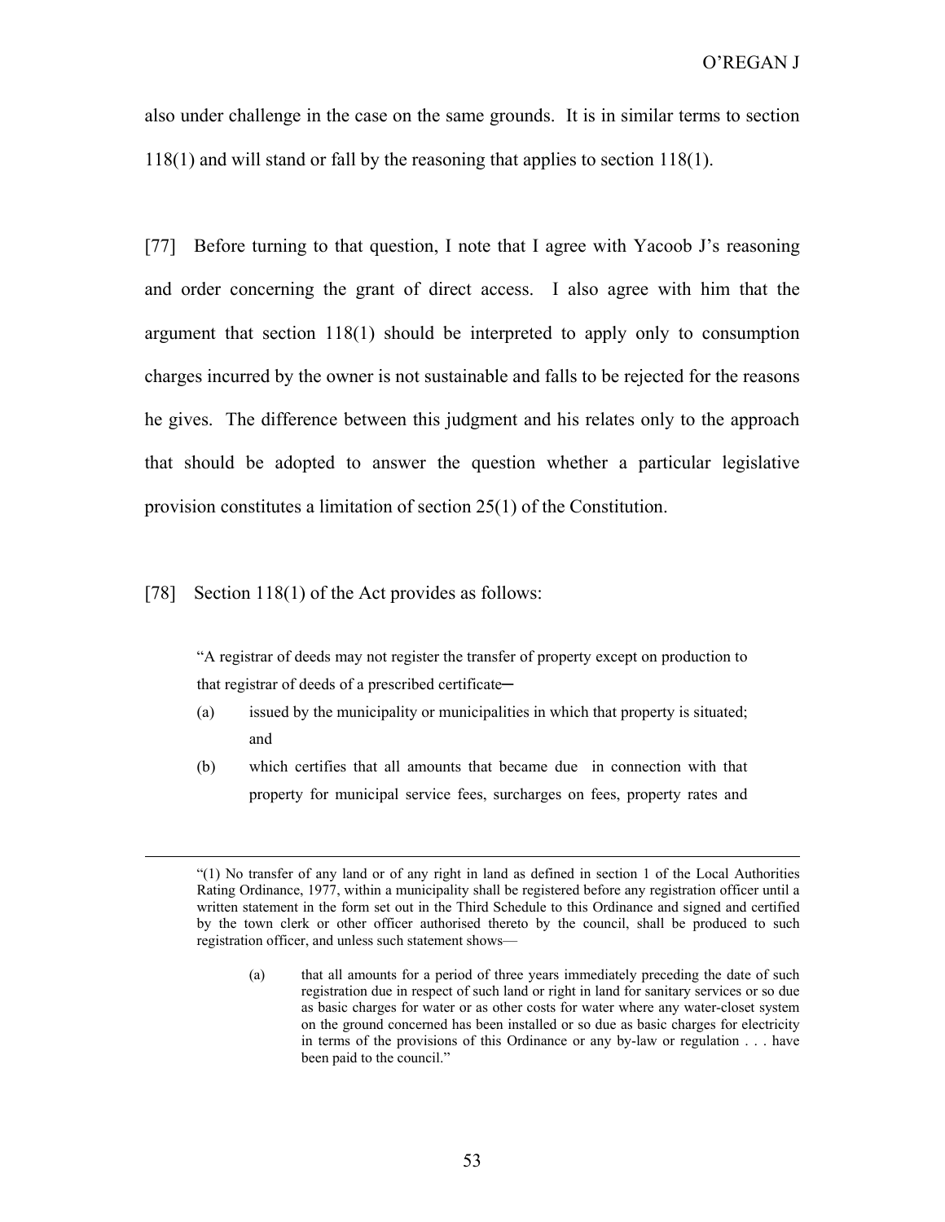also under challenge in the case on the same grounds. It is in similar terms to section 118(1) and will stand or fall by the reasoning that applies to section 118(1).

[77] Before turning to that question, I note that I agree with Yacoob J's reasoning and order concerning the grant of direct access. I also agree with him that the argument that section 118(1) should be interpreted to apply only to consumption charges incurred by the owner is not sustainable and falls to be rejected for the reasons he gives. The difference between this judgment and his relates only to the approach that should be adopted to answer the question whether a particular legislative provision constitutes a limitation of section 25(1) of the Constitution.

[78] Section 118(1) of the Act provides as follows:

> "A registrar of deeds may not register the transfer of property except on production to that registrar of deeds of a prescribed certificate─
>
> (a) issued by the municipality or municipalities in which that property is situated; and
>
> (b) which certifies that all amounts that became due in connection with that property for municipal service fees, surcharges on fees, property rates and

---

"(1) No transfer of any land or of any right in land as defined in section 1 of the Local Authorities Rating Ordinance, 1977, within a municipality shall be registered before any registration officer until a written statement in the form set out in the Third Schedule to this Ordinance and signed and certified by the town clerk or other officer authorised thereto by the council, shall be produced to such registration officer, and unless such statement shows—

> (a) that all amounts for a period of three years immediately preceding the date of such registration due in respect of such land or right in land for sanitary services or so due as basic charges for water or as other costs for water where any water-closet system on the ground concerned has been installed or so due as basic charges for electricity in terms of the provisions of this Ordinance or any by-law or regulation . . . have been paid to the council."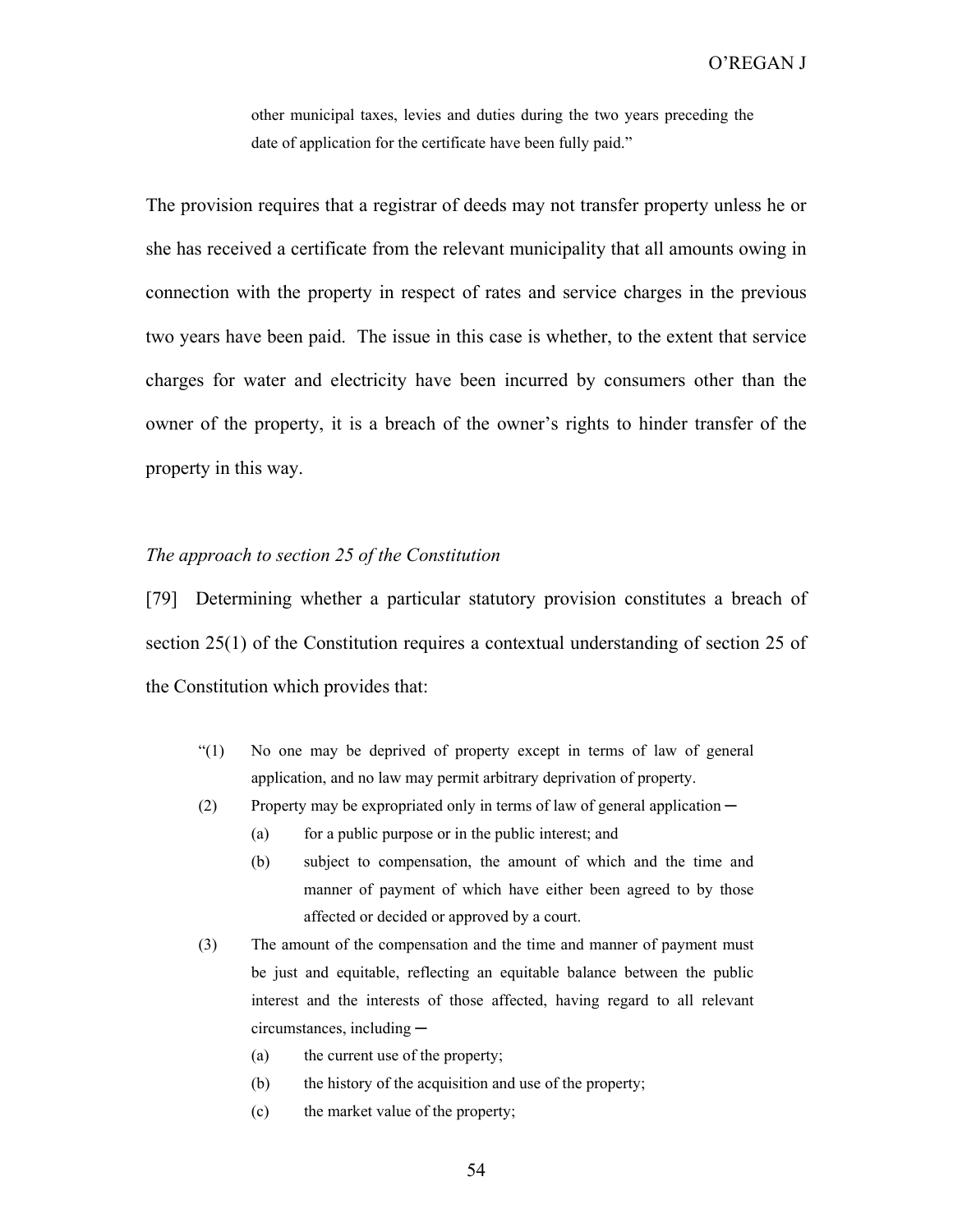> other municipal taxes, levies and duties during the two years preceding the date of application for the certificate have been fully paid."

The provision requires that a registrar of deeds may not transfer property unless he or she has received a certificate from the relevant municipality that all amounts owing in connection with the property in respect of rates and service charges in the previous two years have been paid. The issue in this case is whether, to the extent that service charges for water and electricity have been incurred by consumers other than the owner of the property, it is a breach of the owner's rights to hinder transfer of the property in this way.

*The approach to section 25 of the Constitution*

[79] Determining whether a particular statutory provision constitutes a breach of section 25(1) of the Constitution requires a contextual understanding of section 25 of the Constitution which provides that:

> "(1) No one may be deprived of property except in terms of law of general application, and no law may permit arbitrary deprivation of property.
>
> (2) Property may be expropriated only in terms of law of general application ─
>
> (a) for a public purpose or in the public interest; and
>
> (b) subject to compensation, the amount of which and the time and manner of payment of which have either been agreed to by those affected or decided or approved by a court.
>
> (3) The amount of the compensation and the time and manner of payment must be just and equitable, reflecting an equitable balance between the public interest and the interests of those affected, having regard to all relevant circumstances, including ─
>
> (a) the current use of the property;
>
> (b) the history of the acquisition and use of the property;
>
> (c) the market value of the property;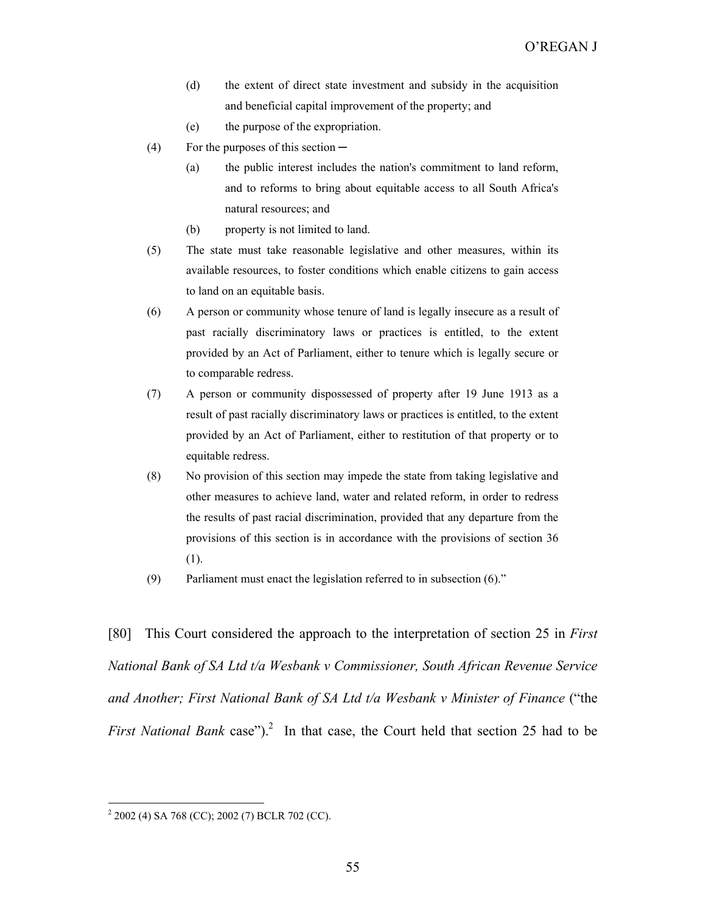(d) the extent of direct state investment and subsidy in the acquisition and beneficial capital improvement of the property; and

(e) the purpose of the expropriation.

(4) For the purposes of this section ─

(a) the public interest includes the nation's commitment to land reform, and to reforms to bring about equitable access to all South Africa's natural resources; and

(b) property is not limited to land.

(5) The state must take reasonable legislative and other measures, within its available resources, to foster conditions which enable citizens to gain access to land on an equitable basis.

(6) A person or community whose tenure of land is legally insecure as a result of past racially discriminatory laws or practices is entitled, to the extent provided by an Act of Parliament, either to tenure which is legally secure or to comparable redress.

(7) A person or community dispossessed of property after 19 June 1913 as a result of past racially discriminatory laws or practices is entitled, to the extent provided by an Act of Parliament, either to restitution of that property or to equitable redress.

(8) No provision of this section may impede the state from taking legislative and other measures to achieve land, water and related reform, in order to redress the results of past racial discrimination, provided that any departure from the provisions of this section is in accordance with the provisions of section 36 (1).

(9) Parliament must enact the legislation referred to in subsection (6)."

[80] This Court considered the approach to the interpretation of section 25 in *First National Bank of SA Ltd t/a Wesbank v Commissioner, South African Revenue Service and Another; First National Bank of SA Ltd t/a Wesbank v Minister of Finance* ("the *First National Bank* case").[2] In that case, the Court held that section 25 had to be

[2] 2002 (4) SA 768 (CC); 2002 (7) BCLR 702 (CC).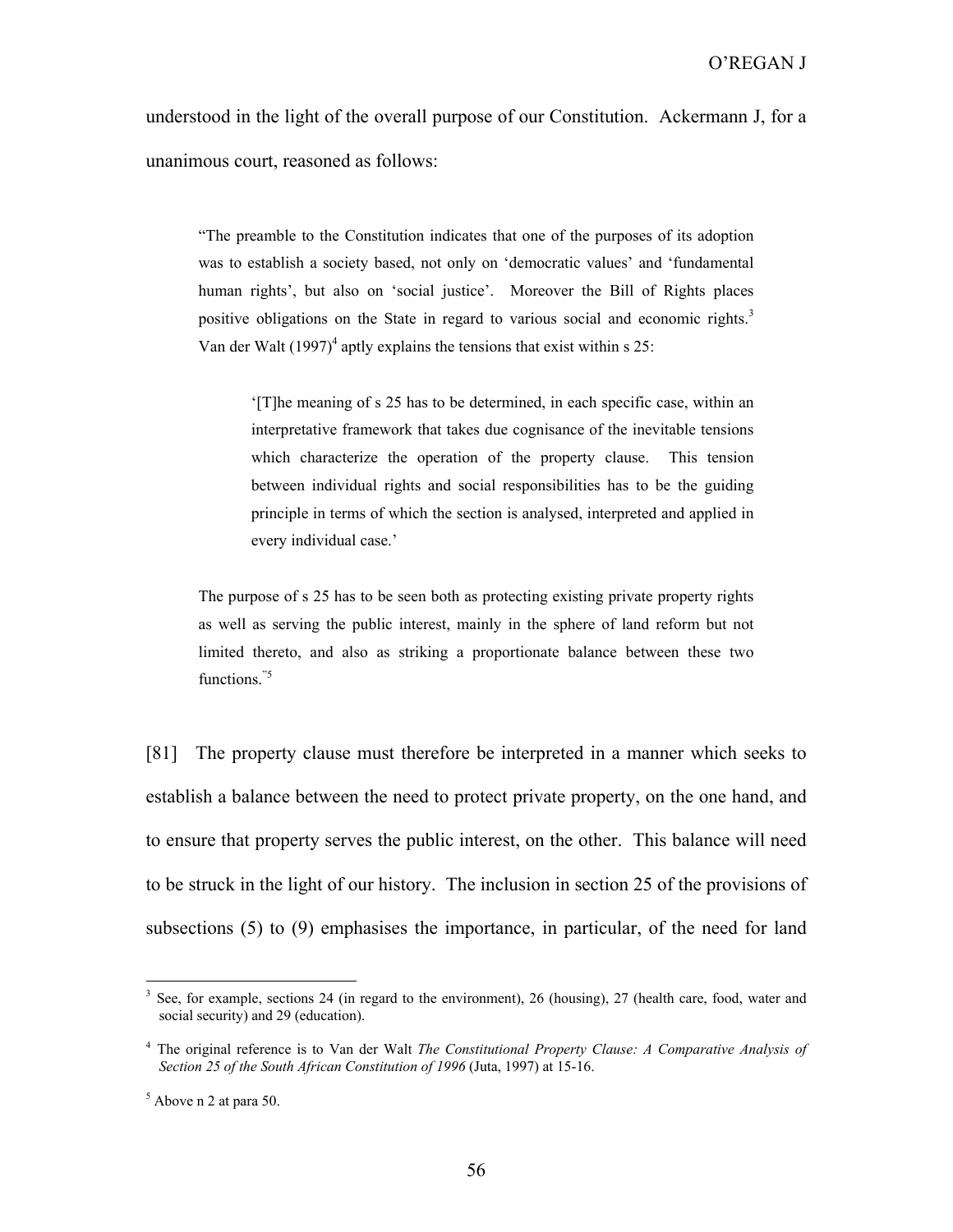understood in the light of the overall purpose of our Constitution. Ackermann J, for a unanimous court, reasoned as follows:

> "The preamble to the Constitution indicates that one of the purposes of its adoption was to establish a society based, not only on 'democratic values' and 'fundamental human rights', but also on 'social justice'. Moreover the Bill of Rights places positive obligations on the State in regard to various social and economic rights.[3] Van der Walt (1997)[4] aptly explains the tensions that exist within s 25:
>
> > '[T]he meaning of s 25 has to be determined, in each specific case, within an interpretative framework that takes due cognisance of the inevitable tensions which characterize the operation of the property clause. This tension between individual rights and social responsibilities has to be the guiding principle in terms of which the section is analysed, interpreted and applied in every individual case.'
>
> The purpose of s 25 has to be seen both as protecting existing private property rights as well as serving the public interest, mainly in the sphere of land reform but not limited thereto, and also as striking a proportionate balance between these two functions."[5]

[81] The property clause must therefore be interpreted in a manner which seeks to establish a balance between the need to protect private property, on the one hand, and to ensure that property serves the public interest, on the other. This balance will need to be struck in the light of our history. The inclusion in section 25 of the provisions of subsections (5) to (9) emphasises the importance, in particular, of the need for land

---

[3] See, for example, sections 24 (in regard to the environment), 26 (housing), 27 (health care, food, water and social security) and 29 (education).

[4] The original reference is to Van der Walt *The Constitutional Property Clause: A Comparative Analysis of Section 25 of the South African Constitution of 1996* (Juta, 1997) at 15-16.

[5] Above n 2 at para 50.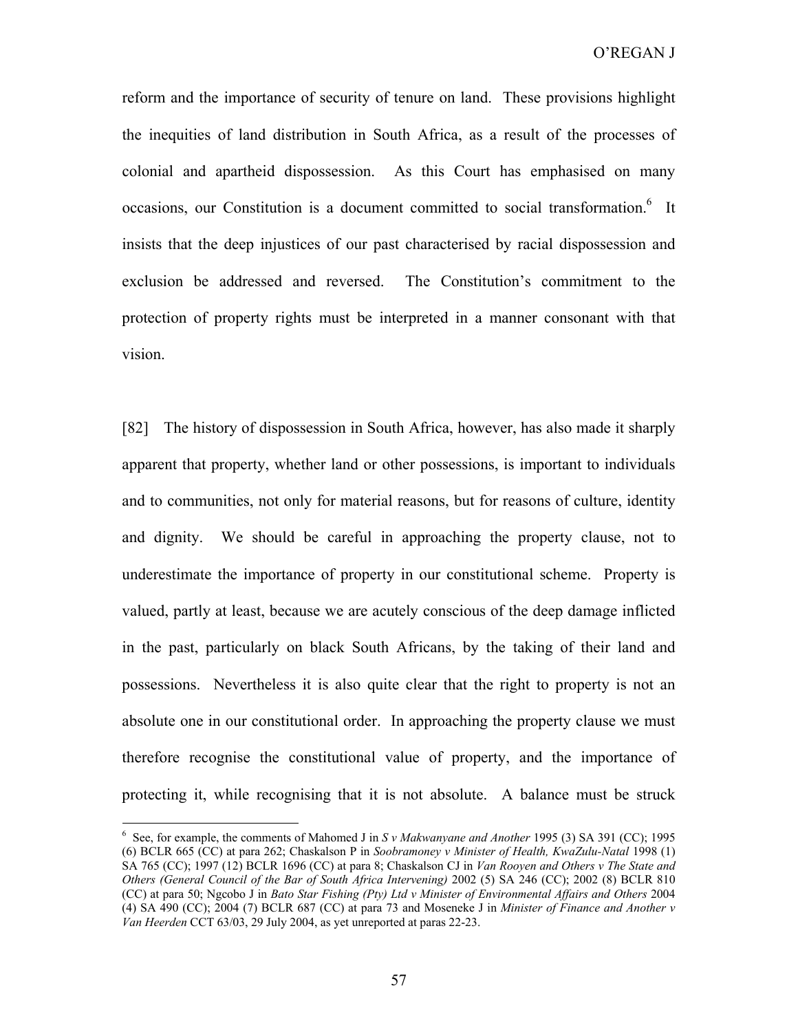reform and the importance of security of tenure on land. These provisions highlight the inequities of land distribution in South Africa, as a result of the processes of colonial and apartheid dispossession. As this Court has emphasised on many occasions, our Constitution is a document committed to social transformation.[6] It insists that the deep injustices of our past characterised by racial dispossession and exclusion be addressed and reversed. The Constitution's commitment to the protection of property rights must be interpreted in a manner consonant with that vision.

[82] The history of dispossession in South Africa, however, has also made it sharply apparent that property, whether land or other possessions, is important to individuals and to communities, not only for material reasons, but for reasons of culture, identity and dignity. We should be careful in approaching the property clause, not to underestimate the importance of property in our constitutional scheme. Property is valued, partly at least, because we are acutely conscious of the deep damage inflicted in the past, particularly on black South Africans, by the taking of their land and possessions. Nevertheless it is also quite clear that the right to property is not an absolute one in our constitutional order. In approaching the property clause we must therefore recognise the constitutional value of property, and the importance of protecting it, while recognising that it is not absolute. A balance must be struck

---

[6] See, for example, the comments of Mahomed J in *S v Makwanyane and Another* 1995 (3) SA 391 (CC); 1995 (6) BCLR 665 (CC) at para 262; Chaskalson P in *Soobramoney v Minister of Health, KwaZulu-Natal* 1998 (1) SA 765 (CC); 1997 (12) BCLR 1696 (CC) at para 8; Chaskalson CJ in *Van Rooyen and Others v The State and Others (General Council of the Bar of South Africa Intervening)* 2002 (5) SA 246 (CC); 2002 (8) BCLR 810 (CC) at para 50; Ngcobo J in *Bato Star Fishing (Pty) Ltd v Minister of Environmental Affairs and Others* 2004 (4) SA 490 (CC); 2004 (7) BCLR 687 (CC) at para 73 and Moseneke J in *Minister of Finance and Another v Van Heerden* CCT 63/03, 29 July 2004, as yet unreported at paras 22-23.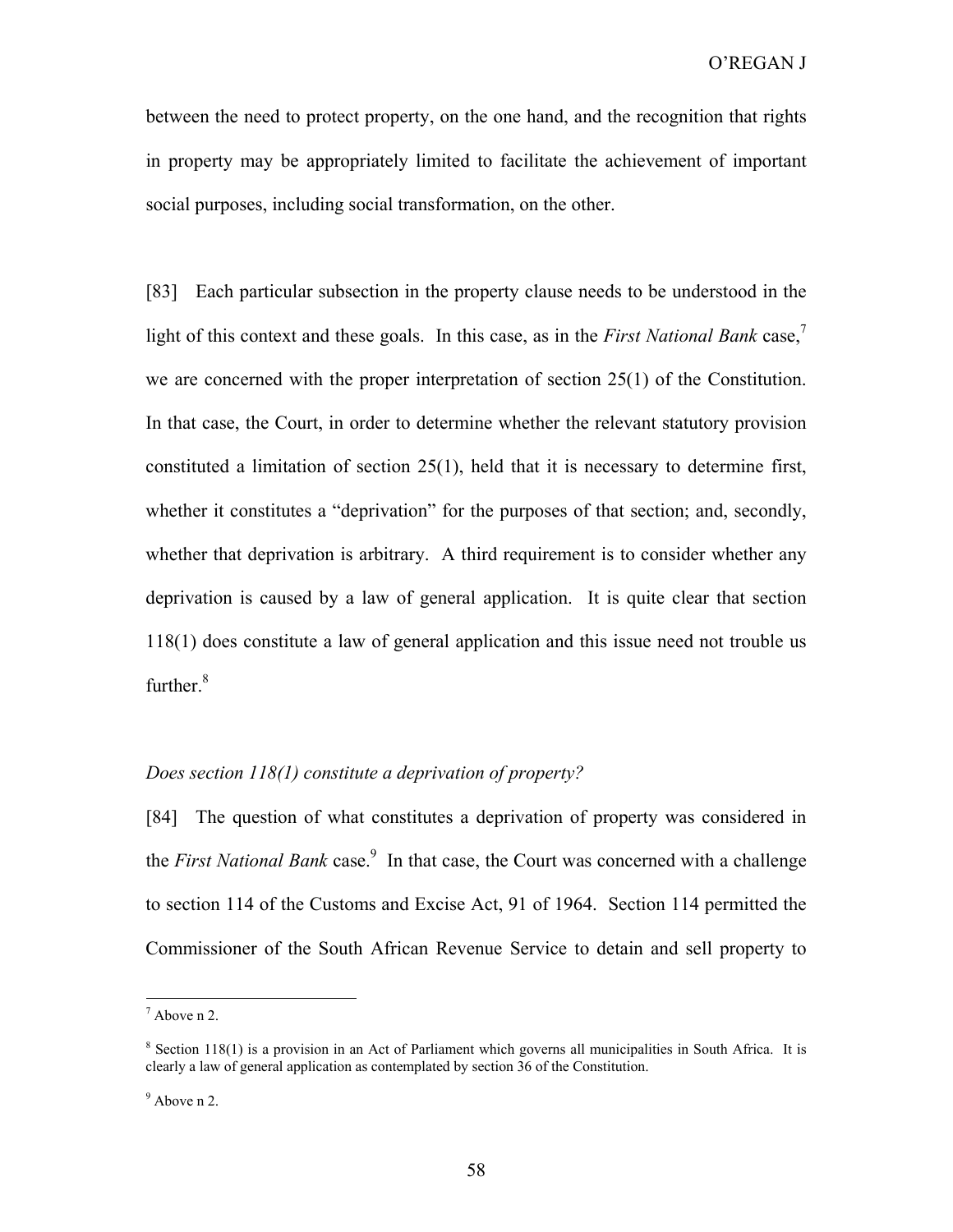between the need to protect property, on the one hand, and the recognition that rights in property may be appropriately limited to facilitate the achievement of important social purposes, including social transformation, on the other.

[83] Each particular subsection in the property clause needs to be understood in the light of this context and these goals. In this case, as in the *First National Bank* case,[7] we are concerned with the proper interpretation of section 25(1) of the Constitution. In that case, the Court, in order to determine whether the relevant statutory provision constituted a limitation of section 25(1), held that it is necessary to determine first, whether it constitutes a "deprivation" for the purposes of that section; and, secondly, whether that deprivation is arbitrary. A third requirement is to consider whether any deprivation is caused by a law of general application. It is quite clear that section 118(1) does constitute a law of general application and this issue need not trouble us further.[8]

*Does section 118(1) constitute a deprivation of property?*

[84] The question of what constitutes a deprivation of property was considered in the *First National Bank* case.[9] In that case, the Court was concerned with a challenge to section 114 of the Customs and Excise Act, 91 of 1964. Section 114 permitted the Commissioner of the South African Revenue Service to detain and sell property to

---

[7] Above n 2.

[8] Section 118(1) is a provision in an Act of Parliament which governs all municipalities in South Africa. It is clearly a law of general application as contemplated by section 36 of the Constitution.

[9] Above n 2.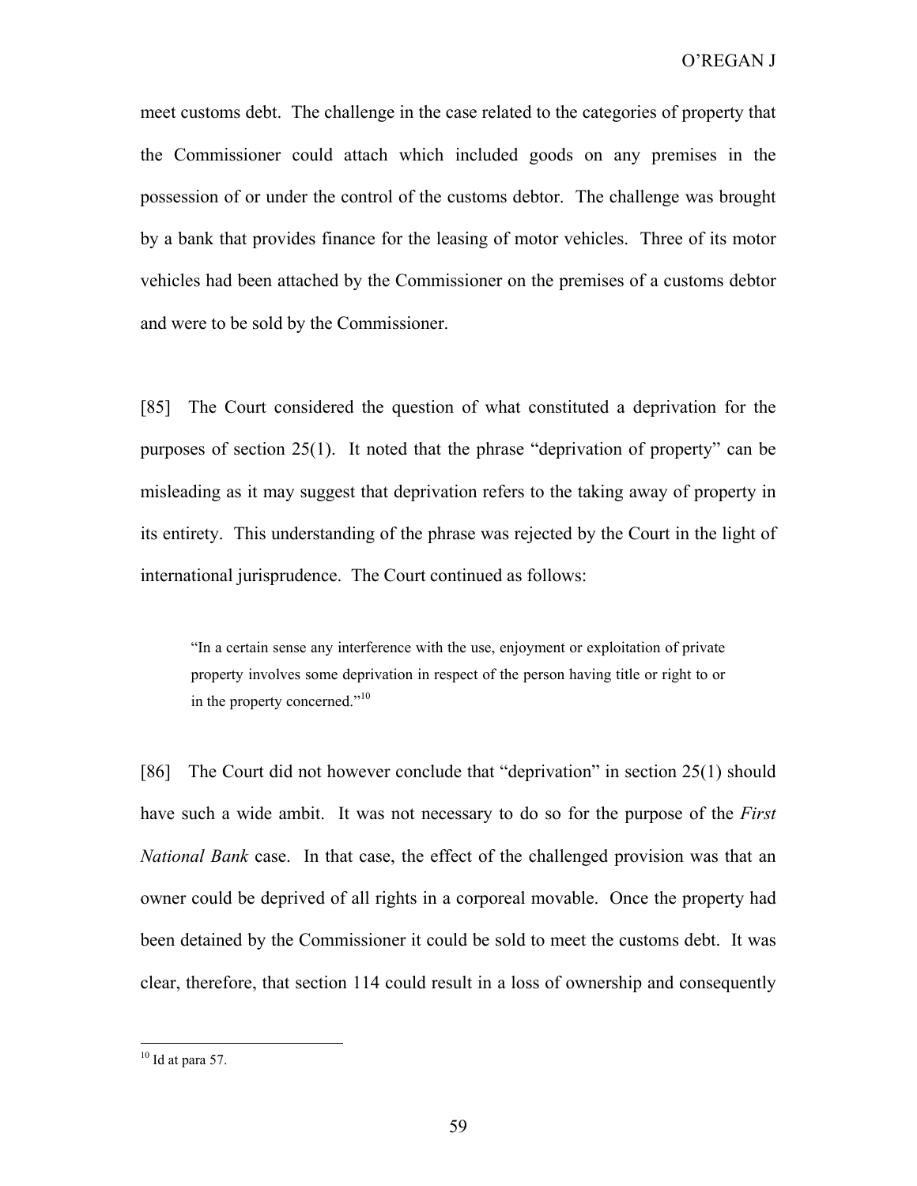meet customs debt. The challenge in the case related to the categories of property that the Commissioner could attach which included goods on any premises in the possession of or under the control of the customs debtor. The challenge was brought by a bank that provides finance for the leasing of motor vehicles. Three of its motor vehicles had been attached by the Commissioner on the premises of a customs debtor and were to be sold by the Commissioner.

[85] The Court considered the question of what constituted a deprivation for the purposes of section 25(1). It noted that the phrase "deprivation of property" can be misleading as it may suggest that deprivation refers to the taking away of property in its entirety. This understanding of the phrase was rejected by the Court in the light of international jurisprudence. The Court continued as follows:

> "In a certain sense any interference with the use, enjoyment or exploitation of private property involves some deprivation in respect of the person having title or right to or in the property concerned."[10]

[86] The Court did not however conclude that "deprivation" in section 25(1) should have such a wide ambit. It was not necessary to do so for the purpose of the *First National Bank* case. In that case, the effect of the challenged provision was that an owner could be deprived of all rights in a corporeal movable. Once the property had been detained by the Commissioner it could be sold to meet the customs debt. It was clear, therefore, that section 114 could result in a loss of ownership and consequently

---

[10] Id at para 57.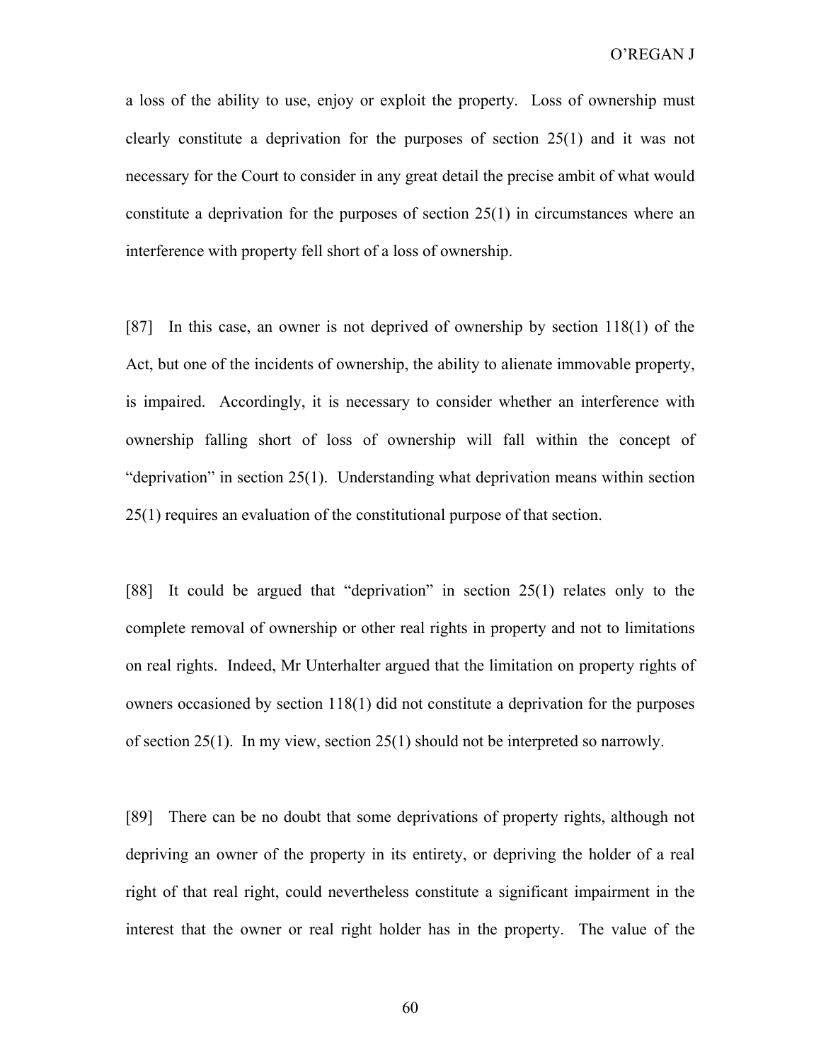a loss of the ability to use, enjoy or exploit the property. Loss of ownership must clearly constitute a deprivation for the purposes of section 25(1) and it was not necessary for the Court to consider in any great detail the precise ambit of what would constitute a deprivation for the purposes of section 25(1) in circumstances where an interference with property fell short of a loss of ownership.

[87] In this case, an owner is not deprived of ownership by section 118(1) of the Act, but one of the incidents of ownership, the ability to alienate immovable property, is impaired. Accordingly, it is necessary to consider whether an interference with ownership falling short of loss of ownership will fall within the concept of "deprivation" in section 25(1). Understanding what deprivation means within section 25(1) requires an evaluation of the constitutional purpose of that section.

[88] It could be argued that "deprivation" in section 25(1) relates only to the complete removal of ownership or other real rights in property and not to limitations on real rights. Indeed, Mr Unterhalter argued that the limitation on property rights of owners occasioned by section 118(1) did not constitute a deprivation for the purposes of section 25(1). In my view, section 25(1) should not be interpreted so narrowly.

[89] There can be no doubt that some deprivations of property rights, although not depriving an owner of the property in its entirety, or depriving the holder of a real right of that real right, could nevertheless constitute a significant impairment in the interest that the owner or real right holder has in the property. The value of the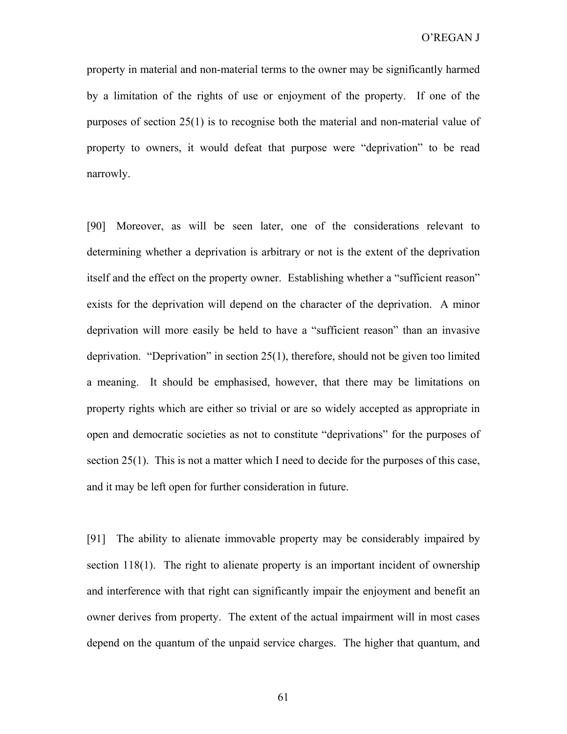property in material and non-material terms to the owner may be significantly harmed by a limitation of the rights of use or enjoyment of the property. If one of the purposes of section 25(1) is to recognise both the material and non-material value of property to owners, it would defeat that purpose were "deprivation" to be read narrowly.

[90] Moreover, as will be seen later, one of the considerations relevant to determining whether a deprivation is arbitrary or not is the extent of the deprivation itself and the effect on the property owner. Establishing whether a "sufficient reason" exists for the deprivation will depend on the character of the deprivation. A minor deprivation will more easily be held to have a "sufficient reason" than an invasive deprivation. "Deprivation" in section 25(1), therefore, should not be given too limited a meaning. It should be emphasised, however, that there may be limitations on property rights which are either so trivial or are so widely accepted as appropriate in open and democratic societies as not to constitute "deprivations" for the purposes of section 25(1). This is not a matter which I need to decide for the purposes of this case, and it may be left open for further consideration in future.

[91] The ability to alienate immovable property may be considerably impaired by section 118(1). The right to alienate property is an important incident of ownership and interference with that right can significantly impair the enjoyment and benefit an owner derives from property. The extent of the actual impairment will in most cases depend on the quantum of the unpaid service charges. The higher that quantum, and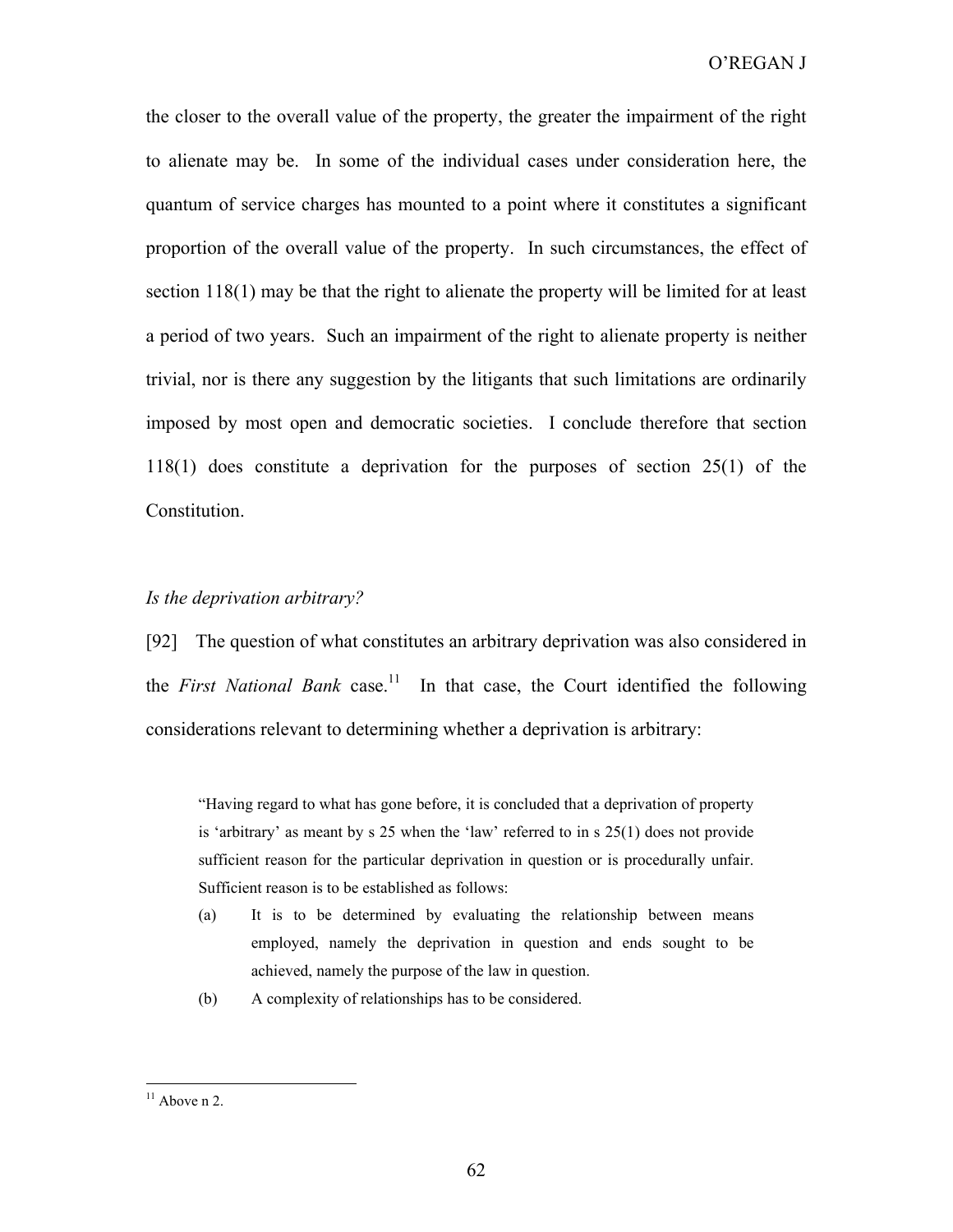the closer to the overall value of the property, the greater the impairment of the right to alienate may be. In some of the individual cases under consideration here, the quantum of service charges has mounted to a point where it constitutes a significant proportion of the overall value of the property. In such circumstances, the effect of section 118(1) may be that the right to alienate the property will be limited for at least a period of two years. Such an impairment of the right to alienate property is neither trivial, nor is there any suggestion by the litigants that such limitations are ordinarily imposed by most open and democratic societies. I conclude therefore that section 118(1) does constitute a deprivation for the purposes of section 25(1) of the Constitution.

*Is the deprivation arbitrary?*

[92] The question of what constitutes an arbitrary deprivation was also considered in the *First National Bank* case.[11] In that case, the Court identified the following considerations relevant to determining whether a deprivation is arbitrary:

> "Having regard to what has gone before, it is concluded that a deprivation of property is 'arbitrary' as meant by s 25 when the 'law' referred to in s 25(1) does not provide sufficient reason for the particular deprivation in question or is procedurally unfair. Sufficient reason is to be established as follows:
>
> (a) It is to be determined by evaluating the relationship between means employed, namely the deprivation in question and ends sought to be achieved, namely the purpose of the law in question.
>
> (b) A complexity of relationships has to be considered.

[11] Above n 2.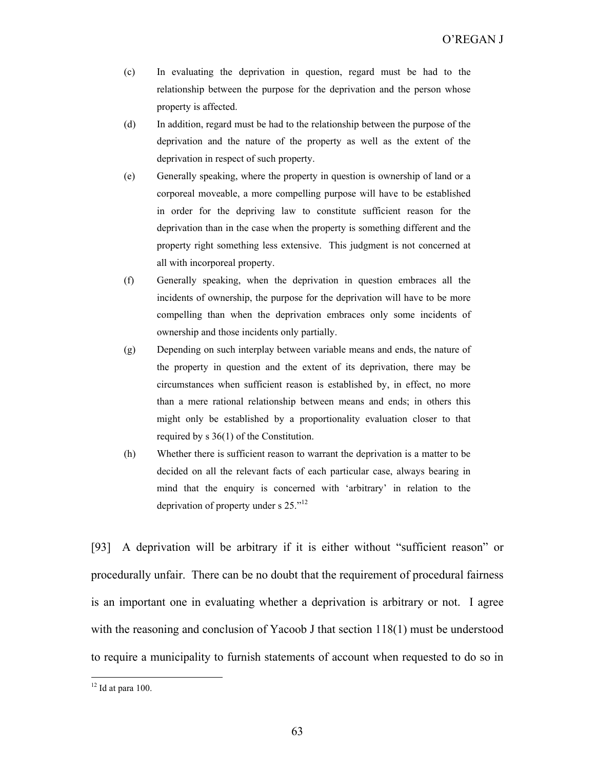(c) In evaluating the deprivation in question, regard must be had to the relationship between the purpose for the deprivation and the person whose property is affected.

(d) In addition, regard must be had to the relationship between the purpose of the deprivation and the nature of the property as well as the extent of the deprivation in respect of such property.

(e) Generally speaking, where the property in question is ownership of land or a corporeal moveable, a more compelling purpose will have to be established in order for the depriving law to constitute sufficient reason for the deprivation than in the case when the property is something different and the property right something less extensive. This judgment is not concerned at all with incorporeal property.

(f) Generally speaking, when the deprivation in question embraces all the incidents of ownership, the purpose for the deprivation will have to be more compelling than when the deprivation embraces only some incidents of ownership and those incidents only partially.

(g) Depending on such interplay between variable means and ends, the nature of the property in question and the extent of its deprivation, there may be circumstances when sufficient reason is established by, in effect, no more than a mere rational relationship between means and ends; in others this might only be established by a proportionality evaluation closer to that required by s 36(1) of the Constitution.

(h) Whether there is sufficient reason to warrant the deprivation is a matter to be decided on all the relevant facts of each particular case, always bearing in mind that the enquiry is concerned with 'arbitrary' in relation to the deprivation of property under s 25."[12]

[93] A deprivation will be arbitrary if it is either without "sufficient reason" or procedurally unfair. There can be no doubt that the requirement of procedural fairness is an important one in evaluating whether a deprivation is arbitrary or not. I agree with the reasoning and conclusion of Yacoob J that section 118(1) must be understood to require a municipality to furnish statements of account when requested to do so in

---

[12] Id at para 100.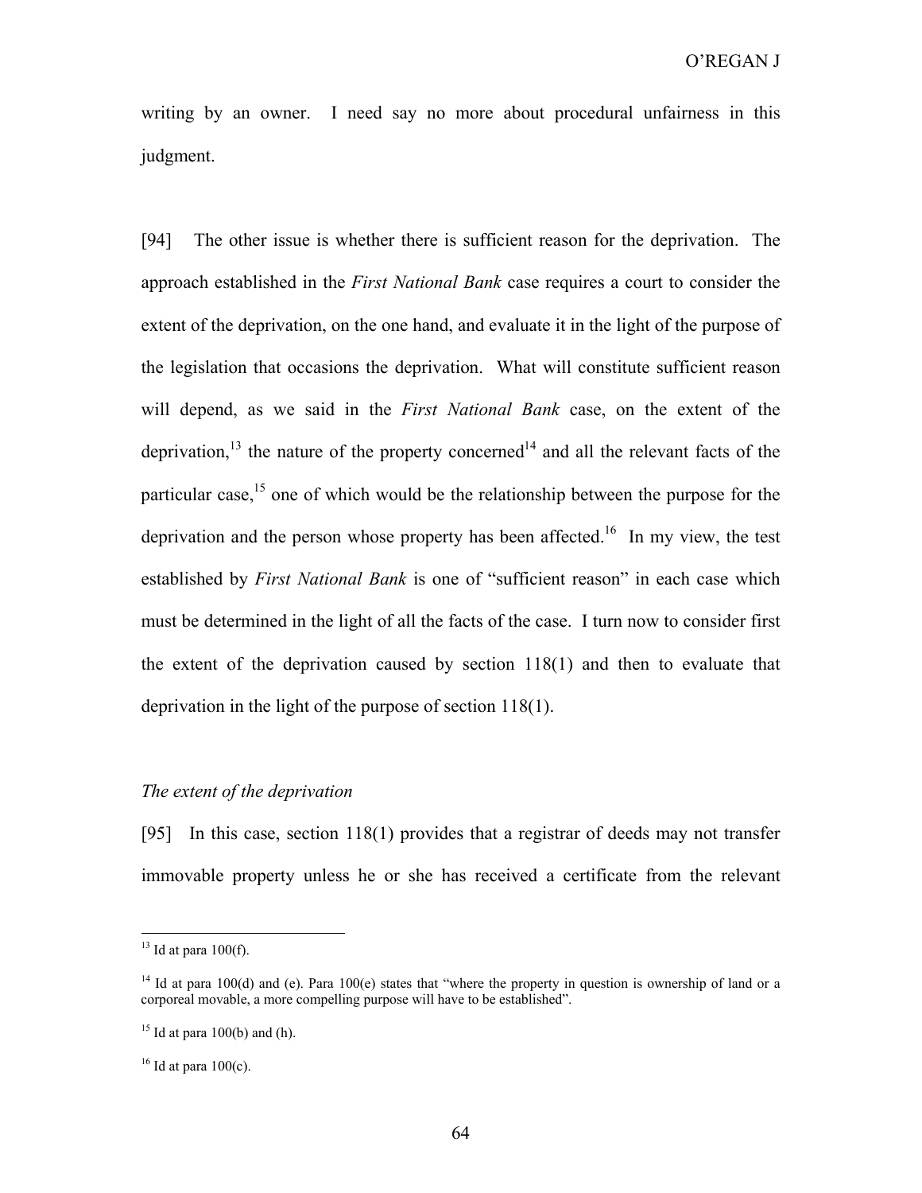writing by an owner. I need say no more about procedural unfairness in this judgment.

[94] The other issue is whether there is sufficient reason for the deprivation. The approach established in the *First National Bank* case requires a court to consider the extent of the deprivation, on the one hand, and evaluate it in the light of the purpose of the legislation that occasions the deprivation. What will constitute sufficient reason will depend, as we said in the *First National Bank* case, on the extent of the deprivation,[13] the nature of the property concerned[14] and all the relevant facts of the particular case,[15] one of which would be the relationship between the purpose for the deprivation and the person whose property has been affected.[16] In my view, the test established by *First National Bank* is one of "sufficient reason" in each case which must be determined in the light of all the facts of the case. I turn now to consider first the extent of the deprivation caused by section 118(1) and then to evaluate that deprivation in the light of the purpose of section 118(1).

*The extent of the deprivation*

[95] In this case, section 118(1) provides that a registrar of deeds may not transfer immovable property unless he or she has received a certificate from the relevant

---

[13] Id at para 100(f).

[14] Id at para 100(d) and (e). Para 100(e) states that "where the property in question is ownership of land or a corporeal movable, a more compelling purpose will have to be established".

[15] Id at para 100(b) and (h).

[16] Id at para 100(c).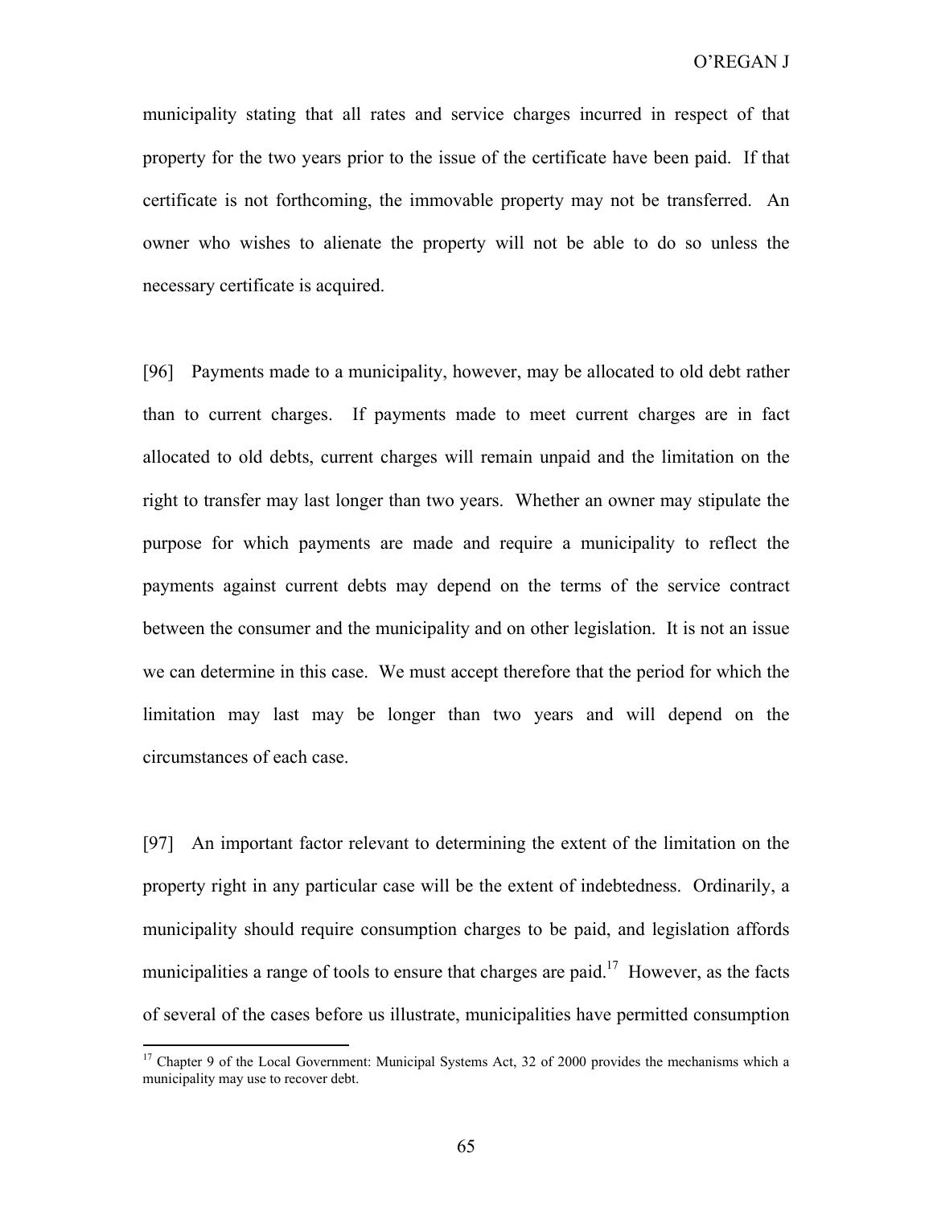municipality stating that all rates and service charges incurred in respect of that property for the two years prior to the issue of the certificate have been paid. If that certificate is not forthcoming, the immovable property may not be transferred. An owner who wishes to alienate the property will not be able to do so unless the necessary certificate is acquired.

[96] Payments made to a municipality, however, may be allocated to old debt rather than to current charges. If payments made to meet current charges are in fact allocated to old debts, current charges will remain unpaid and the limitation on the right to transfer may last longer than two years. Whether an owner may stipulate the purpose for which payments are made and require a municipality to reflect the payments against current debts may depend on the terms of the service contract between the consumer and the municipality and on other legislation. It is not an issue we can determine in this case. We must accept therefore that the period for which the limitation may last may be longer than two years and will depend on the circumstances of each case.

[97] An important factor relevant to determining the extent of the limitation on the property right in any particular case will be the extent of indebtedness. Ordinarily, a municipality should require consumption charges to be paid, and legislation affords municipalities a range of tools to ensure that charges are paid.[17] However, as the facts of several of the cases before us illustrate, municipalities have permitted consumption

---

[17] Chapter 9 of the Local Government: Municipal Systems Act, 32 of 2000 provides the mechanisms which a municipality may use to recover debt.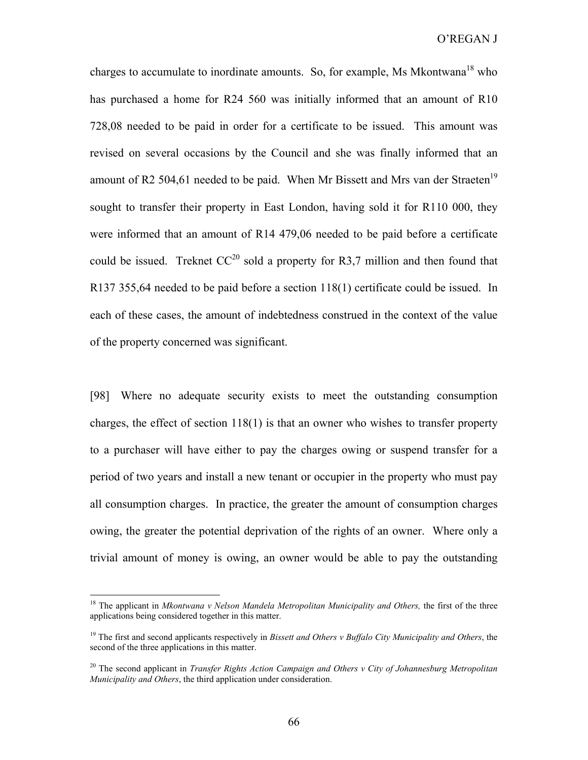charges to accumulate to inordinate amounts. So, for example, Ms Mkontwana[18] who has purchased a home for R24 560 was initially informed that an amount of R10 728,08 needed to be paid in order for a certificate to be issued. This amount was revised on several occasions by the Council and she was finally informed that an amount of R2 504,61 needed to be paid. When Mr Bissett and Mrs van der Straeten[19] sought to transfer their property in East London, having sold it for R110 000, they were informed that an amount of R14 479,06 needed to be paid before a certificate could be issued. Treknet CC[20] sold a property for R3,7 million and then found that R137 355,64 needed to be paid before a section 118(1) certificate could be issued. In each of these cases, the amount of indebtedness construed in the context of the value of the property concerned was significant.

[98] Where no adequate security exists to meet the outstanding consumption charges, the effect of section 118(1) is that an owner who wishes to transfer property to a purchaser will have either to pay the charges owing or suspend transfer for a period of two years and install a new tenant or occupier in the property who must pay all consumption charges. In practice, the greater the amount of consumption charges owing, the greater the potential deprivation of the rights of an owner. Where only a trivial amount of money is owing, an owner would be able to pay the outstanding

---

[18] The applicant in *Mkontwana v Nelson Mandela Metropolitan Municipality and Others,* the first of the three applications being considered together in this matter.

[19] The first and second applicants respectively in *Bissett and Others v Buffalo City Municipality and Others*, the second of the three applications in this matter.

[20] The second applicant in *Transfer Rights Action Campaign and Others v City of Johannesburg Metropolitan Municipality and Others*, the third application under consideration.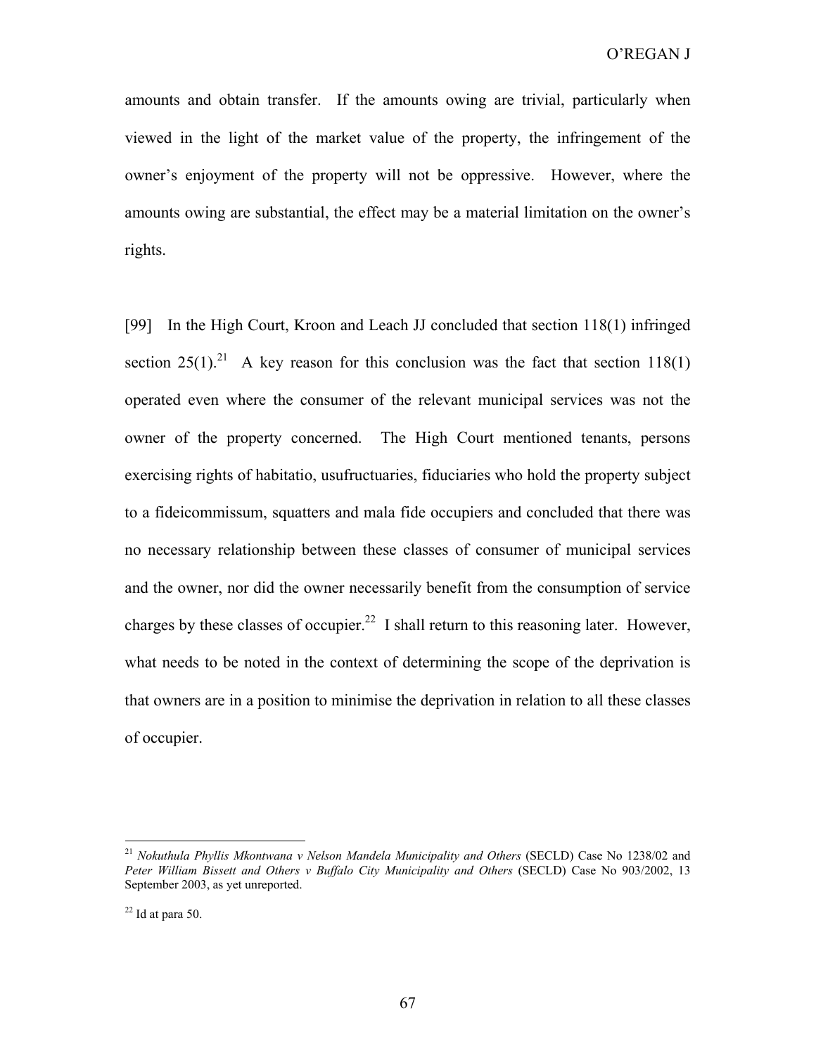amounts and obtain transfer. If the amounts owing are trivial, particularly when viewed in the light of the market value of the property, the infringement of the owner's enjoyment of the property will not be oppressive. However, where the amounts owing are substantial, the effect may be a material limitation on the owner's rights.

[99] In the High Court, Kroon and Leach JJ concluded that section 118(1) infringed section 25(1).[21] A key reason for this conclusion was the fact that section 118(1) operated even where the consumer of the relevant municipal services was not the owner of the property concerned. The High Court mentioned tenants, persons exercising rights of habitatio, usufructuaries, fiduciaries who hold the property subject to a fideicommissum, squatters and mala fide occupiers and concluded that there was no necessary relationship between these classes of consumer of municipal services and the owner, nor did the owner necessarily benefit from the consumption of service charges by these classes of occupier.[22] I shall return to this reasoning later. However, what needs to be noted in the context of determining the scope of the deprivation is that owners are in a position to minimise the deprivation in relation to all these classes of occupier.

---

[21] *Nokuthula Phyllis Mkontwana v Nelson Mandela Municipality and Others* (SECLD) Case No 1238/02 and *Peter William Bissett and Others v Buffalo City Municipality and Others* (SECLD) Case No 903/2002, 13 September 2003, as yet unreported.

[22] Id at para 50.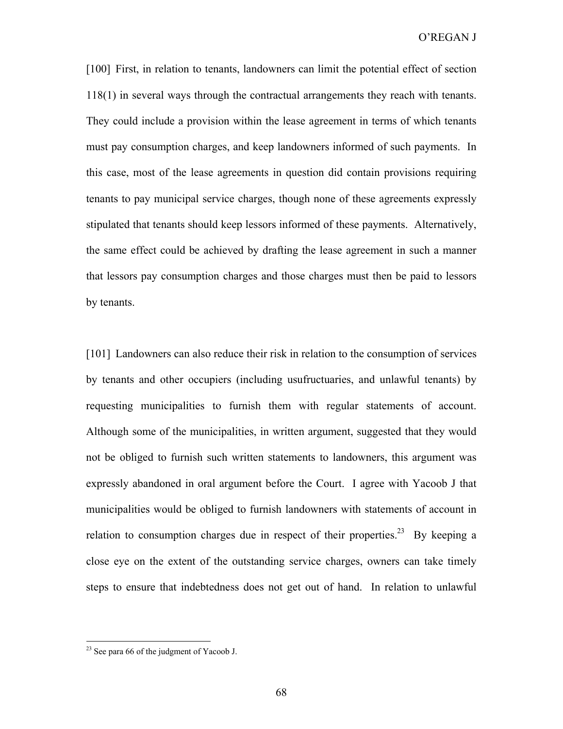[100] First, in relation to tenants, landowners can limit the potential effect of section 118(1) in several ways through the contractual arrangements they reach with tenants. They could include a provision within the lease agreement in terms of which tenants must pay consumption charges, and keep landowners informed of such payments. In this case, most of the lease agreements in question did contain provisions requiring tenants to pay municipal service charges, though none of these agreements expressly stipulated that tenants should keep lessors informed of these payments. Alternatively, the same effect could be achieved by drafting the lease agreement in such a manner that lessors pay consumption charges and those charges must then be paid to lessors by tenants.

[101] Landowners can also reduce their risk in relation to the consumption of services by tenants and other occupiers (including usufructuaries, and unlawful tenants) by requesting municipalities to furnish them with regular statements of account. Although some of the municipalities, in written argument, suggested that they would not be obliged to furnish such written statements to landowners, this argument was expressly abandoned in oral argument before the Court. I agree with Yacoob J that municipalities would be obliged to furnish landowners with statements of account in relation to consumption charges due in respect of their properties.[23] By keeping a close eye on the extent of the outstanding service charges, owners can take timely steps to ensure that indebtedness does not get out of hand. In relation to unlawful

---

[23] See para 66 of the judgment of Yacoob J.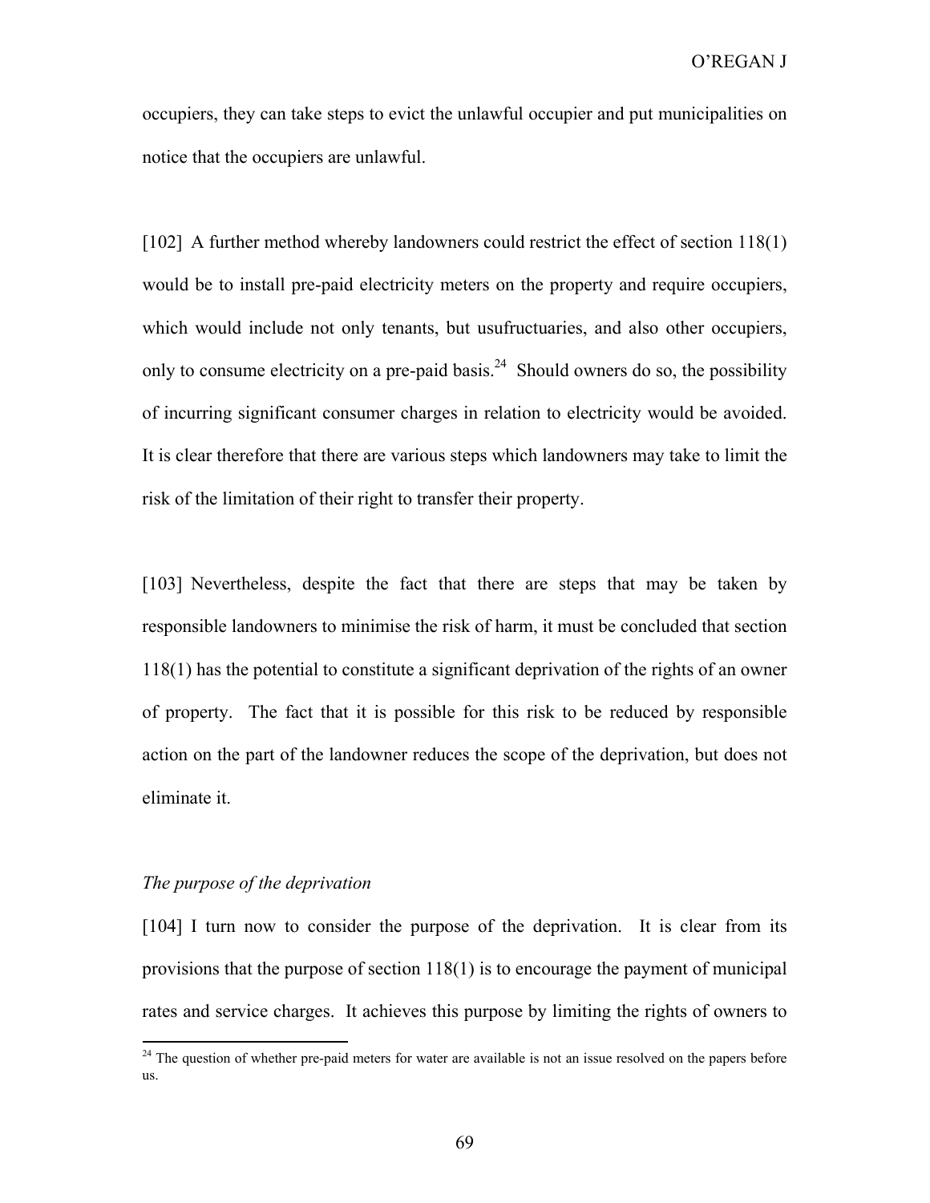occupiers, they can take steps to evict the unlawful occupier and put municipalities on notice that the occupiers are unlawful.

[102] A further method whereby landowners could restrict the effect of section 118(1) would be to install pre-paid electricity meters on the property and require occupiers, which would include not only tenants, but usufructuaries, and also other occupiers, only to consume electricity on a pre-paid basis.[24] Should owners do so, the possibility of incurring significant consumer charges in relation to electricity would be avoided. It is clear therefore that there are various steps which landowners may take to limit the risk of the limitation of their right to transfer their property.

[103] Nevertheless, despite the fact that there are steps that may be taken by responsible landowners to minimise the risk of harm, it must be concluded that section 118(1) has the potential to constitute a significant deprivation of the rights of an owner of property. The fact that it is possible for this risk to be reduced by responsible action on the part of the landowner reduces the scope of the deprivation, but does not eliminate it.

*The purpose of the deprivation*

[104] I turn now to consider the purpose of the deprivation. It is clear from its provisions that the purpose of section 118(1) is to encourage the payment of municipal rates and service charges. It achieves this purpose by limiting the rights of owners to

[24] The question of whether pre-paid meters for water are available is not an issue resolved on the papers before us.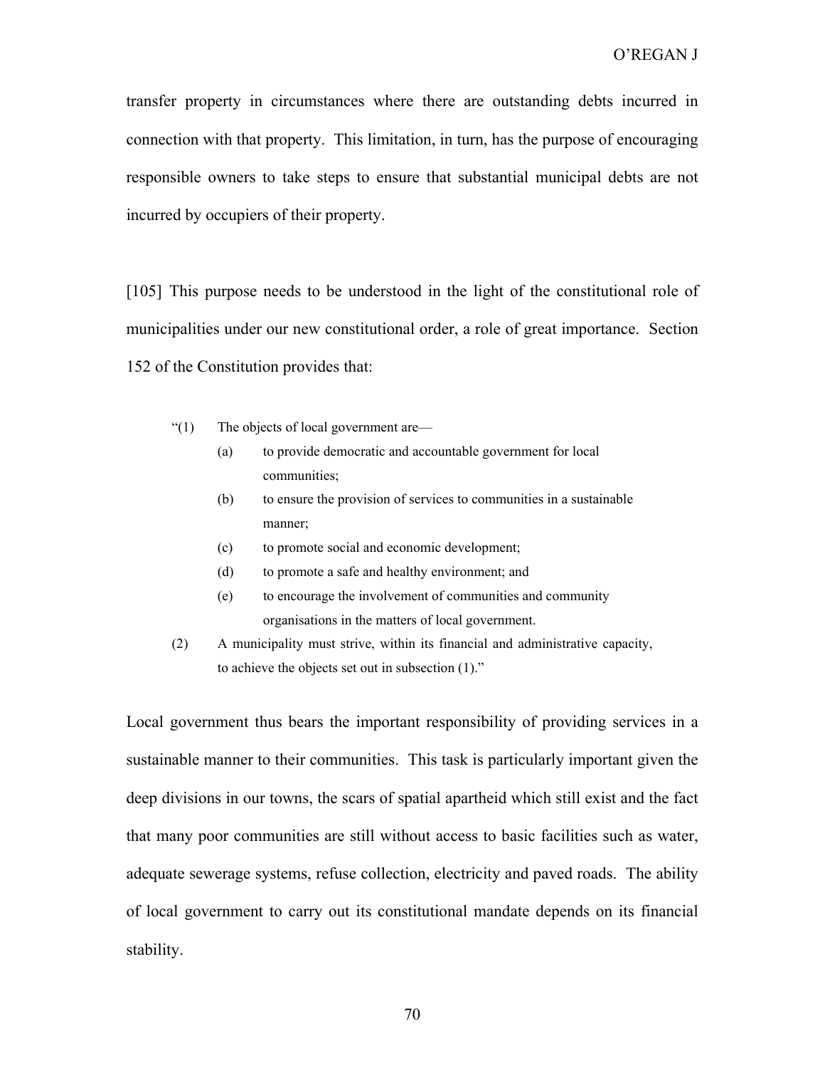transfer property in circumstances where there are outstanding debts incurred in connection with that property. This limitation, in turn, has the purpose of encouraging responsible owners to take steps to ensure that substantial municipal debts are not incurred by occupiers of their property.

[105] This purpose needs to be understood in the light of the constitutional role of municipalities under our new constitutional order, a role of great importance. Section 152 of the Constitution provides that:

> "(1) The objects of local government are—
>
> (a) to provide democratic and accountable government for local communities;
>
> (b) to ensure the provision of services to communities in a sustainable manner;
>
> (c) to promote social and economic development;
>
> (d) to promote a safe and healthy environment; and
>
> (e) to encourage the involvement of communities and community organisations in the matters of local government.
>
> (2) A municipality must strive, within its financial and administrative capacity, to achieve the objects set out in subsection (1)."

Local government thus bears the important responsibility of providing services in a sustainable manner to their communities. This task is particularly important given the deep divisions in our towns, the scars of spatial apartheid which still exist and the fact that many poor communities are still without access to basic facilities such as water, adequate sewerage systems, refuse collection, electricity and paved roads. The ability of local government to carry out its constitutional mandate depends on its financial stability.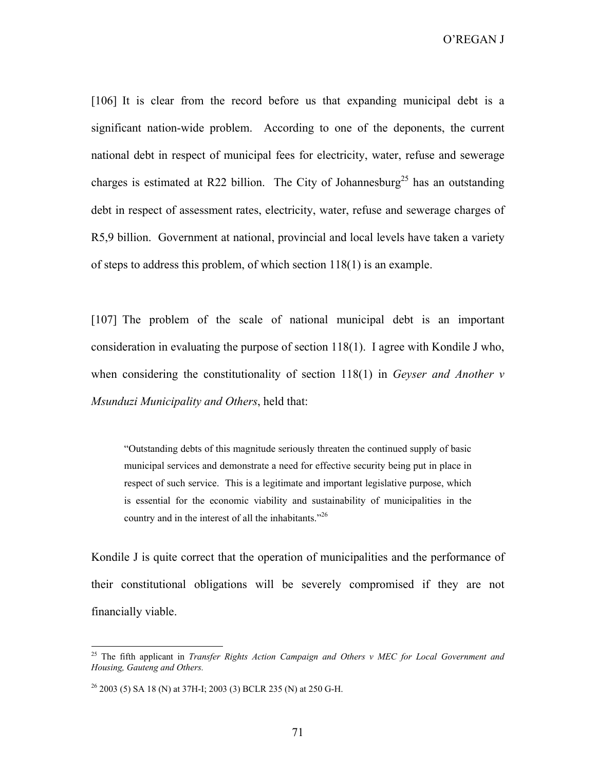[106] It is clear from the record before us that expanding municipal debt is a significant nation-wide problem. According to one of the deponents, the current national debt in respect of municipal fees for electricity, water, refuse and sewerage charges is estimated at R22 billion. The City of Johannesburg[25] has an outstanding debt in respect of assessment rates, electricity, water, refuse and sewerage charges of R5,9 billion. Government at national, provincial and local levels have taken a variety of steps to address this problem, of which section 118(1) is an example.

[107] The problem of the scale of national municipal debt is an important consideration in evaluating the purpose of section 118(1). I agree with Kondile J who, when considering the constitutionality of section 118(1) in *Geyser and Another v Msunduzi Municipality and Others*, held that:

> "Outstanding debts of this magnitude seriously threaten the continued supply of basic municipal services and demonstrate a need for effective security being put in place in respect of such service. This is a legitimate and important legislative purpose, which is essential for the economic viability and sustainability of municipalities in the country and in the interest of all the inhabitants."[26]

Kondile J is quite correct that the operation of municipalities and the performance of their constitutional obligations will be severely compromised if they are not financially viable.

---

[25] The fifth applicant in *Transfer Rights Action Campaign and Others v MEC for Local Government and Housing, Gauteng and Others.*

[26] 2003 (5) SA 18 (N) at 37H-I; 2003 (3) BCLR 235 (N) at 250 G-H.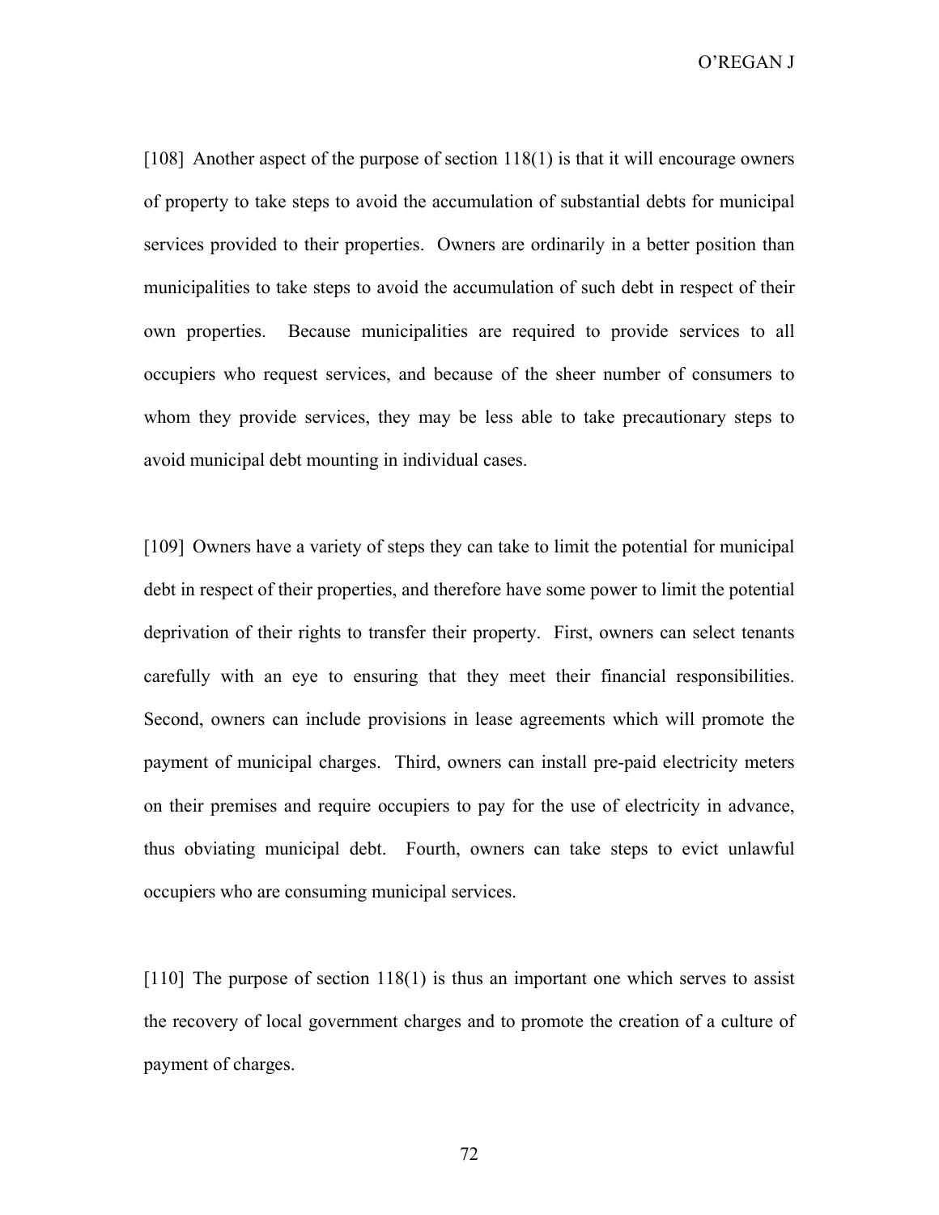[108] Another aspect of the purpose of section 118(1) is that it will encourage owners of property to take steps to avoid the accumulation of substantial debts for municipal services provided to their properties. Owners are ordinarily in a better position than municipalities to take steps to avoid the accumulation of such debt in respect of their own properties. Because municipalities are required to provide services to all occupiers who request services, and because of the sheer number of consumers to whom they provide services, they may be less able to take precautionary steps to avoid municipal debt mounting in individual cases.

[109] Owners have a variety of steps they can take to limit the potential for municipal debt in respect of their properties, and therefore have some power to limit the potential deprivation of their rights to transfer their property. First, owners can select tenants carefully with an eye to ensuring that they meet their financial responsibilities. Second, owners can include provisions in lease agreements which will promote the payment of municipal charges. Third, owners can install pre-paid electricity meters on their premises and require occupiers to pay for the use of electricity in advance, thus obviating municipal debt. Fourth, owners can take steps to evict unlawful occupiers who are consuming municipal services.

[110] The purpose of section 118(1) is thus an important one which serves to assist the recovery of local government charges and to promote the creation of a culture of payment of charges.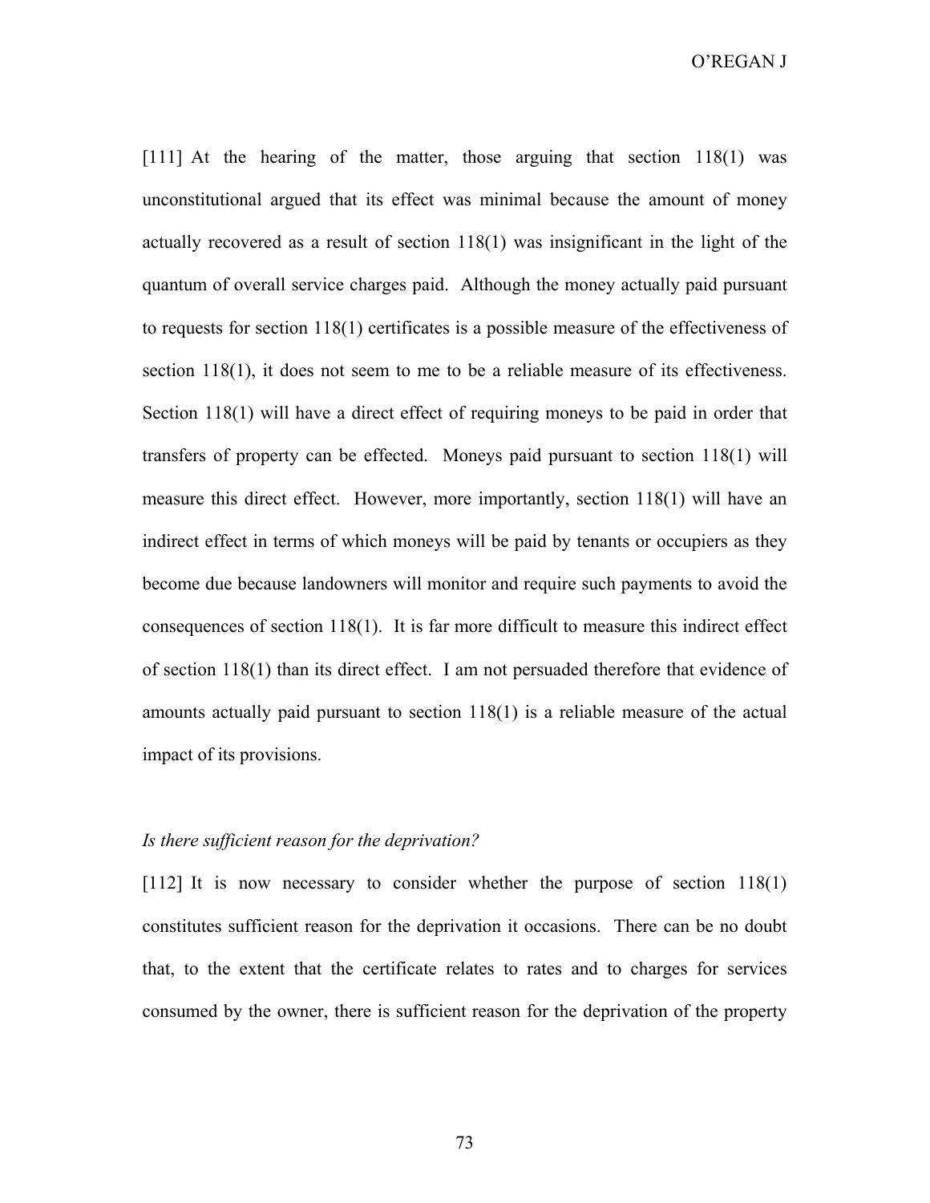[111] At the hearing of the matter, those arguing that section 118(1) was unconstitutional argued that its effect was minimal because the amount of money actually recovered as a result of section 118(1) was insignificant in the light of the quantum of overall service charges paid. Although the money actually paid pursuant to requests for section 118(1) certificates is a possible measure of the effectiveness of section 118(1), it does not seem to me to be a reliable measure of its effectiveness. Section 118(1) will have a direct effect of requiring moneys to be paid in order that transfers of property can be effected. Moneys paid pursuant to section 118(1) will measure this direct effect. However, more importantly, section 118(1) will have an indirect effect in terms of which moneys will be paid by tenants or occupiers as they become due because landowners will monitor and require such payments to avoid the consequences of section 118(1). It is far more difficult to measure this indirect effect of section 118(1) than its direct effect. I am not persuaded therefore that evidence of amounts actually paid pursuant to section 118(1) is a reliable measure of the actual impact of its provisions.

*Is there sufficient reason for the deprivation?*

[112] It is now necessary to consider whether the purpose of section 118(1) constitutes sufficient reason for the deprivation it occasions. There can be no doubt that, to the extent that the certificate relates to rates and to charges for services consumed by the owner, there is sufficient reason for the deprivation of the property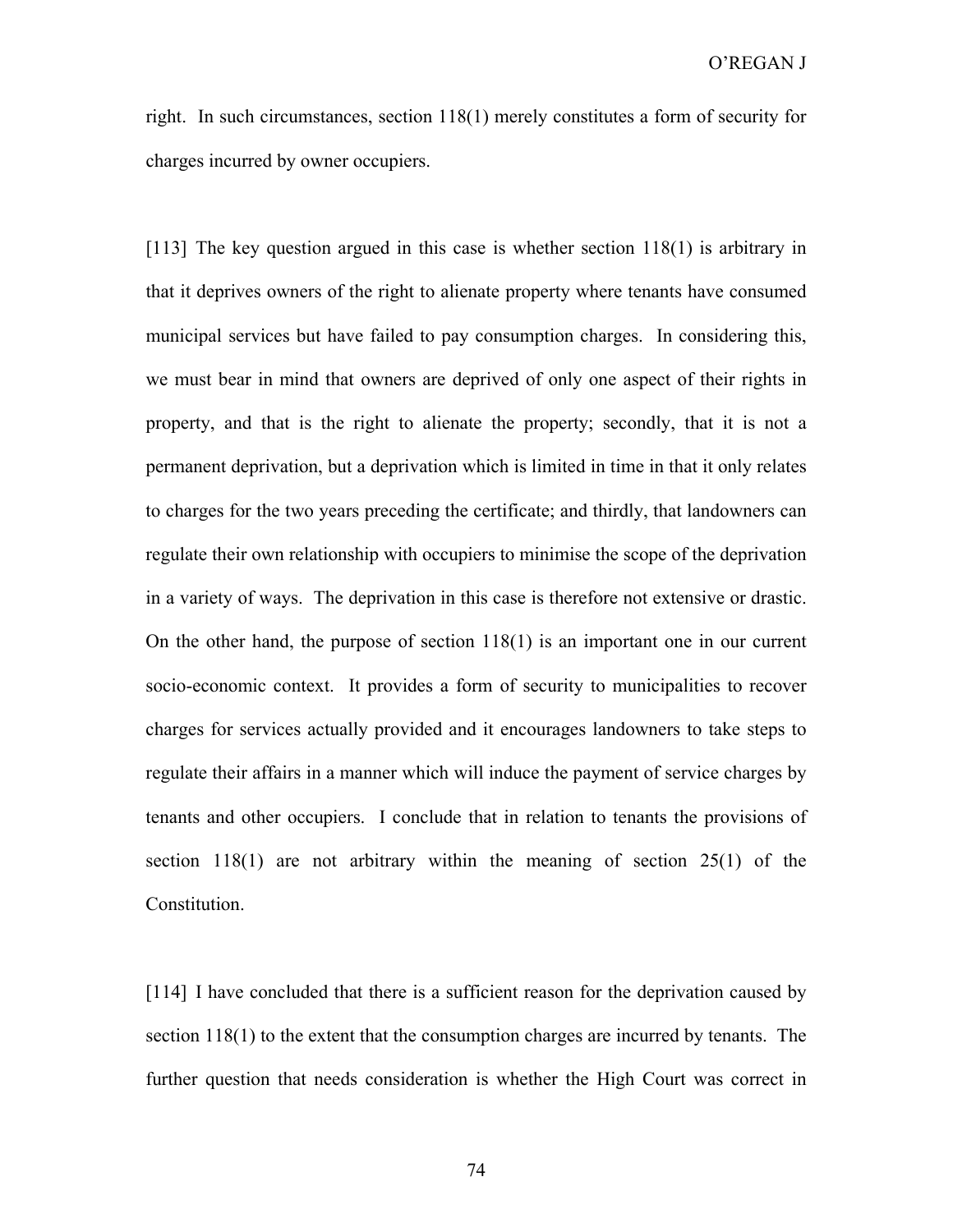right. In such circumstances, section 118(1) merely constitutes a form of security for charges incurred by owner occupiers.

[113] The key question argued in this case is whether section 118(1) is arbitrary in that it deprives owners of the right to alienate property where tenants have consumed municipal services but have failed to pay consumption charges. In considering this, we must bear in mind that owners are deprived of only one aspect of their rights in property, and that is the right to alienate the property; secondly, that it is not a permanent deprivation, but a deprivation which is limited in time in that it only relates to charges for the two years preceding the certificate; and thirdly, that landowners can regulate their own relationship with occupiers to minimise the scope of the deprivation in a variety of ways. The deprivation in this case is therefore not extensive or drastic. On the other hand, the purpose of section 118(1) is an important one in our current socio-economic context. It provides a form of security to municipalities to recover charges for services actually provided and it encourages landowners to take steps to regulate their affairs in a manner which will induce the payment of service charges by tenants and other occupiers. I conclude that in relation to tenants the provisions of section 118(1) are not arbitrary within the meaning of section 25(1) of the Constitution.

[114] I have concluded that there is a sufficient reason for the deprivation caused by section 118(1) to the extent that the consumption charges are incurred by tenants. The further question that needs consideration is whether the High Court was correct in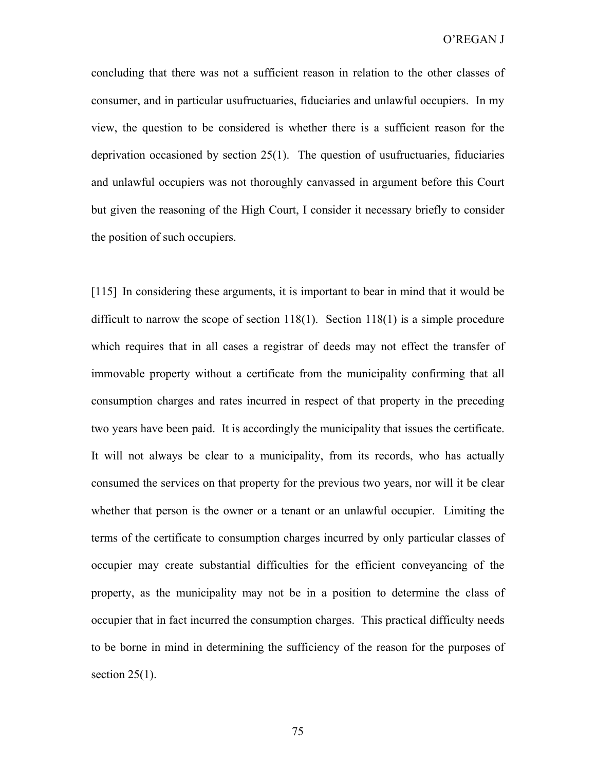concluding that there was not a sufficient reason in relation to the other classes of consumer, and in particular usufructuaries, fiduciaries and unlawful occupiers. In my view, the question to be considered is whether there is a sufficient reason for the deprivation occasioned by section 25(1). The question of usufructuaries, fiduciaries and unlawful occupiers was not thoroughly canvassed in argument before this Court but given the reasoning of the High Court, I consider it necessary briefly to consider the position of such occupiers.

[115] In considering these arguments, it is important to bear in mind that it would be difficult to narrow the scope of section 118(1). Section 118(1) is a simple procedure which requires that in all cases a registrar of deeds may not effect the transfer of immovable property without a certificate from the municipality confirming that all consumption charges and rates incurred in respect of that property in the preceding two years have been paid. It is accordingly the municipality that issues the certificate. It will not always be clear to a municipality, from its records, who has actually consumed the services on that property for the previous two years, nor will it be clear whether that person is the owner or a tenant or an unlawful occupier. Limiting the terms of the certificate to consumption charges incurred by only particular classes of occupier may create substantial difficulties for the efficient conveyancing of the property, as the municipality may not be in a position to determine the class of occupier that in fact incurred the consumption charges. This practical difficulty needs to be borne in mind in determining the sufficiency of the reason for the purposes of section 25(1).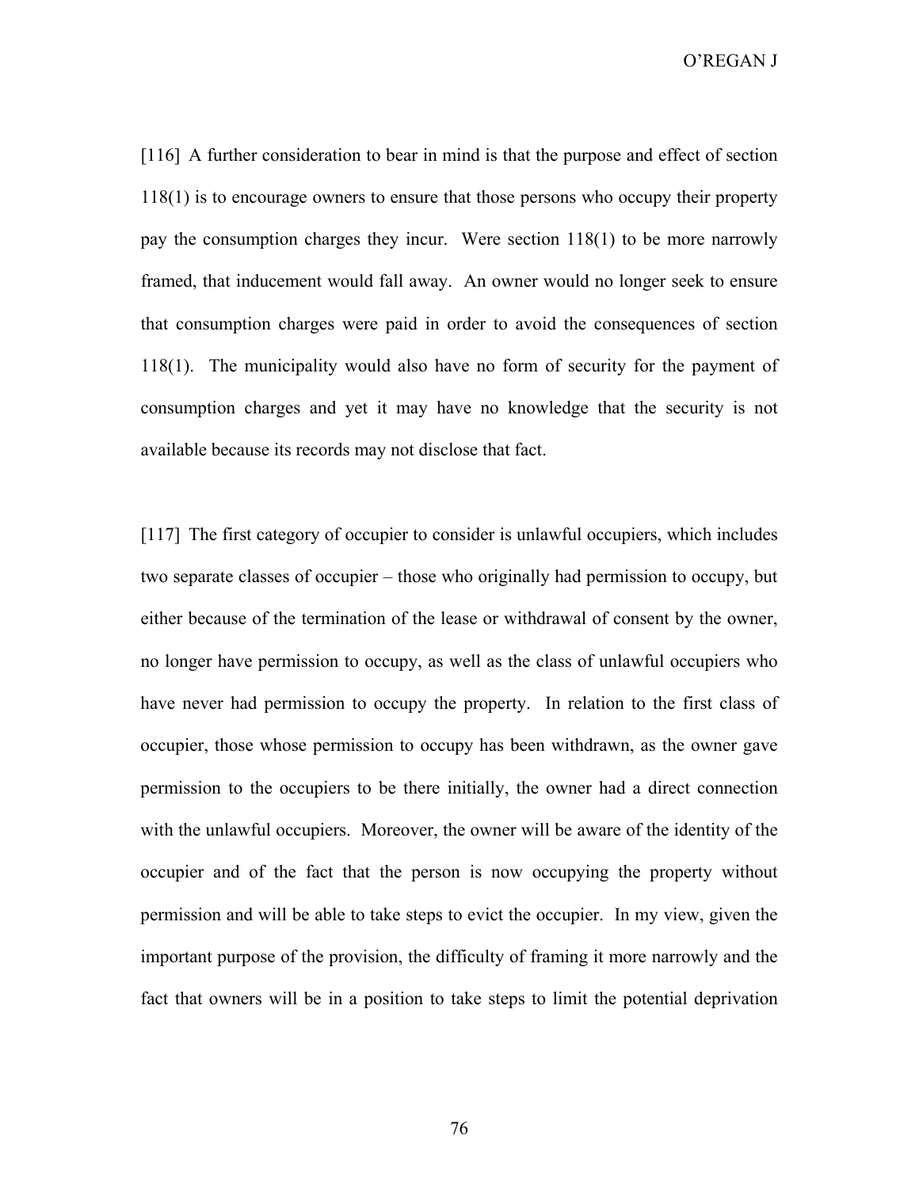[116] A further consideration to bear in mind is that the purpose and effect of section 118(1) is to encourage owners to ensure that those persons who occupy their property pay the consumption charges they incur. Were section 118(1) to be more narrowly framed, that inducement would fall away. An owner would no longer seek to ensure that consumption charges were paid in order to avoid the consequences of section 118(1). The municipality would also have no form of security for the payment of consumption charges and yet it may have no knowledge that the security is not available because its records may not disclose that fact.

[117] The first category of occupier to consider is unlawful occupiers, which includes two separate classes of occupier – those who originally had permission to occupy, but either because of the termination of the lease or withdrawal of consent by the owner, no longer have permission to occupy, as well as the class of unlawful occupiers who have never had permission to occupy the property. In relation to the first class of occupier, those whose permission to occupy has been withdrawn, as the owner gave permission to the occupiers to be there initially, the owner had a direct connection with the unlawful occupiers. Moreover, the owner will be aware of the identity of the occupier and of the fact that the person is now occupying the property without permission and will be able to take steps to evict the occupier. In my view, given the important purpose of the provision, the difficulty of framing it more narrowly and the fact that owners will be in a position to take steps to limit the potential deprivation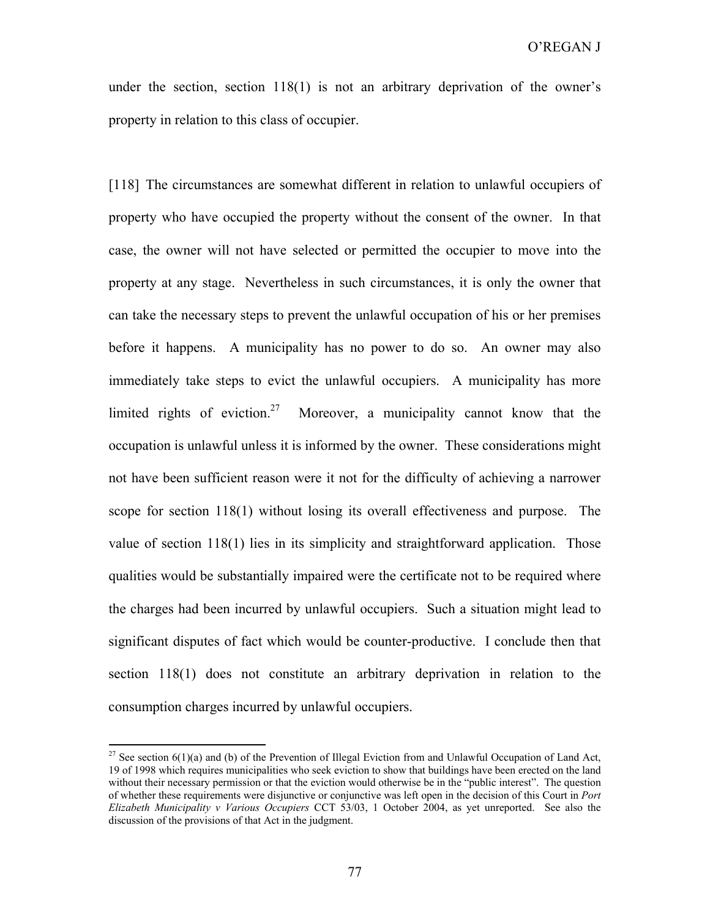under the section, section 118(1) is not an arbitrary deprivation of the owner's property in relation to this class of occupier.

[118] The circumstances are somewhat different in relation to unlawful occupiers of property who have occupied the property without the consent of the owner. In that case, the owner will not have selected or permitted the occupier to move into the property at any stage. Nevertheless in such circumstances, it is only the owner that can take the necessary steps to prevent the unlawful occupation of his or her premises before it happens. A municipality has no power to do so. An owner may also immediately take steps to evict the unlawful occupiers. A municipality has more limited rights of eviction.[27] Moreover, a municipality cannot know that the occupation is unlawful unless it is informed by the owner. These considerations might not have been sufficient reason were it not for the difficulty of achieving a narrower scope for section 118(1) without losing its overall effectiveness and purpose. The value of section 118(1) lies in its simplicity and straightforward application. Those qualities would be substantially impaired were the certificate not to be required where the charges had been incurred by unlawful occupiers. Such a situation might lead to significant disputes of fact which would be counter-productive. I conclude then that section 118(1) does not constitute an arbitrary deprivation in relation to the consumption charges incurred by unlawful occupiers.

[27] See section 6(1)(a) and (b) of the Prevention of Illegal Eviction from and Unlawful Occupation of Land Act, 19 of 1998 which requires municipalities who seek eviction to show that buildings have been erected on the land without their necessary permission or that the eviction would otherwise be in the "public interest". The question of whether these requirements were disjunctive or conjunctive was left open in the decision of this Court in *Port Elizabeth Municipality v Various Occupiers* CCT 53/03, 1 October 2004, as yet unreported. See also the discussion of the provisions of that Act in the judgment.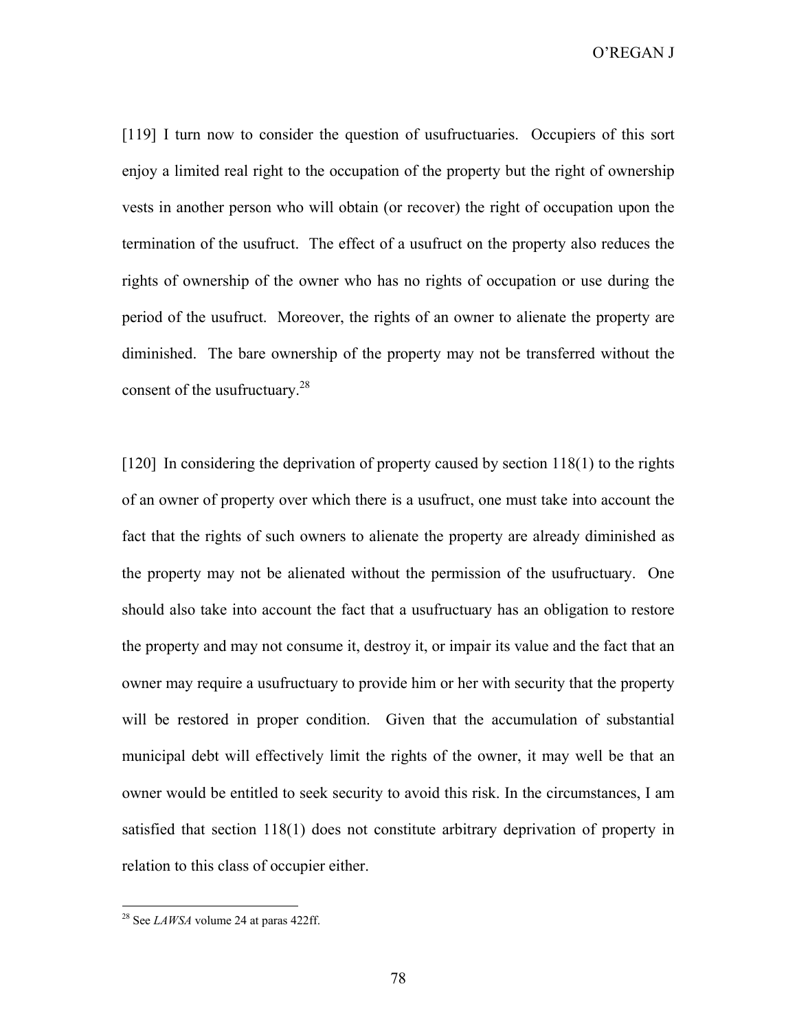[119] I turn now to consider the question of usufructuaries. Occupiers of this sort enjoy a limited real right to the occupation of the property but the right of ownership vests in another person who will obtain (or recover) the right of occupation upon the termination of the usufruct. The effect of a usufruct on the property also reduces the rights of ownership of the owner who has no rights of occupation or use during the period of the usufruct. Moreover, the rights of an owner to alienate the property are diminished. The bare ownership of the property may not be transferred without the consent of the usufructuary.[28]

[120] In considering the deprivation of property caused by section 118(1) to the rights of an owner of property over which there is a usufruct, one must take into account the fact that the rights of such owners to alienate the property are already diminished as the property may not be alienated without the permission of the usufructuary. One should also take into account the fact that a usufructuary has an obligation to restore the property and may not consume it, destroy it, or impair its value and the fact that an owner may require a usufructuary to provide him or her with security that the property will be restored in proper condition. Given that the accumulation of substantial municipal debt will effectively limit the rights of the owner, it may well be that an owner would be entitled to seek security to avoid this risk. In the circumstances, I am satisfied that section 118(1) does not constitute arbitrary deprivation of property in relation to this class of occupier either.

---

[28] See *LAWSA* volume 24 at paras 422ff.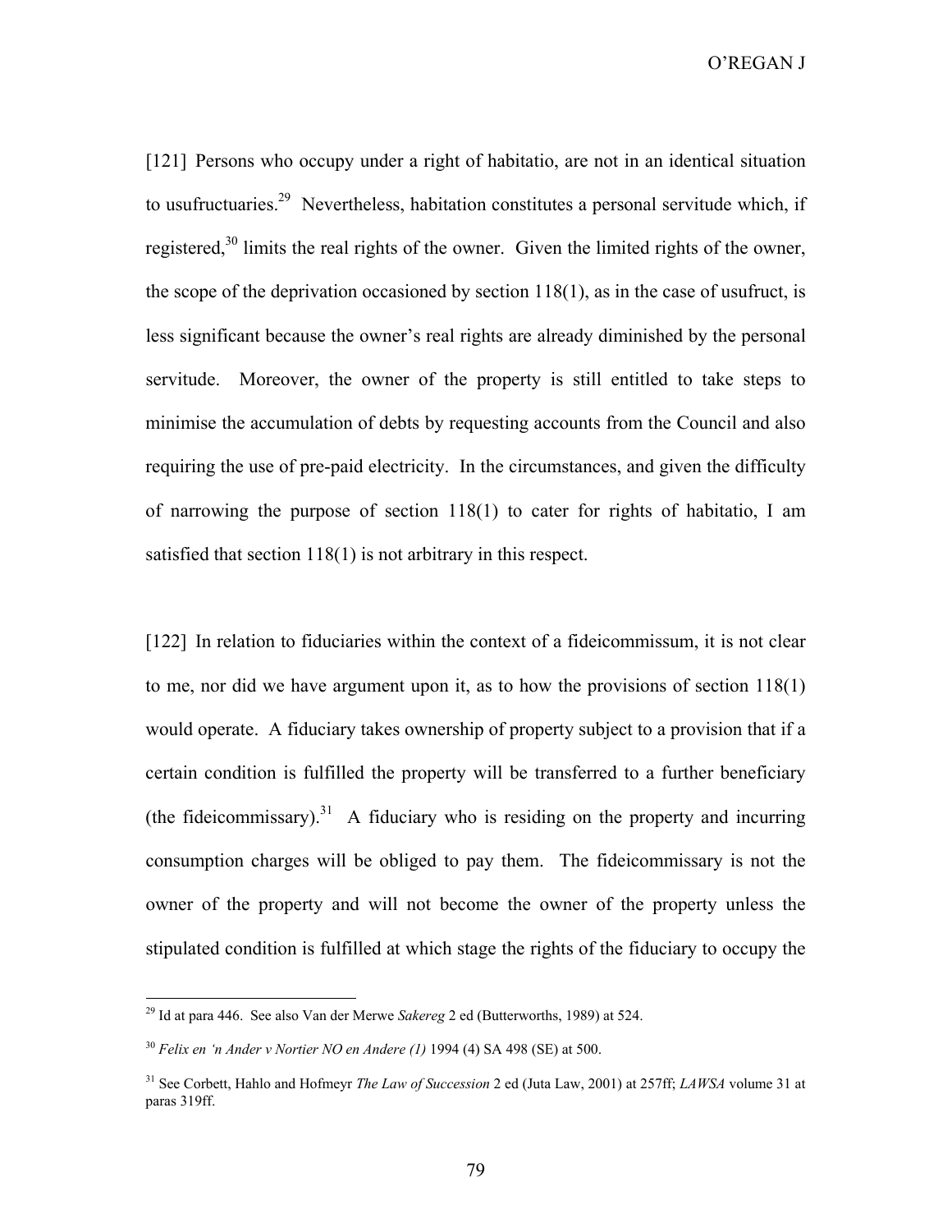[121] Persons who occupy under a right of habitatio, are not in an identical situation to usufructuaries.[29] Nevertheless, habitation constitutes a personal servitude which, if registered,[30] limits the real rights of the owner. Given the limited rights of the owner, the scope of the deprivation occasioned by section 118(1), as in the case of usufruct, is less significant because the owner's real rights are already diminished by the personal servitude. Moreover, the owner of the property is still entitled to take steps to minimise the accumulation of debts by requesting accounts from the Council and also requiring the use of pre-paid electricity. In the circumstances, and given the difficulty of narrowing the purpose of section 118(1) to cater for rights of habitatio, I am satisfied that section 118(1) is not arbitrary in this respect.

[122] In relation to fiduciaries within the context of a fideicommissum, it is not clear to me, nor did we have argument upon it, as to how the provisions of section 118(1) would operate. A fiduciary takes ownership of property subject to a provision that if a certain condition is fulfilled the property will be transferred to a further beneficiary (the fideicommissary).[31] A fiduciary who is residing on the property and incurring consumption charges will be obliged to pay them. The fideicommissary is not the owner of the property and will not become the owner of the property unless the stipulated condition is fulfilled at which stage the rights of the fiduciary to occupy the

---

[29] Id at para 446. See also Van der Merwe *Sakereg* 2 ed (Butterworths, 1989) at 524.

[30] *Felix en 'n Ander v Nortier NO en Andere (1)* 1994 (4) SA 498 (SE) at 500.

[31] See Corbett, Hahlo and Hofmeyr *The Law of Succession* 2 ed (Juta Law, 2001) at 257ff; *LAWSA* volume 31 at paras 319ff.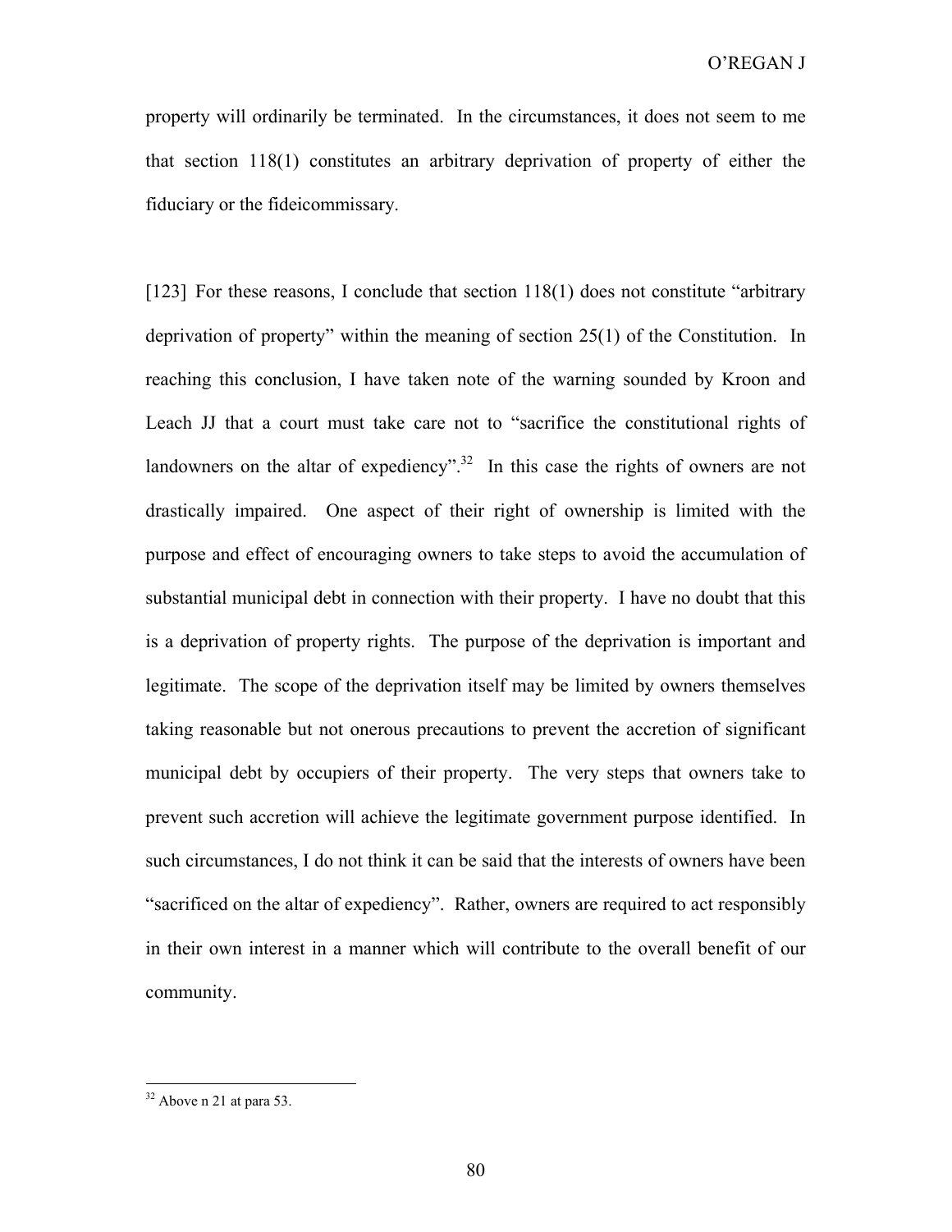property will ordinarily be terminated. In the circumstances, it does not seem to me that section 118(1) constitutes an arbitrary deprivation of property of either the fiduciary or the fideicommissary.

[123] For these reasons, I conclude that section 118(1) does not constitute "arbitrary deprivation of property" within the meaning of section 25(1) of the Constitution. In reaching this conclusion, I have taken note of the warning sounded by Kroon and Leach JJ that a court must take care not to "sacrifice the constitutional rights of landowners on the altar of expediency".[32] In this case the rights of owners are not drastically impaired. One aspect of their right of ownership is limited with the purpose and effect of encouraging owners to take steps to avoid the accumulation of substantial municipal debt in connection with their property. I have no doubt that this is a deprivation of property rights. The purpose of the deprivation is important and legitimate. The scope of the deprivation itself may be limited by owners themselves taking reasonable but not onerous precautions to prevent the accretion of significant municipal debt by occupiers of their property. The very steps that owners take to prevent such accretion will achieve the legitimate government purpose identified. In such circumstances, I do not think it can be said that the interests of owners have been "sacrificed on the altar of expediency". Rather, owners are required to act responsibly in their own interest in a manner which will contribute to the overall benefit of our community.

---

[32] Above n 21 at para 53.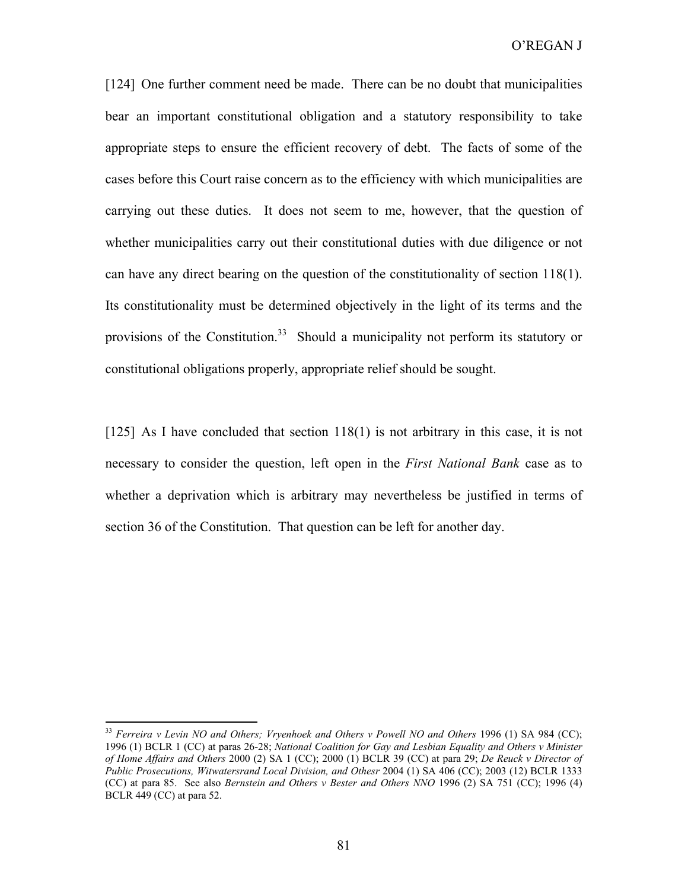[124] One further comment need be made. There can be no doubt that municipalities bear an important constitutional obligation and a statutory responsibility to take appropriate steps to ensure the efficient recovery of debt. The facts of some of the cases before this Court raise concern as to the efficiency with which municipalities are carrying out these duties. It does not seem to me, however, that the question of whether municipalities carry out their constitutional duties with due diligence or not can have any direct bearing on the question of the constitutionality of section 118(1). Its constitutionality must be determined objectively in the light of its terms and the provisions of the Constitution.[33] Should a municipality not perform its statutory or constitutional obligations properly, appropriate relief should be sought.

[125] As I have concluded that section 118(1) is not arbitrary in this case, it is not necessary to consider the question, left open in the *First National Bank* case as to whether a deprivation which is arbitrary may nevertheless be justified in terms of section 36 of the Constitution. That question can be left for another day.

---

[33] *Ferreira v Levin NO and Others; Vryenhoek and Others v Powell NO and Others* 1996 (1) SA 984 (CC); 1996 (1) BCLR 1 (CC) at paras 26-28; *National Coalition for Gay and Lesbian Equality and Others v Minister of Home Affairs and Others* 2000 (2) SA 1 (CC); 2000 (1) BCLR 39 (CC) at para 29; *De Reuck v Director of Public Prosecutions, Witwatersrand Local Division, and Othesr* 2004 (1) SA 406 (CC); 2003 (12) BCLR 1333 (CC) at para 85. See also *Bernstein and Others v Bester and Others NNO* 1996 (2) SA 751 (CC); 1996 (4) BCLR 449 (CC) at para 52.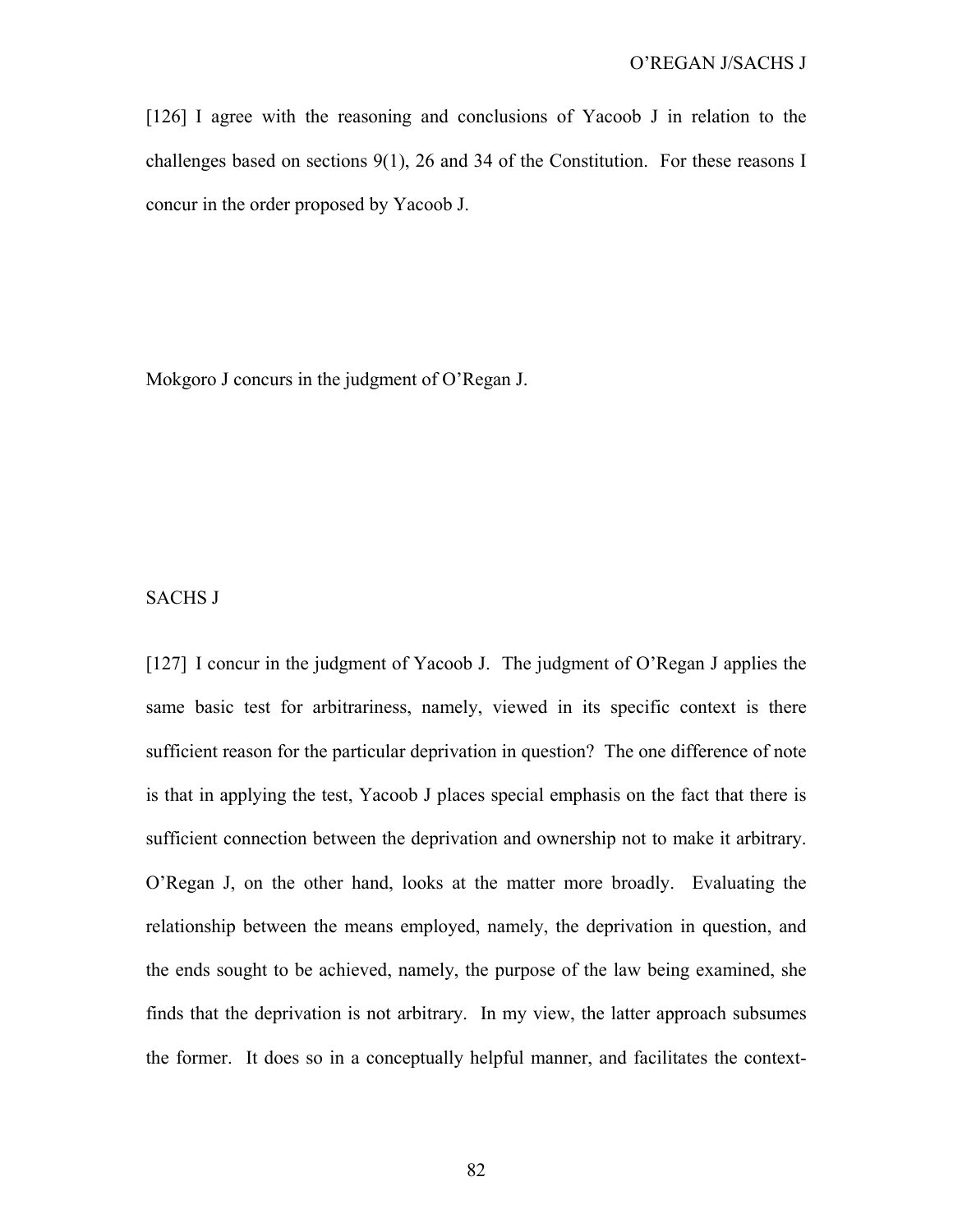[126] I agree with the reasoning and conclusions of Yacoob J in relation to the challenges based on sections 9(1), 26 and 34 of the Constitution. For these reasons I concur in the order proposed by Yacoob J.

Mokgoro J concurs in the judgment of O'Regan J.

SACHS J

[127] I concur in the judgment of Yacoob J. The judgment of O'Regan J applies the same basic test for arbitrariness, namely, viewed in its specific context is there sufficient reason for the particular deprivation in question? The one difference of note is that in applying the test, Yacoob J places special emphasis on the fact that there is sufficient connection between the deprivation and ownership not to make it arbitrary. O'Regan J, on the other hand, looks at the matter more broadly. Evaluating the relationship between the means employed, namely, the deprivation in question, and the ends sought to be achieved, namely, the purpose of the law being examined, she finds that the deprivation is not arbitrary. In my view, the latter approach subsumes the former. It does so in a conceptually helpful manner, and facilitates the context-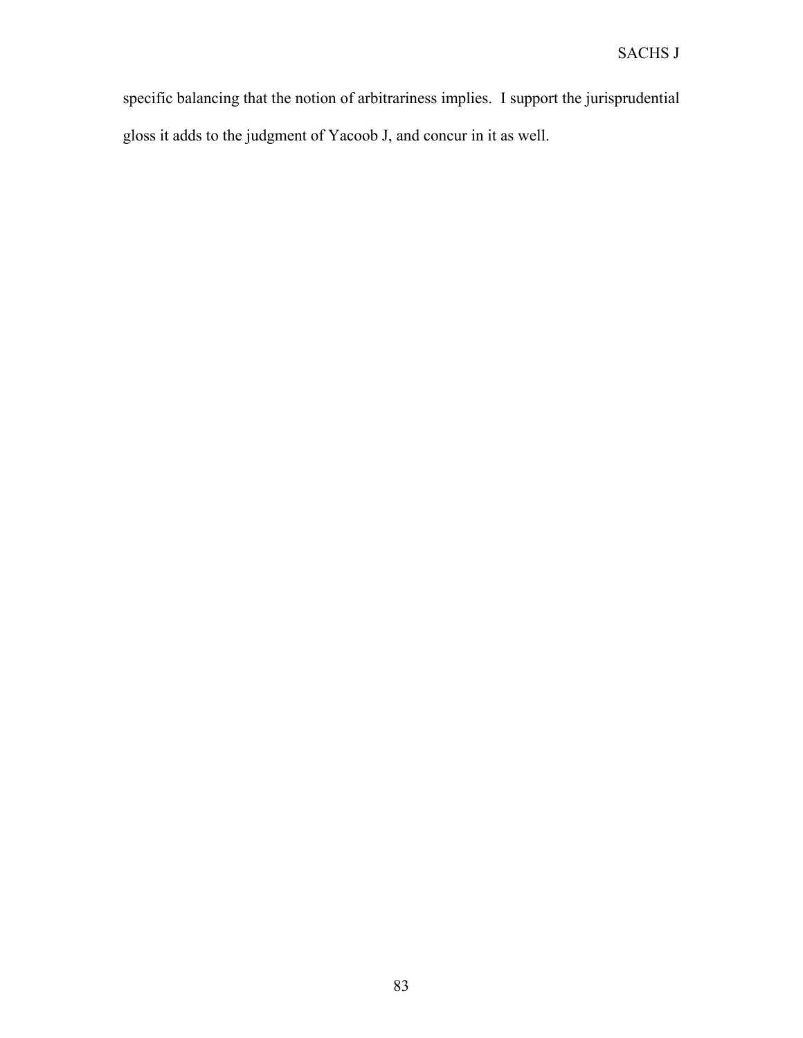specific balancing that the notion of arbitrariness implies. I support the jurisprudential gloss it adds to the judgment of Yacoob J, and concur in it as well.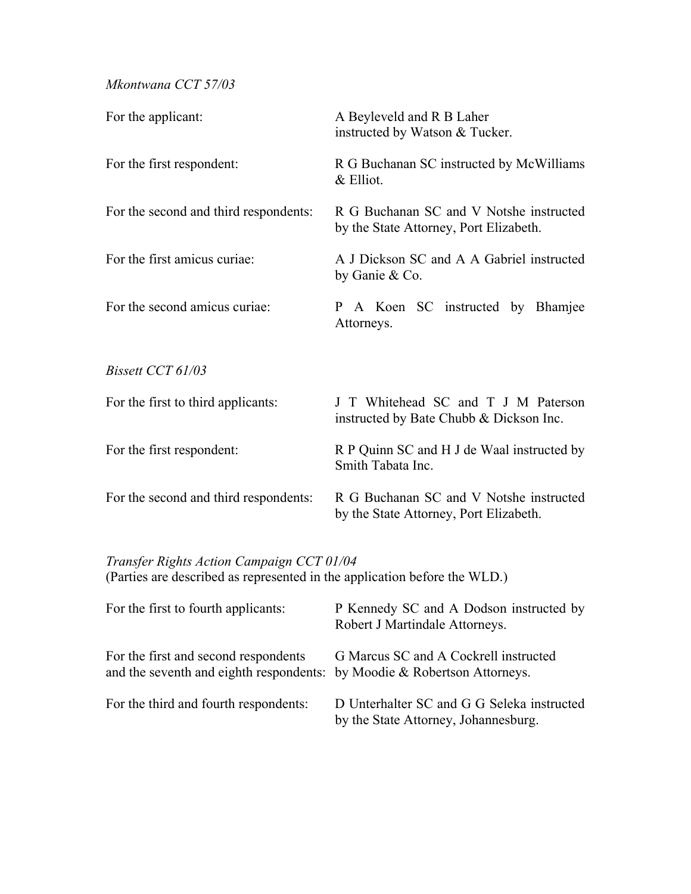*Mkontwana CCT 57/03*

| | |
|---|---|
| For the applicant: | A Beyleveld and R B Laher instructed by Watson & Tucker. |
| For the first respondent: | R G Buchanan SC instructed by McWilliams & Elliot. |
| For the second and third respondents: | R G Buchanan SC and V Notshe instructed by the State Attorney, Port Elizabeth. |
| For the first amicus curiae: | A J Dickson SC and A A Gabriel instructed by Ganie & Co. |
| For the second amicus curiae: | P A Koen SC instructed by Bhamjee Attorneys. |

*Bissett CCT 61/03*

| | |
|---|---|
| For the first to third applicants: | J T Whitehead SC and T J M Paterson instructed by Bate Chubb & Dickson Inc. |
| For the first respondent: | R P Quinn SC and H J de Waal instructed by Smith Tabata Inc. |
| For the second and third respondents: | R G Buchanan SC and V Notshe instructed by the State Attorney, Port Elizabeth. |

*Transfer Rights Action Campaign CCT 01/04*
(Parties are described as represented in the application before the WLD.)

| | |
|---|---|
| For the first to fourth applicants: | P Kennedy SC and A Dodson instructed by Robert J Martindale Attorneys. |
| For the first and second respondents and the seventh and eighth respondents: | G Marcus SC and A Cockrell instructed by Moodie & Robertson Attorneys. |
| For the third and fourth respondents: | D Unterhalter SC and G G Seleka instructed by the State Attorney, Johannesburg. |